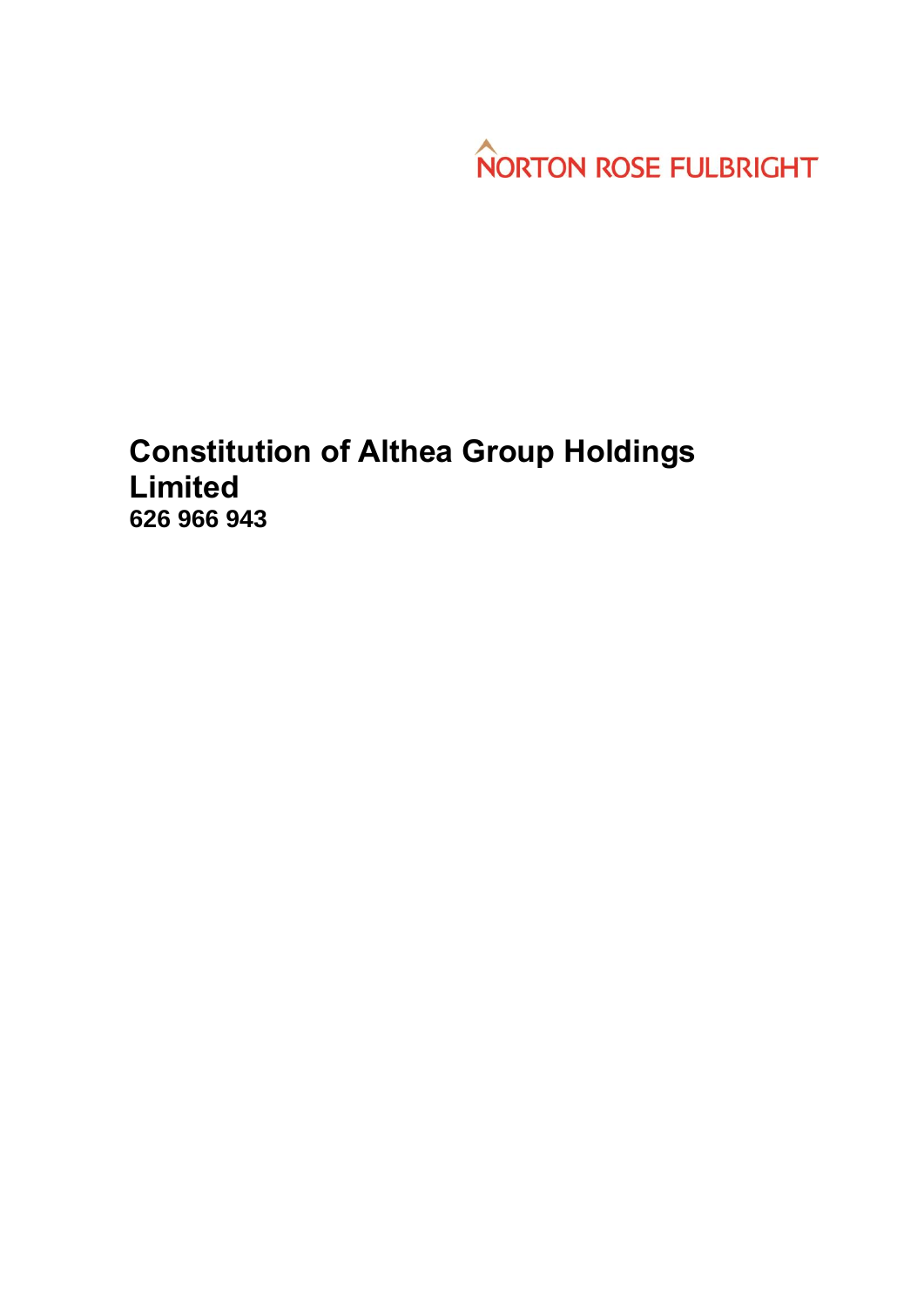NORTON ROSE FULBRIGHT

# Constitution of Althea Group Holdings Limited

**626 966 943**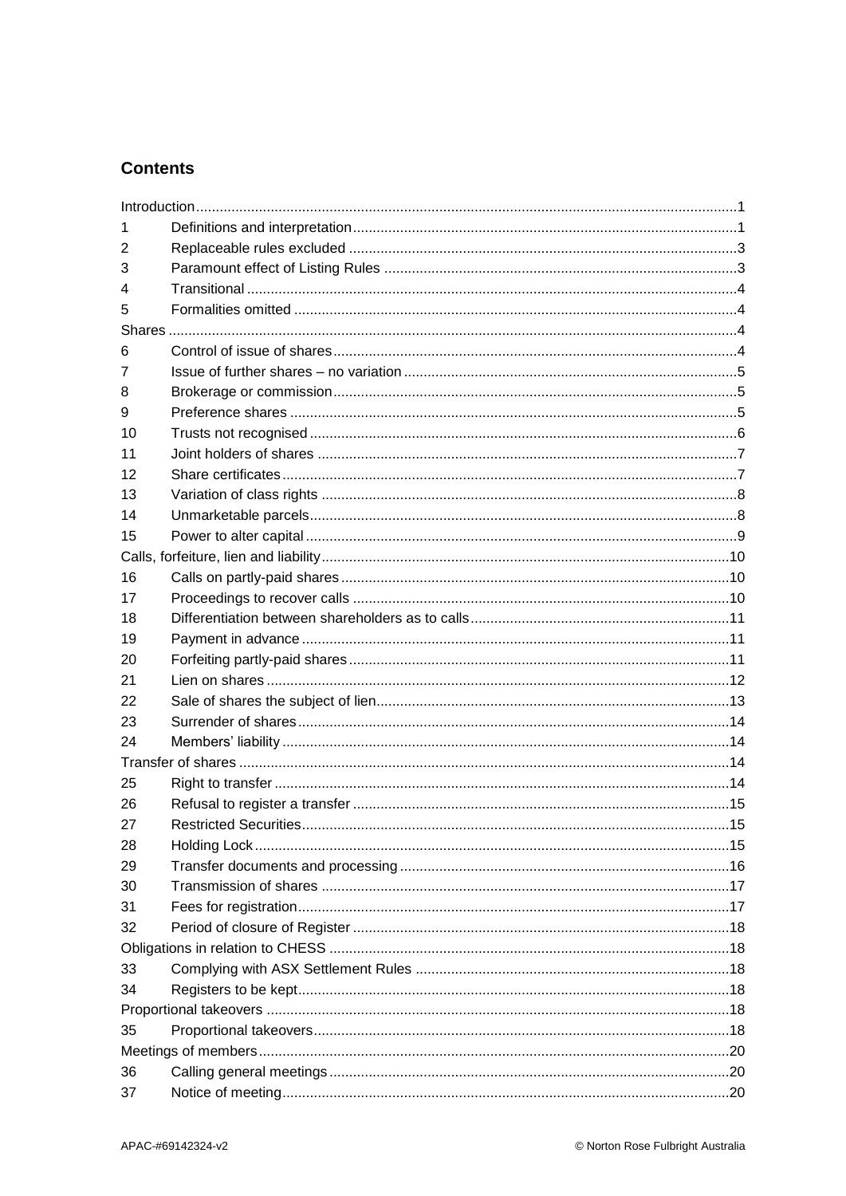## Contents

| | | |
|---|---|---|
| Introduction | | 1 |
| 1 | Definitions and interpretation | 1 |
| 2 | Replaceable rules excluded | 3 |
| 3 | Paramount effect of Listing Rules | 3 |
| 4 | Transitional | 4 |
| 5 | Formalities omitted | 4 |
| Shares | | 4 |
| 6 | Control of issue of shares | 4 |
| 7 | Issue of further shares – no variation | 5 |
| 8 | Brokerage or commission | 5 |
| 9 | Preference shares | 5 |
| 10 | Trusts not recognised | 6 |
| 11 | Joint holders of shares | 7 |
| 12 | Share certificates | 7 |
| 13 | Variation of class rights | 8 |
| 14 | Unmarketable parcels | 8 |
| 15 | Power to alter capital | 9 |
| Calls, forfeiture, lien and liability | | 10 |
| 16 | Calls on partly-paid shares | 10 |
| 17 | Proceedings to recover calls | 10 |
| 18 | Differentiation between shareholders as to calls | 11 |
| 19 | Payment in advance | 11 |
| 20 | Forfeiting partly-paid shares | 11 |
| 21 | Lien on shares | 12 |
| 22 | Sale of shares the subject of lien | 13 |
| 23 | Surrender of shares | 14 |
| 24 | Members' liability | 14 |
| Transfer of shares | | 14 |
| 25 | Right to transfer | 14 |
| 26 | Refusal to register a transfer | 15 |
| 27 | Restricted Securities | 15 |
| 28 | Holding Lock | 15 |
| 29 | Transfer documents and processing | 16 |
| 30 | Transmission of shares | 17 |
| 31 | Fees for registration | 17 |
| 32 | Period of closure of Register | 18 |
| Obligations in relation to CHESS | | 18 |
| 33 | Complying with ASX Settlement Rules | 18 |
| 34 | Registers to be kept | 18 |
| Proportional takeovers | | 18 |
| 35 | Proportional takeovers | 18 |
| Meetings of members | | 20 |
| 36 | Calling general meetings | 20 |
| 37 | Notice of meeting | 20 |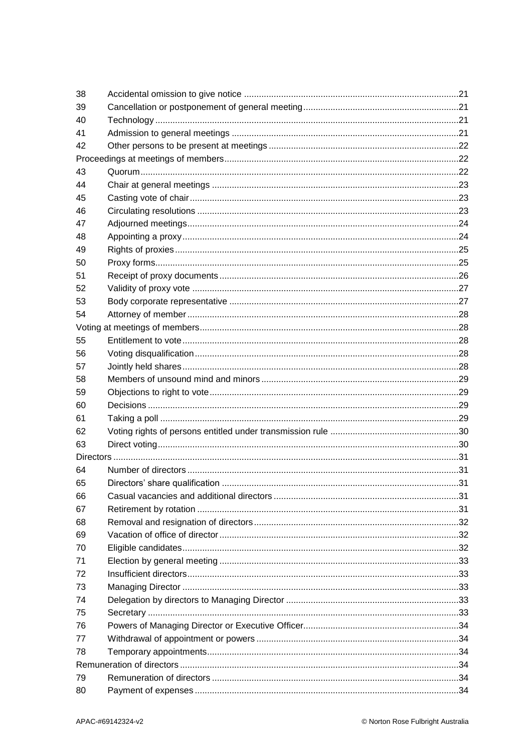| | | |
|---|---|---|
| 38 | Accidental omission to give notice | 21 |
| 39 | Cancellation or postponement of general meeting | 21 |
| 40 | Technology | 21 |
| 41 | Admission to general meetings | 21 |
| 42 | Other persons to be present at meetings | 22 |
| Proceedings at meetings of members | | 22 |
| 43 | Quorum | 22 |
| 44 | Chair at general meetings | 23 |
| 45 | Casting vote of chair | 23 |
| 46 | Circulating resolutions | 23 |
| 47 | Adjourned meetings | 24 |
| 48 | Appointing a proxy | 24 |
| 49 | Rights of proxies | 25 |
| 50 | Proxy forms | 25 |
| 51 | Receipt of proxy documents | 26 |
| 52 | Validity of proxy vote | 27 |
| 53 | Body corporate representative | 27 |
| 54 | Attorney of member | 28 |
| Voting at meetings of members | | 28 |
| 55 | Entitlement to vote | 28 |
| 56 | Voting disqualification | 28 |
| 57 | Jointly held shares | 28 |
| 58 | Members of unsound mind and minors | 29 |
| 59 | Objections to right to vote | 29 |
| 60 | Decisions | 29 |
| 61 | Taking a poll | 29 |
| 62 | Voting rights of persons entitled under transmission rule | 30 |
| 63 | Direct voting | 30 |
| Directors | | 31 |
| 64 | Number of directors | 31 |
| 65 | Directors' share qualification | 31 |
| 66 | Casual vacancies and additional directors | 31 |
| 67 | Retirement by rotation | 31 |
| 68 | Removal and resignation of directors | 32 |
| 69 | Vacation of office of director | 32 |
| 70 | Eligible candidates | 32 |
| 71 | Election by general meeting | 33 |
| 72 | Insufficient directors | 33 |
| 73 | Managing Director | 33 |
| 74 | Delegation by directors to Managing Director | 33 |
| 75 | Secretary | 33 |
| 76 | Powers of Managing Director or Executive Officer | 34 |
| 77 | Withdrawal of appointment or powers | 34 |
| 78 | Temporary appointments | 34 |
| Remuneration of directors | | 34 |
| 79 | Remuneration of directors | 34 |
| 80 | Payment of expenses | 34 |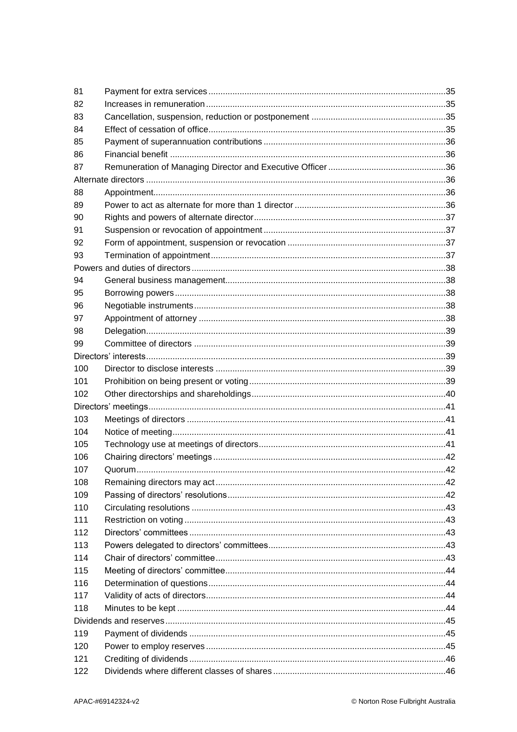| | | |
|---|---|---|
| 81 | Payment for extra services | 35 |
| 82 | Increases in remuneration | 35 |
| 83 | Cancellation, suspension, reduction or postponement | 35 |
| 84 | Effect of cessation of office | 35 |
| 85 | Payment of superannuation contributions | 36 |
| 86 | Financial benefit | 36 |
| 87 | Remuneration of Managing Director and Executive Officer | 36 |
| Alternate directors | | 36 |
| 88 | Appointment | 36 |
| 89 | Power to act as alternate for more than 1 director | 36 |
| 90 | Rights and powers of alternate director | 37 |
| 91 | Suspension or revocation of appointment | 37 |
| 92 | Form of appointment, suspension or revocation | 37 |
| 93 | Termination of appointment | 37 |
| Powers and duties of directors | | 38 |
| 94 | General business management | 38 |
| 95 | Borrowing powers | 38 |
| 96 | Negotiable instruments | 38 |
| 97 | Appointment of attorney | 38 |
| 98 | Delegation | 39 |
| 99 | Committee of directors | 39 |
| Directors' interests | | 39 |
| 100 | Director to disclose interests | 39 |
| 101 | Prohibition on being present or voting | 39 |
| 102 | Other directorships and shareholdings | 40 |
| Directors' meetings | | 41 |
| 103 | Meetings of directors | 41 |
| 104 | Notice of meeting | 41 |
| 105 | Technology use at meetings of directors | 41 |
| 106 | Chairing directors' meetings | 42 |
| 107 | Quorum | 42 |
| 108 | Remaining directors may act | 42 |
| 109 | Passing of directors' resolutions | 42 |
| 110 | Circulating resolutions | 43 |
| 111 | Restriction on voting | 43 |
| 112 | Directors' committees | 43 |
| 113 | Powers delegated to directors' committees | 43 |
| 114 | Chair of directors' committee | 43 |
| 115 | Meeting of directors' committee | 44 |
| 116 | Determination of questions | 44 |
| 117 | Validity of acts of directors | 44 |
| 118 | Minutes to be kept | 44 |
| Dividends and reserves | | 45 |
| 119 | Payment of dividends | 45 |
| 120 | Power to employ reserves | 45 |
| 121 | Crediting of dividends | 46 |
| 122 | Dividends where different classes of shares | 46 |

APAC-#69142324-v2 © Norton Rose Fulbright Australia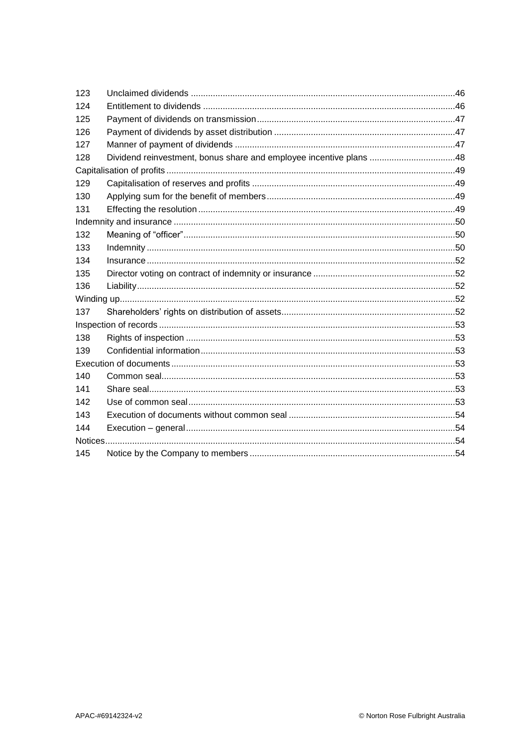| | | |
|---|---|---|
| 123 | Unclaimed dividends | 46 |
| 124 | Entitlement to dividends | 46 |
| 125 | Payment of dividends on transmission | 47 |
| 126 | Payment of dividends by asset distribution | 47 |
| 127 | Manner of payment of dividends | 47 |
| 128 | Dividend reinvestment, bonus share and employee incentive plans | 48 |
| Capitalisation of profits | | 49 |
| 129 | Capitalisation of reserves and profits | 49 |
| 130 | Applying sum for the benefit of members | 49 |
| 131 | Effecting the resolution | 49 |
| Indemnity and insurance | | 50 |
| 132 | Meaning of "officer" | 50 |
| 133 | Indemnity | 50 |
| 134 | Insurance | 52 |
| 135 | Director voting on contract of indemnity or insurance | 52 |
| 136 | Liability | 52 |
| Winding up | | 52 |
| 137 | Shareholders' rights on distribution of assets | 52 |
| Inspection of records | | 53 |
| 138 | Rights of inspection | 53 |
| 139 | Confidential information | 53 |
| Execution of documents | | 53 |
| 140 | Common seal | 53 |
| 141 | Share seal | 53 |
| 142 | Use of common seal | 53 |
| 143 | Execution of documents without common seal | 54 |
| 144 | Execution – general | 54 |
| Notices | | 54 |
| 145 | Notice by the Company to members | 54 |

APAC-#69142324-v2

© Norton Rose Fulbright Australia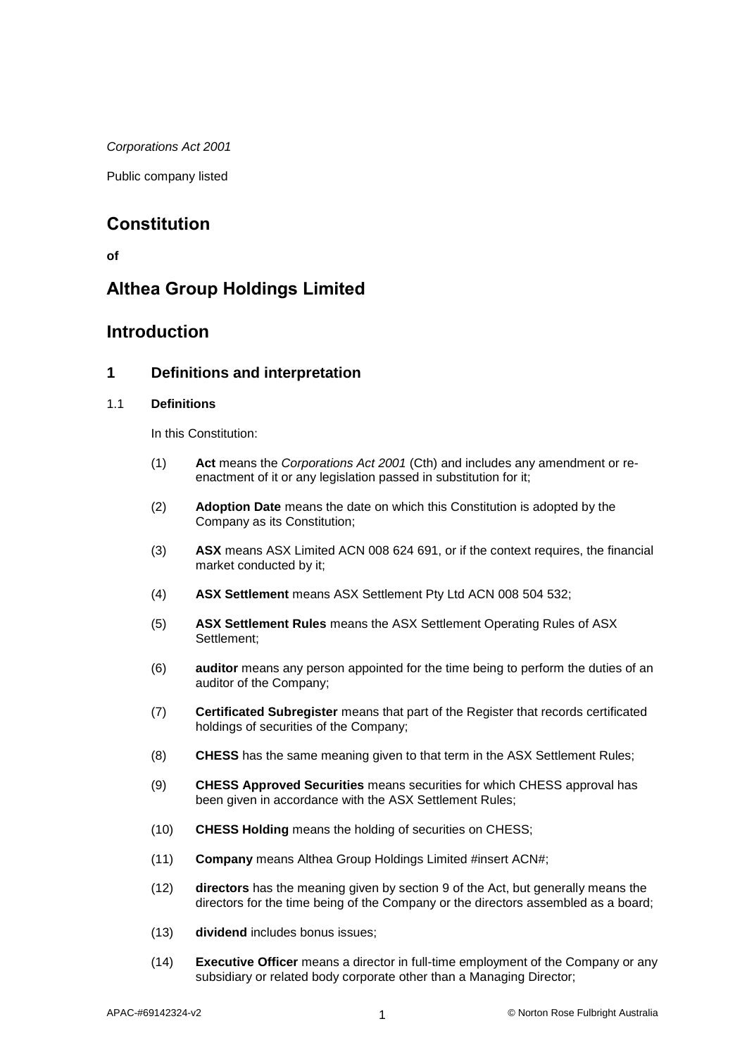*Corporations Act 2001*

Public company listed

# Constitution

**of**

# Althea Group Holdings Limited

## Introduction

## 1 Definitions and interpretation

### 1.1 Definitions

In this Constitution:

(1) **Act** means the *Corporations Act 2001* (Cth) and includes any amendment or re-enactment of it or any legislation passed in substitution for it;

(2) **Adoption Date** means the date on which this Constitution is adopted by the Company as its Constitution;

(3) **ASX** means ASX Limited ACN 008 624 691, or if the context requires, the financial market conducted by it;

(4) **ASX Settlement** means ASX Settlement Pty Ltd ACN 008 504 532;

(5) **ASX Settlement Rules** means the ASX Settlement Operating Rules of ASX Settlement;

(6) **auditor** means any person appointed for the time being to perform the duties of an auditor of the Company;

(7) **Certificated Subregister** means that part of the Register that records certificated holdings of securities of the Company;

(8) **CHESS** has the same meaning given to that term in the ASX Settlement Rules;

(9) **CHESS Approved Securities** means securities for which CHESS approval has been given in accordance with the ASX Settlement Rules;

(10) **CHESS Holding** means the holding of securities on CHESS;

(11) **Company** means Althea Group Holdings Limited #insert ACN#;

(12) **directors** has the meaning given by section 9 of the Act, but generally means the directors for the time being of the Company or the directors assembled as a board;

(13) **dividend** includes bonus issues;

(14) **Executive Officer** means a director in full-time employment of the Company or any subsidiary or related body corporate other than a Managing Director;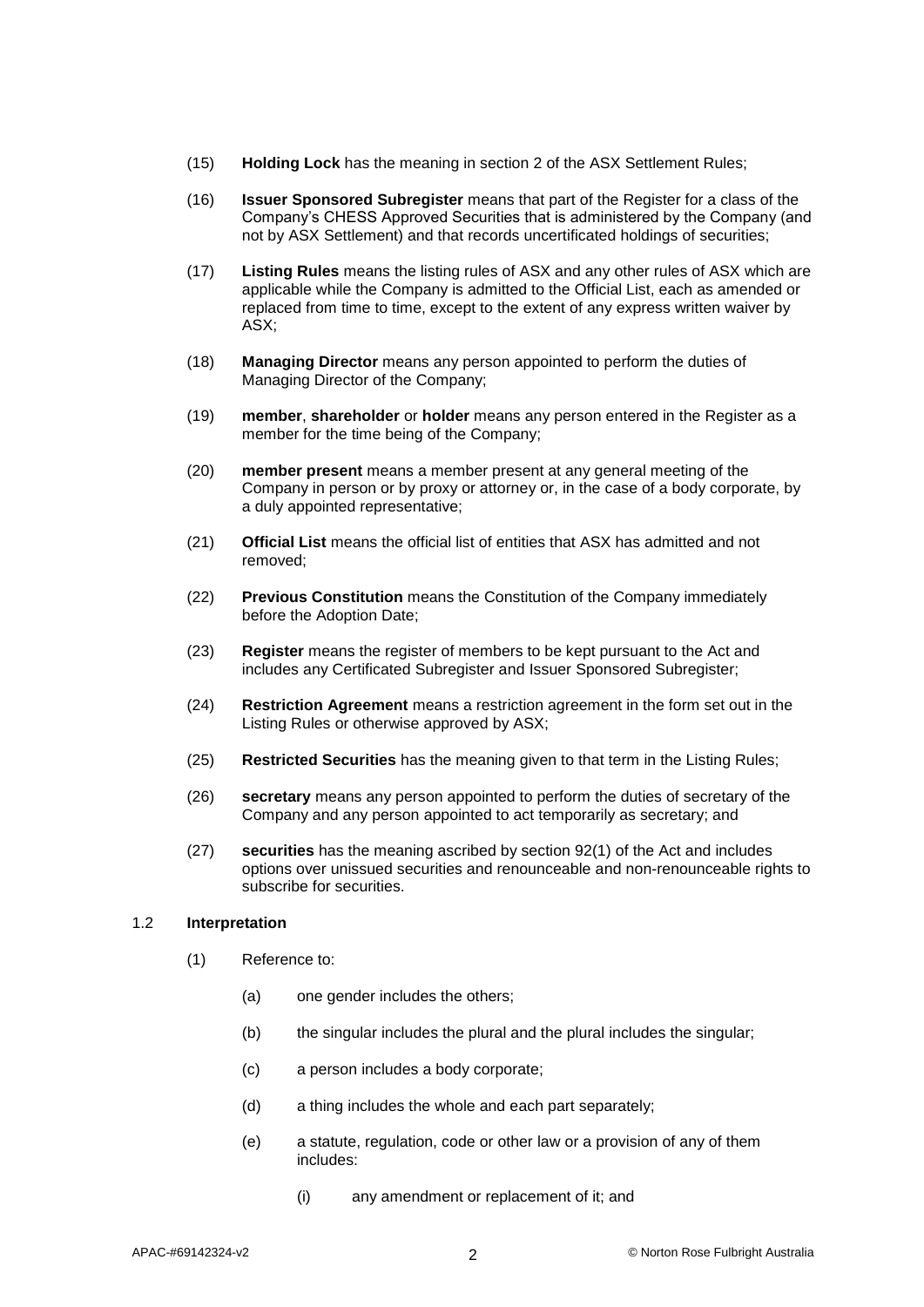(15) **Holding Lock** has the meaning in section 2 of the ASX Settlement Rules;

(16) **Issuer Sponsored Subregister** means that part of the Register for a class of the Company's CHESS Approved Securities that is administered by the Company (and not by ASX Settlement) and that records uncertificated holdings of securities;

(17) **Listing Rules** means the listing rules of ASX and any other rules of ASX which are applicable while the Company is admitted to the Official List, each as amended or replaced from time to time, except to the extent of any express written waiver by ASX;

(18) **Managing Director** means any person appointed to perform the duties of Managing Director of the Company;

(19) **member**, **shareholder** or **holder** means any person entered in the Register as a member for the time being of the Company;

(20) **member present** means a member present at any general meeting of the Company in person or by proxy or attorney or, in the case of a body corporate, by a duly appointed representative;

(21) **Official List** means the official list of entities that ASX has admitted and not removed;

(22) **Previous Constitution** means the Constitution of the Company immediately before the Adoption Date;

(23) **Register** means the register of members to be kept pursuant to the Act and includes any Certificated Subregister and Issuer Sponsored Subregister;

(24) **Restriction Agreement** means a restriction agreement in the form set out in the Listing Rules or otherwise approved by ASX;

(25) **Restricted Securities** has the meaning given to that term in the Listing Rules;

(26) **secretary** means any person appointed to perform the duties of secretary of the Company and any person appointed to act temporarily as secretary; and

(27) **securities** has the meaning ascribed by section 92(1) of the Act and includes options over unissued securities and renounceable and non-renounceable rights to subscribe for securities.

### 1.2 **Interpretation**

(1) Reference to:

(a) one gender includes the others;

(b) the singular includes the plural and the plural includes the singular;

(c) a person includes a body corporate;

(d) a thing includes the whole and each part separately;

(e) a statute, regulation, code or other law or a provision of any of them includes:

(i) any amendment or replacement of it; and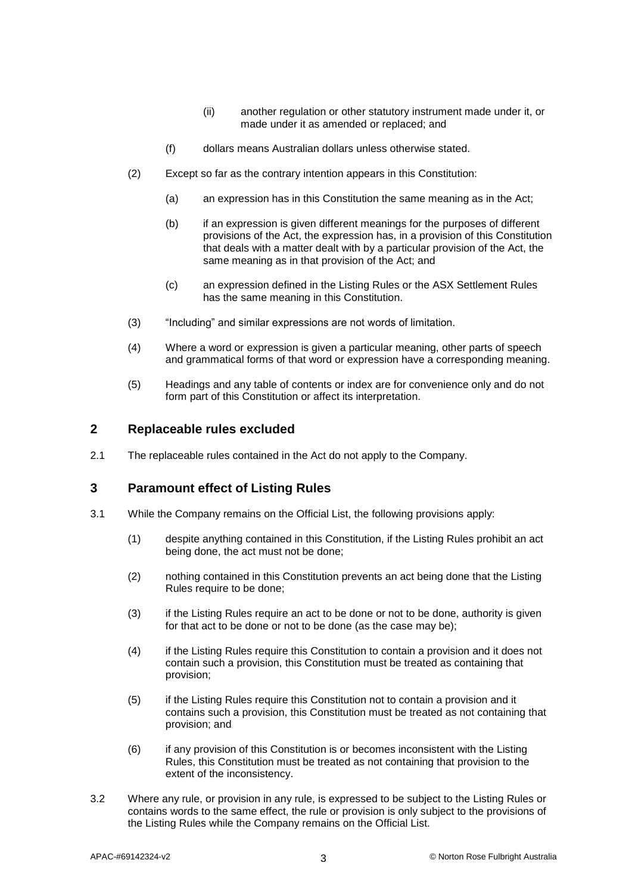(ii) another regulation or other statutory instrument made under it, or made under it as amended or replaced; and

(f) dollars means Australian dollars unless otherwise stated.

(2) Except so far as the contrary intention appears in this Constitution:

(a) an expression has in this Constitution the same meaning as in the Act;

(b) if an expression is given different meanings for the purposes of different provisions of the Act, the expression has, in a provision of this Constitution that deals with a matter dealt with by a particular provision of the Act, the same meaning as in that provision of the Act; and

(c) an expression defined in the Listing Rules or the ASX Settlement Rules has the same meaning in this Constitution.

(3) "Including" and similar expressions are not words of limitation.

(4) Where a word or expression is given a particular meaning, other parts of speech and grammatical forms of that word or expression have a corresponding meaning.

(5) Headings and any table of contents or index are for convenience only and do not form part of this Constitution or affect its interpretation.

## 2 Replaceable rules excluded

2.1 The replaceable rules contained in the Act do not apply to the Company.

## 3 Paramount effect of Listing Rules

3.1 While the Company remains on the Official List, the following provisions apply:

(1) despite anything contained in this Constitution, if the Listing Rules prohibit an act being done, the act must not be done;

(2) nothing contained in this Constitution prevents an act being done that the Listing Rules require to be done;

(3) if the Listing Rules require an act to be done or not to be done, authority is given for that act to be done or not to be done (as the case may be);

(4) if the Listing Rules require this Constitution to contain a provision and it does not contain such a provision, this Constitution must be treated as containing that provision;

(5) if the Listing Rules require this Constitution not to contain a provision and it contains such a provision, this Constitution must be treated as not containing that provision; and

(6) if any provision of this Constitution is or becomes inconsistent with the Listing Rules, this Constitution must be treated as not containing that provision to the extent of the inconsistency.

3.2 Where any rule, or provision in any rule, is expressed to be subject to the Listing Rules or contains words to the same effect, the rule or provision is only subject to the provisions of the Listing Rules while the Company remains on the Official List.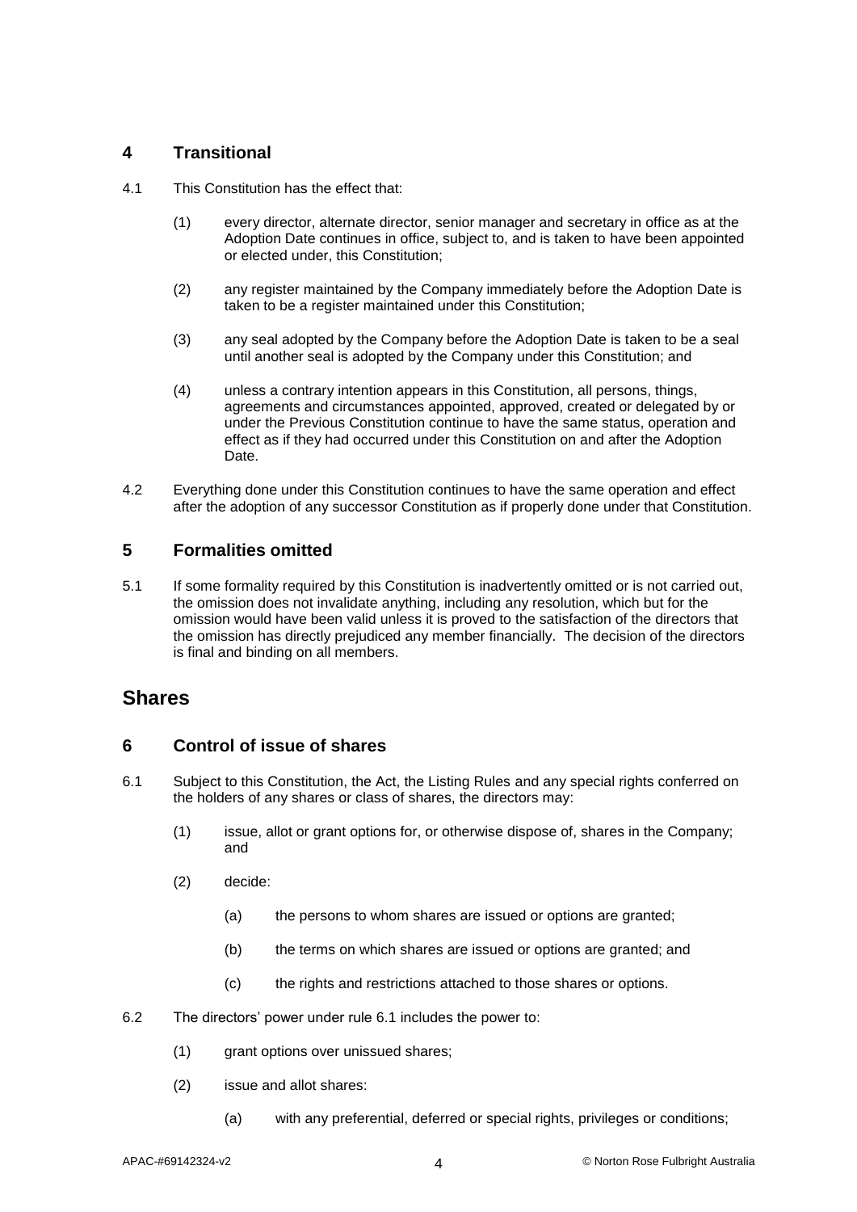## 4 Transitional

4.1 This Constitution has the effect that:

(1) every director, alternate director, senior manager and secretary in office as at the Adoption Date continues in office, subject to, and is taken to have been appointed or elected under, this Constitution;

(2) any register maintained by the Company immediately before the Adoption Date is taken to be a register maintained under this Constitution;

(3) any seal adopted by the Company before the Adoption Date is taken to be a seal until another seal is adopted by the Company under this Constitution; and

(4) unless a contrary intention appears in this Constitution, all persons, things, agreements and circumstances appointed, approved, created or delegated by or under the Previous Constitution continue to have the same status, operation and effect as if they had occurred under this Constitution on and after the Adoption Date.

4.2 Everything done under this Constitution continues to have the same operation and effect after the adoption of any successor Constitution as if properly done under that Constitution.

## 5 Formalities omitted

5.1 If some formality required by this Constitution is inadvertently omitted or is not carried out, the omission does not invalidate anything, including any resolution, which but for the omission would have been valid unless it is proved to the satisfaction of the directors that the omission has directly prejudiced any member financially. The decision of the directors is final and binding on all members.

# Shares

## 6 Control of issue of shares

6.1 Subject to this Constitution, the Act, the Listing Rules and any special rights conferred on the holders of any shares or class of shares, the directors may:

(1) issue, allot or grant options for, or otherwise dispose of, shares in the Company; and

(2) decide:

(a) the persons to whom shares are issued or options are granted;

(b) the terms on which shares are issued or options are granted; and

(c) the rights and restrictions attached to those shares or options.

6.2 The directors' power under rule 6.1 includes the power to:

(1) grant options over unissued shares;

(2) issue and allot shares:

(a) with any preferential, deferred or special rights, privileges or conditions;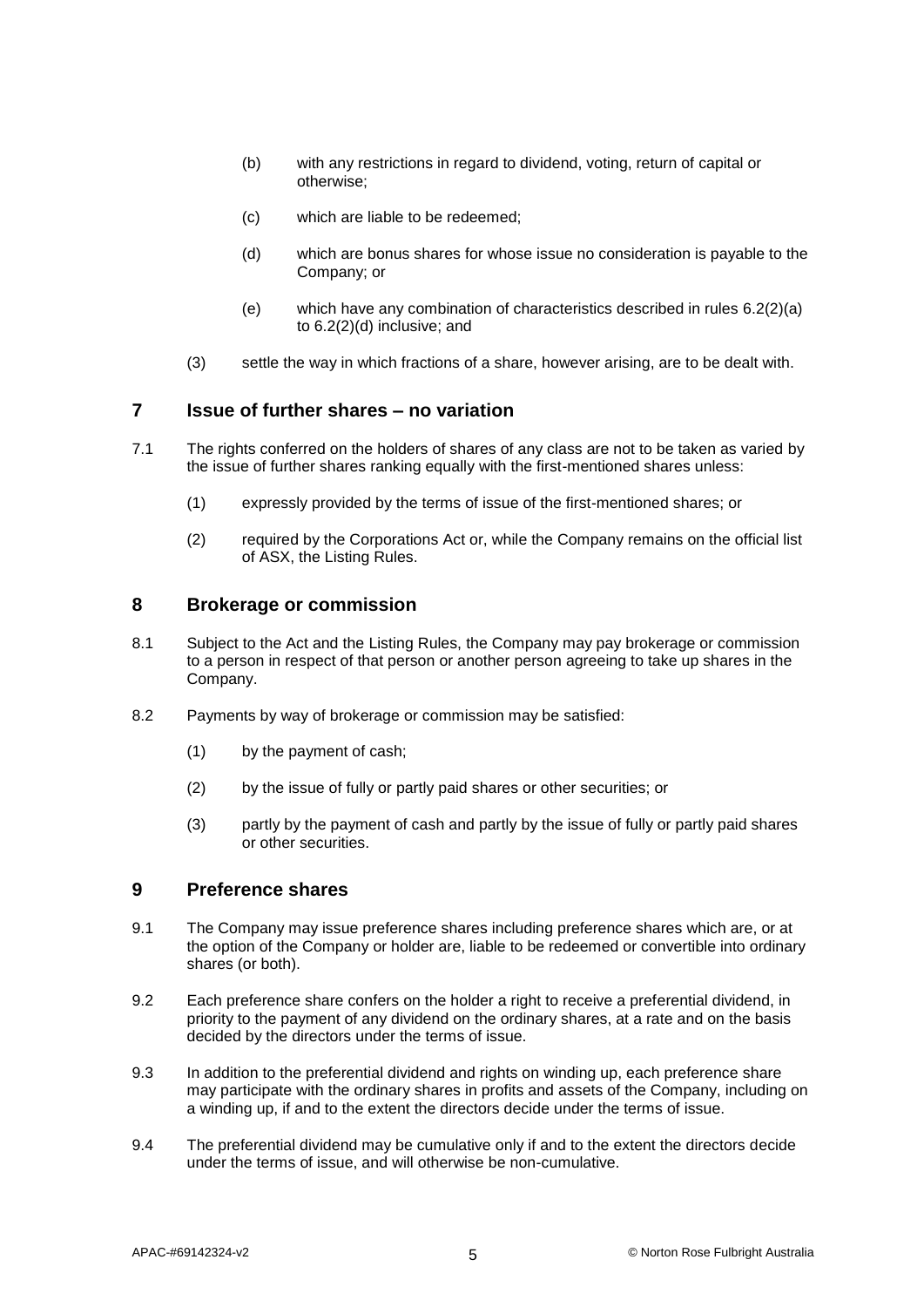(b) with any restrictions in regard to dividend, voting, return of capital or otherwise;

(c) which are liable to be redeemed;

(d) which are bonus shares for whose issue no consideration is payable to the Company; or

(e) which have any combination of characteristics described in rules 6.2(2)(a) to 6.2(2)(d) inclusive; and

(3) settle the way in which fractions of a share, however arising, are to be dealt with.

## 7 Issue of further shares – no variation

7.1 The rights conferred on the holders of shares of any class are not to be taken as varied by the issue of further shares ranking equally with the first-mentioned shares unless:

(1) expressly provided by the terms of issue of the first-mentioned shares; or

(2) required by the Corporations Act or, while the Company remains on the official list of ASX, the Listing Rules.

## 8 Brokerage or commission

8.1 Subject to the Act and the Listing Rules, the Company may pay brokerage or commission to a person in respect of that person or another person agreeing to take up shares in the Company.

8.2 Payments by way of brokerage or commission may be satisfied:

(1) by the payment of cash;

(2) by the issue of fully or partly paid shares or other securities; or

(3) partly by the payment of cash and partly by the issue of fully or partly paid shares or other securities.

## 9 Preference shares

9.1 The Company may issue preference shares including preference shares which are, or at the option of the Company or holder are, liable to be redeemed or convertible into ordinary shares (or both).

9.2 Each preference share confers on the holder a right to receive a preferential dividend, in priority to the payment of any dividend on the ordinary shares, at a rate and on the basis decided by the directors under the terms of issue.

9.3 In addition to the preferential dividend and rights on winding up, each preference share may participate with the ordinary shares in profits and assets of the Company, including on a winding up, if and to the extent the directors decide under the terms of issue.

9.4 The preferential dividend may be cumulative only if and to the extent the directors decide under the terms of issue, and will otherwise be non-cumulative.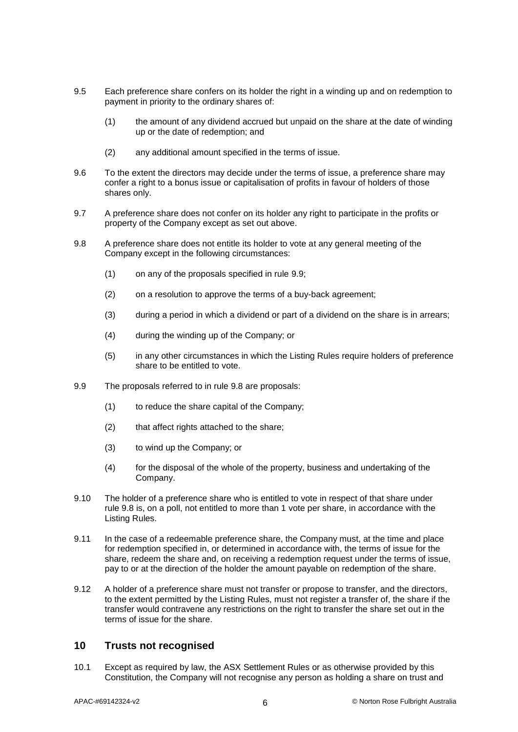9.5 Each preference share confers on its holder the right in a winding up and on redemption to payment in priority to the ordinary shares of:

(1) the amount of any dividend accrued but unpaid on the share at the date of winding up or the date of redemption; and

(2) any additional amount specified in the terms of issue.

9.6 To the extent the directors may decide under the terms of issue, a preference share may confer a right to a bonus issue or capitalisation of profits in favour of holders of those shares only.

9.7 A preference share does not confer on its holder any right to participate in the profits or property of the Company except as set out above.

9.8 A preference share does not entitle its holder to vote at any general meeting of the Company except in the following circumstances:

(1) on any of the proposals specified in rule 9.9;

(2) on a resolution to approve the terms of a buy-back agreement;

(3) during a period in which a dividend or part of a dividend on the share is in arrears;

(4) during the winding up of the Company; or

(5) in any other circumstances in which the Listing Rules require holders of preference share to be entitled to vote.

9.9 The proposals referred to in rule 9.8 are proposals:

(1) to reduce the share capital of the Company;

(2) that affect rights attached to the share;

(3) to wind up the Company; or

(4) for the disposal of the whole of the property, business and undertaking of the Company.

9.10 The holder of a preference share who is entitled to vote in respect of that share under rule 9.8 is, on a poll, not entitled to more than 1 vote per share, in accordance with the Listing Rules.

9.11 In the case of a redeemable preference share, the Company must, at the time and place for redemption specified in, or determined in accordance with, the terms of issue for the share, redeem the share and, on receiving a redemption request under the terms of issue, pay to or at the direction of the holder the amount payable on redemption of the share.

9.12 A holder of a preference share must not transfer or propose to transfer, and the directors, to the extent permitted by the Listing Rules, must not register a transfer of, the share if the transfer would contravene any restrictions on the right to transfer the share set out in the terms of issue for the share.

## 10 Trusts not recognised

10.1 Except as required by law, the ASX Settlement Rules or as otherwise provided by this Constitution, the Company will not recognise any person as holding a share on trust and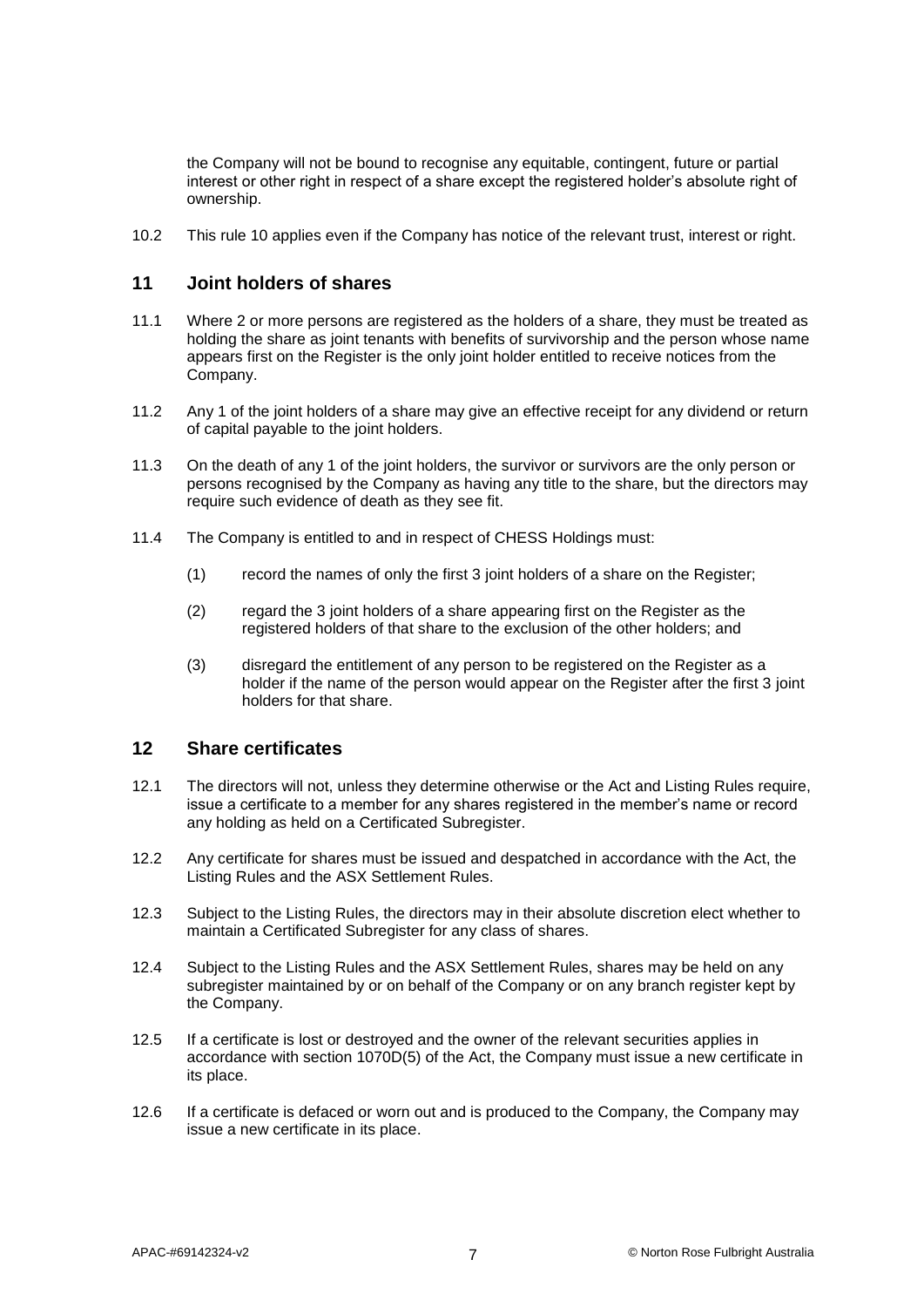the Company will not be bound to recognise any equitable, contingent, future or partial interest or other right in respect of a share except the registered holder's absolute right of ownership.

10.2 This rule 10 applies even if the Company has notice of the relevant trust, interest or right.

## 11 Joint holders of shares

11.1 Where 2 or more persons are registered as the holders of a share, they must be treated as holding the share as joint tenants with benefits of survivorship and the person whose name appears first on the Register is the only joint holder entitled to receive notices from the Company.

11.2 Any 1 of the joint holders of a share may give an effective receipt for any dividend or return of capital payable to the joint holders.

11.3 On the death of any 1 of the joint holders, the survivor or survivors are the only person or persons recognised by the Company as having any title to the share, but the directors may require such evidence of death as they see fit.

11.4 The Company is entitled to and in respect of CHESS Holdings must:

(1) record the names of only the first 3 joint holders of a share on the Register;

(2) regard the 3 joint holders of a share appearing first on the Register as the registered holders of that share to the exclusion of the other holders; and

(3) disregard the entitlement of any person to be registered on the Register as a holder if the name of the person would appear on the Register after the first 3 joint holders for that share.

## 12 Share certificates

12.1 The directors will not, unless they determine otherwise or the Act and Listing Rules require, issue a certificate to a member for any shares registered in the member's name or record any holding as held on a Certificated Subregister.

12.2 Any certificate for shares must be issued and despatched in accordance with the Act, the Listing Rules and the ASX Settlement Rules.

12.3 Subject to the Listing Rules, the directors may in their absolute discretion elect whether to maintain a Certificated Subregister for any class of shares.

12.4 Subject to the Listing Rules and the ASX Settlement Rules, shares may be held on any subregister maintained by or on behalf of the Company or on any branch register kept by the Company.

12.5 If a certificate is lost or destroyed and the owner of the relevant securities applies in accordance with section 1070D(5) of the Act, the Company must issue a new certificate in its place.

12.6 If a certificate is defaced or worn out and is produced to the Company, the Company may issue a new certificate in its place.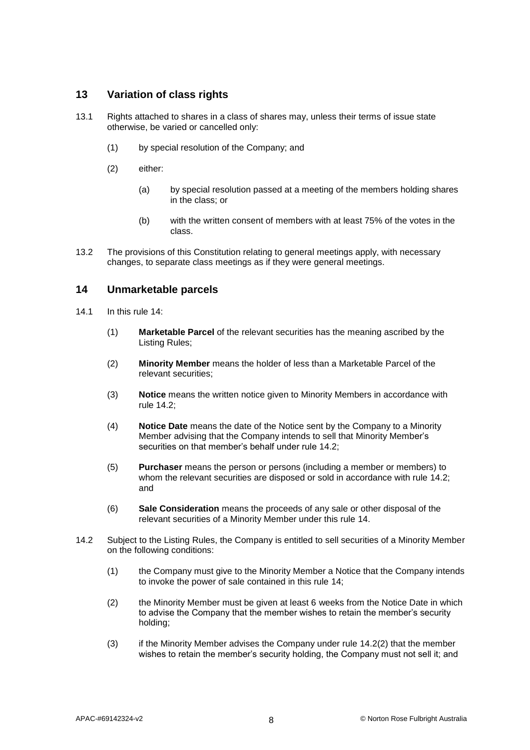## 13 Variation of class rights

13.1 Rights attached to shares in a class of shares may, unless their terms of issue state otherwise, be varied or cancelled only:

(1) by special resolution of the Company; and

(2) either:

(a) by special resolution passed at a meeting of the members holding shares in the class; or

(b) with the written consent of members with at least 75% of the votes in the class.

13.2 The provisions of this Constitution relating to general meetings apply, with necessary changes, to separate class meetings as if they were general meetings.

## 14 Unmarketable parcels

14.1 In this rule 14:

(1) **Marketable Parcel** of the relevant securities has the meaning ascribed by the Listing Rules;

(2) **Minority Member** means the holder of less than a Marketable Parcel of the relevant securities;

(3) **Notice** means the written notice given to Minority Members in accordance with rule 14.2;

(4) **Notice Date** means the date of the Notice sent by the Company to a Minority Member advising that the Company intends to sell that Minority Member's securities on that member's behalf under rule 14.2;

(5) **Purchaser** means the person or persons (including a member or members) to whom the relevant securities are disposed or sold in accordance with rule 14.2; and

(6) **Sale Consideration** means the proceeds of any sale or other disposal of the relevant securities of a Minority Member under this rule 14.

14.2 Subject to the Listing Rules, the Company is entitled to sell securities of a Minority Member on the following conditions:

(1) the Company must give to the Minority Member a Notice that the Company intends to invoke the power of sale contained in this rule 14;

(2) the Minority Member must be given at least 6 weeks from the Notice Date in which to advise the Company that the member wishes to retain the member's security holding;

(3) if the Minority Member advises the Company under rule 14.2(2) that the member wishes to retain the member's security holding, the Company must not sell it; and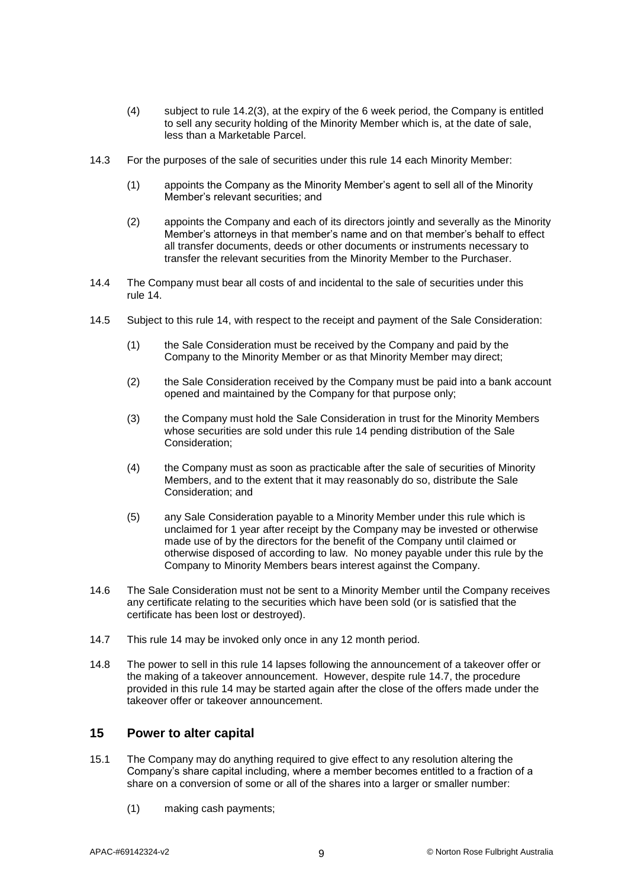(4) subject to rule 14.2(3), at the expiry of the 6 week period, the Company is entitled to sell any security holding of the Minority Member which is, at the date of sale, less than a Marketable Parcel.

14.3 For the purposes of the sale of securities under this rule 14 each Minority Member:

(1) appoints the Company as the Minority Member's agent to sell all of the Minority Member's relevant securities; and

(2) appoints the Company and each of its directors jointly and severally as the Minority Member's attorneys in that member's name and on that member's behalf to effect all transfer documents, deeds or other documents or instruments necessary to transfer the relevant securities from the Minority Member to the Purchaser.

14.4 The Company must bear all costs of and incidental to the sale of securities under this rule 14.

14.5 Subject to this rule 14, with respect to the receipt and payment of the Sale Consideration:

(1) the Sale Consideration must be received by the Company and paid by the Company to the Minority Member or as that Minority Member may direct;

(2) the Sale Consideration received by the Company must be paid into a bank account opened and maintained by the Company for that purpose only;

(3) the Company must hold the Sale Consideration in trust for the Minority Members whose securities are sold under this rule 14 pending distribution of the Sale Consideration;

(4) the Company must as soon as practicable after the sale of securities of Minority Members, and to the extent that it may reasonably do so, distribute the Sale Consideration; and

(5) any Sale Consideration payable to a Minority Member under this rule which is unclaimed for 1 year after receipt by the Company may be invested or otherwise made use of by the directors for the benefit of the Company until claimed or otherwise disposed of according to law. No money payable under this rule by the Company to Minority Members bears interest against the Company.

14.6 The Sale Consideration must not be sent to a Minority Member until the Company receives any certificate relating to the securities which have been sold (or is satisfied that the certificate has been lost or destroyed).

14.7 This rule 14 may be invoked only once in any 12 month period.

14.8 The power to sell in this rule 14 lapses following the announcement of a takeover offer or the making of a takeover announcement. However, despite rule 14.7, the procedure provided in this rule 14 may be started again after the close of the offers made under the takeover offer or takeover announcement.

## 15 Power to alter capital

15.1 The Company may do anything required to give effect to any resolution altering the Company's share capital including, where a member becomes entitled to a fraction of a share on a conversion of some or all of the shares into a larger or smaller number:

(1) making cash payments;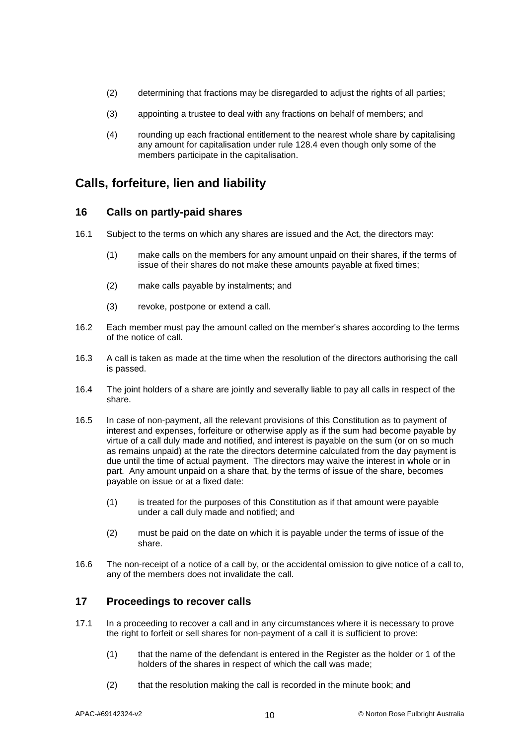(2) determining that fractions may be disregarded to adjust the rights of all parties;

(3) appointing a trustee to deal with any fractions on behalf of members; and

(4) rounding up each fractional entitlement to the nearest whole share by capitalising any amount for capitalisation under rule 128.4 even though only some of the members participate in the capitalisation.

# Calls, forfeiture, lien and liability

## 16 Calls on partly-paid shares

16.1 Subject to the terms on which any shares are issued and the Act, the directors may:

(1) make calls on the members for any amount unpaid on their shares, if the terms of issue of their shares do not make these amounts payable at fixed times;

(2) make calls payable by instalments; and

(3) revoke, postpone or extend a call.

16.2 Each member must pay the amount called on the member's shares according to the terms of the notice of call.

16.3 A call is taken as made at the time when the resolution of the directors authorising the call is passed.

16.4 The joint holders of a share are jointly and severally liable to pay all calls in respect of the share.

16.5 In case of non-payment, all the relevant provisions of this Constitution as to payment of interest and expenses, forfeiture or otherwise apply as if the sum had become payable by virtue of a call duly made and notified, and interest is payable on the sum (or on so much as remains unpaid) at the rate the directors determine calculated from the day payment is due until the time of actual payment. The directors may waive the interest in whole or in part. Any amount unpaid on a share that, by the terms of issue of the share, becomes payable on issue or at a fixed date:

(1) is treated for the purposes of this Constitution as if that amount were payable under a call duly made and notified; and

(2) must be paid on the date on which it is payable under the terms of issue of the share.

16.6 The non-receipt of a notice of a call by, or the accidental omission to give notice of a call to, any of the members does not invalidate the call.

## 17 Proceedings to recover calls

17.1 In a proceeding to recover a call and in any circumstances where it is necessary to prove the right to forfeit or sell shares for non-payment of a call it is sufficient to prove:

(1) that the name of the defendant is entered in the Register as the holder or 1 of the holders of the shares in respect of which the call was made;

(2) that the resolution making the call is recorded in the minute book; and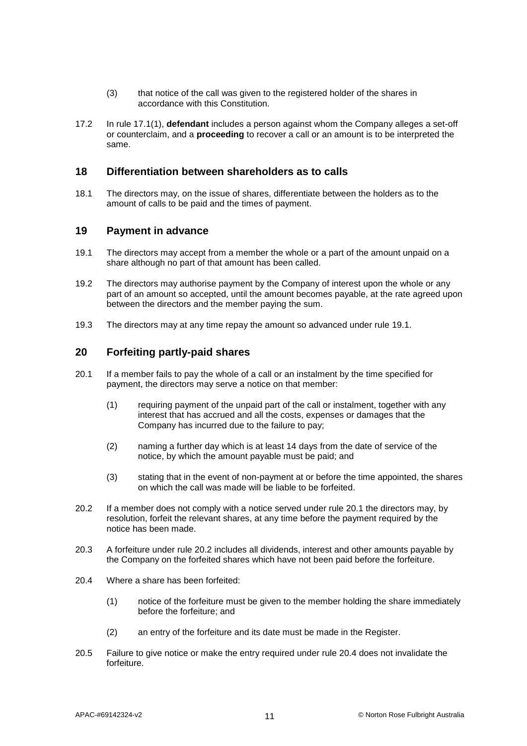(3) that notice of the call was given to the registered holder of the shares in accordance with this Constitution.

17.2 In rule 17.1(1), **defendant** includes a person against whom the Company alleges a set-off or counterclaim, and a **proceeding** to recover a call or an amount is to be interpreted the same.

## 18 Differentiation between shareholders as to calls

18.1 The directors may, on the issue of shares, differentiate between the holders as to the amount of calls to be paid and the times of payment.

## 19 Payment in advance

19.1 The directors may accept from a member the whole or a part of the amount unpaid on a share although no part of that amount has been called.

19.2 The directors may authorise payment by the Company of interest upon the whole or any part of an amount so accepted, until the amount becomes payable, at the rate agreed upon between the directors and the member paying the sum.

19.3 The directors may at any time repay the amount so advanced under rule 19.1.

## 20 Forfeiting partly-paid shares

20.1 If a member fails to pay the whole of a call or an instalment by the time specified for payment, the directors may serve a notice on that member:

(1) requiring payment of the unpaid part of the call or instalment, together with any interest that has accrued and all the costs, expenses or damages that the Company has incurred due to the failure to pay;

(2) naming a further day which is at least 14 days from the date of service of the notice, by which the amount payable must be paid; and

(3) stating that in the event of non-payment at or before the time appointed, the shares on which the call was made will be liable to be forfeited.

20.2 If a member does not comply with a notice served under rule 20.1 the directors may, by resolution, forfeit the relevant shares, at any time before the payment required by the notice has been made.

20.3 A forfeiture under rule 20.2 includes all dividends, interest and other amounts payable by the Company on the forfeited shares which have not been paid before the forfeiture.

20.4 Where a share has been forfeited:

(1) notice of the forfeiture must be given to the member holding the share immediately before the forfeiture; and

(2) an entry of the forfeiture and its date must be made in the Register.

20.5 Failure to give notice or make the entry required under rule 20.4 does not invalidate the forfeiture.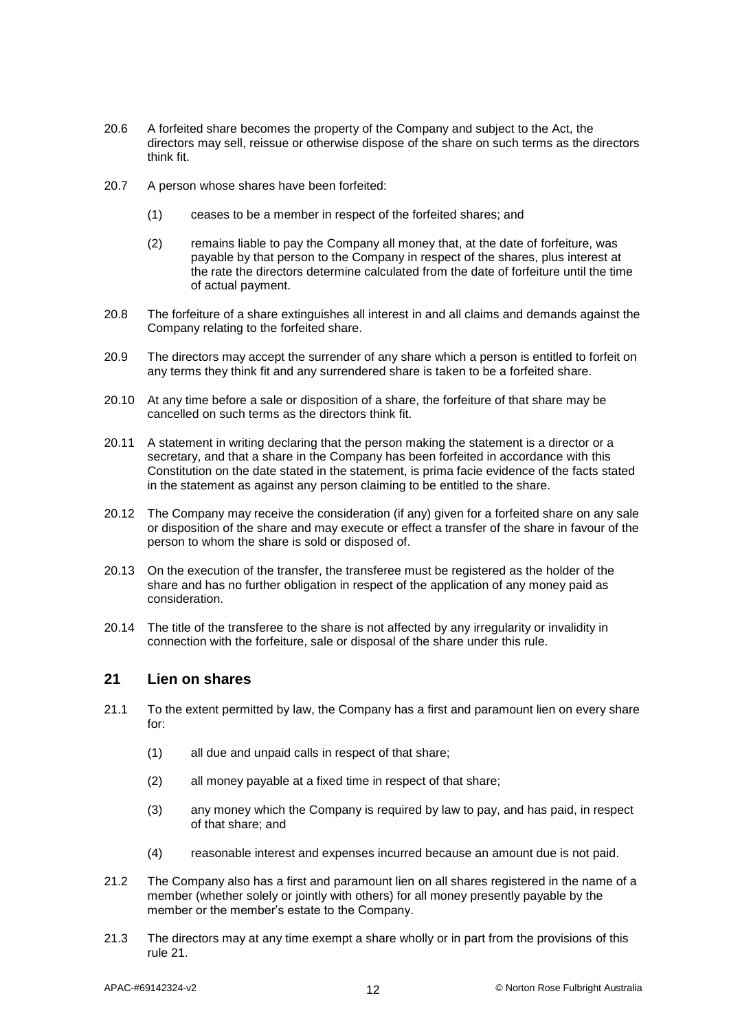20.6 A forfeited share becomes the property of the Company and subject to the Act, the directors may sell, reissue or otherwise dispose of the share on such terms as the directors think fit.

20.7 A person whose shares have been forfeited:

(1) ceases to be a member in respect of the forfeited shares; and

(2) remains liable to pay the Company all money that, at the date of forfeiture, was payable by that person to the Company in respect of the shares, plus interest at the rate the directors determine calculated from the date of forfeiture until the time of actual payment.

20.8 The forfeiture of a share extinguishes all interest in and all claims and demands against the Company relating to the forfeited share.

20.9 The directors may accept the surrender of any share which a person is entitled to forfeit on any terms they think fit and any surrendered share is taken to be a forfeited share.

20.10 At any time before a sale or disposition of a share, the forfeiture of that share may be cancelled on such terms as the directors think fit.

20.11 A statement in writing declaring that the person making the statement is a director or a secretary, and that a share in the Company has been forfeited in accordance with this Constitution on the date stated in the statement, is prima facie evidence of the facts stated in the statement as against any person claiming to be entitled to the share.

20.12 The Company may receive the consideration (if any) given for a forfeited share on any sale or disposition of the share and may execute or effect a transfer of the share in favour of the person to whom the share is sold or disposed of.

20.13 On the execution of the transfer, the transferee must be registered as the holder of the share and has no further obligation in respect of the application of any money paid as consideration.

20.14 The title of the transferee to the share is not affected by any irregularity or invalidity in connection with the forfeiture, sale or disposal of the share under this rule.

## 21 Lien on shares

21.1 To the extent permitted by law, the Company has a first and paramount lien on every share for:

(1) all due and unpaid calls in respect of that share;

(2) all money payable at a fixed time in respect of that share;

(3) any money which the Company is required by law to pay, and has paid, in respect of that share; and

(4) reasonable interest and expenses incurred because an amount due is not paid.

21.2 The Company also has a first and paramount lien on all shares registered in the name of a member (whether solely or jointly with others) for all money presently payable by the member or the member's estate to the Company.

21.3 The directors may at any time exempt a share wholly or in part from the provisions of this rule 21.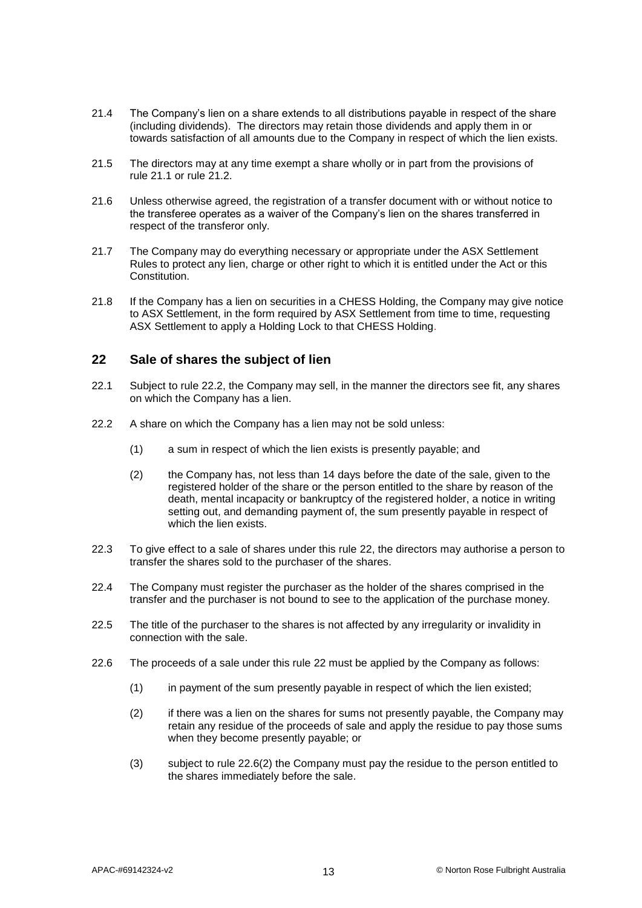21.4 The Company's lien on a share extends to all distributions payable in respect of the share (including dividends). The directors may retain those dividends and apply them in or towards satisfaction of all amounts due to the Company in respect of which the lien exists.

21.5 The directors may at any time exempt a share wholly or in part from the provisions of rule 21.1 or rule 21.2.

21.6 Unless otherwise agreed, the registration of a transfer document with or without notice to the transferee operates as a waiver of the Company's lien on the shares transferred in respect of the transferor only.

21.7 The Company may do everything necessary or appropriate under the ASX Settlement Rules to protect any lien, charge or other right to which it is entitled under the Act or this Constitution.

21.8 If the Company has a lien on securities in a CHESS Holding, the Company may give notice to ASX Settlement, in the form required by ASX Settlement from time to time, requesting ASX Settlement to apply a Holding Lock to that CHESS Holding.

## 22 Sale of shares the subject of lien

22.1 Subject to rule 22.2, the Company may sell, in the manner the directors see fit, any shares on which the Company has a lien.

22.2 A share on which the Company has a lien may not be sold unless:

(1) a sum in respect of which the lien exists is presently payable; and

(2) the Company has, not less than 14 days before the date of the sale, given to the registered holder of the share or the person entitled to the share by reason of the death, mental incapacity or bankruptcy of the registered holder, a notice in writing setting out, and demanding payment of, the sum presently payable in respect of which the lien exists.

22.3 To give effect to a sale of shares under this rule 22, the directors may authorise a person to transfer the shares sold to the purchaser of the shares.

22.4 The Company must register the purchaser as the holder of the shares comprised in the transfer and the purchaser is not bound to see to the application of the purchase money.

22.5 The title of the purchaser to the shares is not affected by any irregularity or invalidity in connection with the sale.

22.6 The proceeds of a sale under this rule 22 must be applied by the Company as follows:

(1) in payment of the sum presently payable in respect of which the lien existed;

(2) if there was a lien on the shares for sums not presently payable, the Company may retain any residue of the proceeds of sale and apply the residue to pay those sums when they become presently payable; or

(3) subject to rule 22.6(2) the Company must pay the residue to the person entitled to the shares immediately before the sale.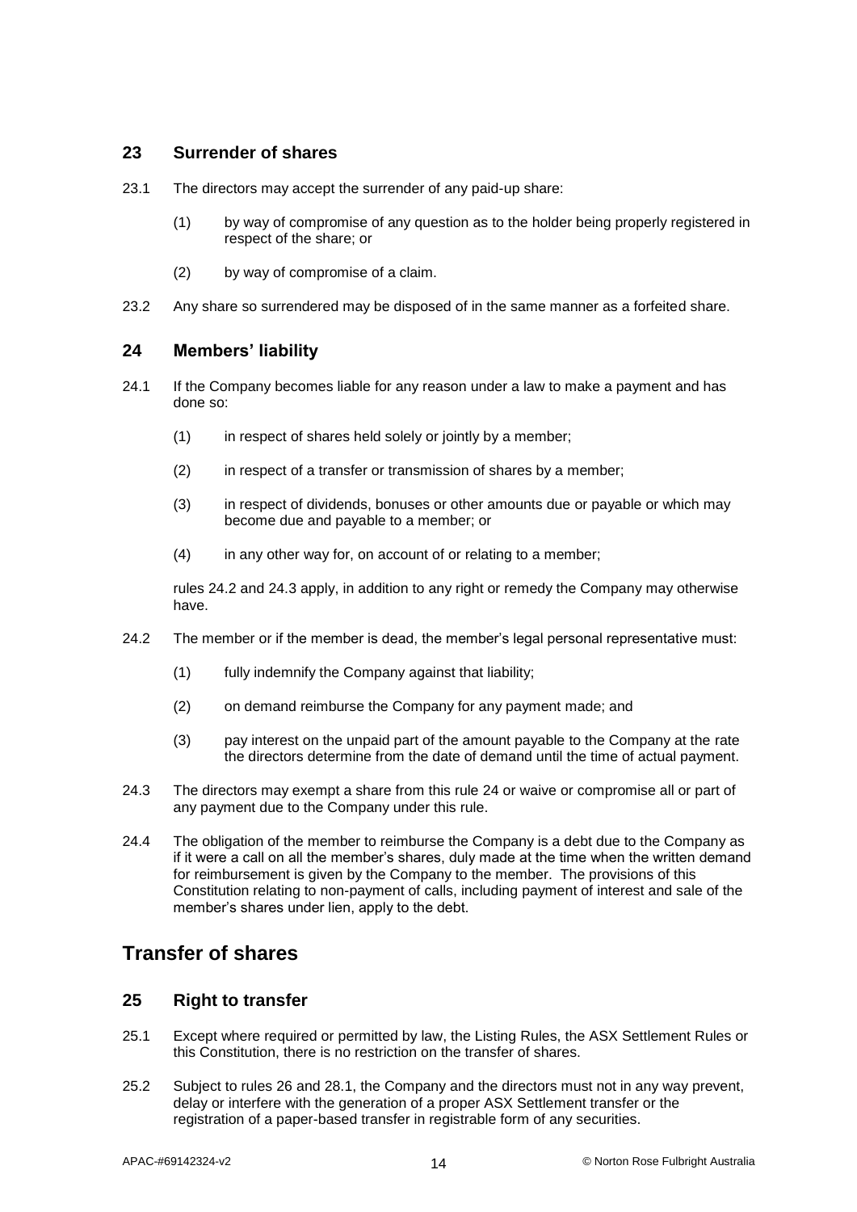## 23 Surrender of shares

23.1 The directors may accept the surrender of any paid-up share:

(1) by way of compromise of any question as to the holder being properly registered in respect of the share; or

(2) by way of compromise of a claim.

23.2 Any share so surrendered may be disposed of in the same manner as a forfeited share.

## 24 Members' liability

24.1 If the Company becomes liable for any reason under a law to make a payment and has done so:

(1) in respect of shares held solely or jointly by a member;

(2) in respect of a transfer or transmission of shares by a member;

(3) in respect of dividends, bonuses or other amounts due or payable or which may become due and payable to a member; or

(4) in any other way for, on account of or relating to a member;

rules 24.2 and 24.3 apply, in addition to any right or remedy the Company may otherwise have.

24.2 The member or if the member is dead, the member's legal personal representative must:

(1) fully indemnify the Company against that liability;

(2) on demand reimburse the Company for any payment made; and

(3) pay interest on the unpaid part of the amount payable to the Company at the rate the directors determine from the date of demand until the time of actual payment.

24.3 The directors may exempt a share from this rule 24 or waive or compromise all or part of any payment due to the Company under this rule.

24.4 The obligation of the member to reimburse the Company is a debt due to the Company as if it were a call on all the member's shares, duly made at the time when the written demand for reimbursement is given by the Company to the member. The provisions of this Constitution relating to non-payment of calls, including payment of interest and sale of the member's shares under lien, apply to the debt.

# Transfer of shares

## 25 Right to transfer

25.1 Except where required or permitted by law, the Listing Rules, the ASX Settlement Rules or this Constitution, there is no restriction on the transfer of shares.

25.2 Subject to rules 26 and 28.1, the Company and the directors must not in any way prevent, delay or interfere with the generation of a proper ASX Settlement transfer or the registration of a paper-based transfer in registrable form of any securities.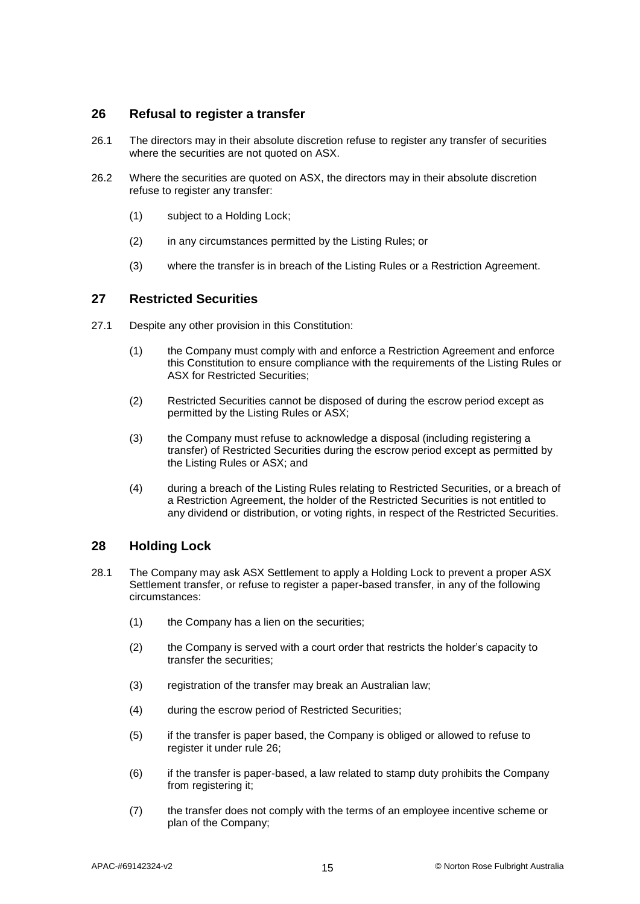## 26 Refusal to register a transfer

26.1 The directors may in their absolute discretion refuse to register any transfer of securities where the securities are not quoted on ASX.

26.2 Where the securities are quoted on ASX, the directors may in their absolute discretion refuse to register any transfer:

(1) subject to a Holding Lock;

(2) in any circumstances permitted by the Listing Rules; or

(3) where the transfer is in breach of the Listing Rules or a Restriction Agreement.

## 27 Restricted Securities

27.1 Despite any other provision in this Constitution:

(1) the Company must comply with and enforce a Restriction Agreement and enforce this Constitution to ensure compliance with the requirements of the Listing Rules or ASX for Restricted Securities;

(2) Restricted Securities cannot be disposed of during the escrow period except as permitted by the Listing Rules or ASX;

(3) the Company must refuse to acknowledge a disposal (including registering a transfer) of Restricted Securities during the escrow period except as permitted by the Listing Rules or ASX; and

(4) during a breach of the Listing Rules relating to Restricted Securities, or a breach of a Restriction Agreement, the holder of the Restricted Securities is not entitled to any dividend or distribution, or voting rights, in respect of the Restricted Securities.

## 28 Holding Lock

28.1 The Company may ask ASX Settlement to apply a Holding Lock to prevent a proper ASX Settlement transfer, or refuse to register a paper-based transfer, in any of the following circumstances:

(1) the Company has a lien on the securities;

(2) the Company is served with a court order that restricts the holder's capacity to transfer the securities;

(3) registration of the transfer may break an Australian law;

(4) during the escrow period of Restricted Securities;

(5) if the transfer is paper based, the Company is obliged or allowed to refuse to register it under rule 26;

(6) if the transfer is paper-based, a law related to stamp duty prohibits the Company from registering it;

(7) the transfer does not comply with the terms of an employee incentive scheme or plan of the Company;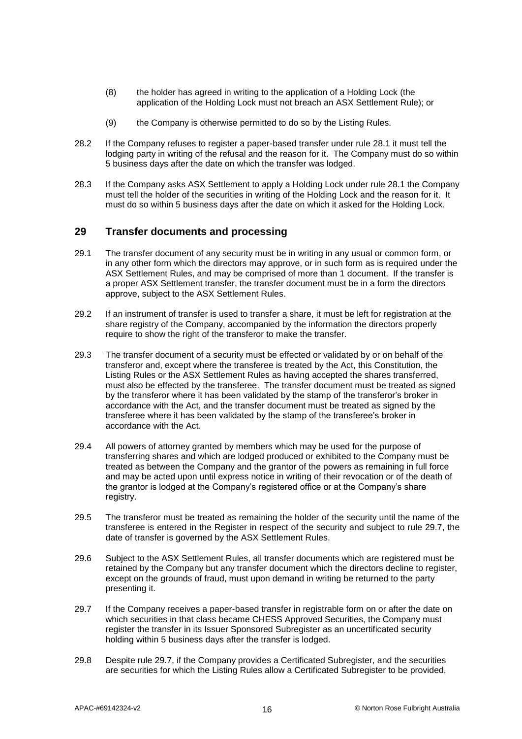(8) the holder has agreed in writing to the application of a Holding Lock (the application of the Holding Lock must not breach an ASX Settlement Rule); or

(9) the Company is otherwise permitted to do so by the Listing Rules.

28.2 If the Company refuses to register a paper-based transfer under rule 28.1 it must tell the lodging party in writing of the refusal and the reason for it. The Company must do so within 5 business days after the date on which the transfer was lodged.

28.3 If the Company asks ASX Settlement to apply a Holding Lock under rule 28.1 the Company must tell the holder of the securities in writing of the Holding Lock and the reason for it. It must do so within 5 business days after the date on which it asked for the Holding Lock.

## 29 Transfer documents and processing

29.1 The transfer document of any security must be in writing in any usual or common form, or in any other form which the directors may approve, or in such form as is required under the ASX Settlement Rules, and may be comprised of more than 1 document. If the transfer is a proper ASX Settlement transfer, the transfer document must be in a form the directors approve, subject to the ASX Settlement Rules.

29.2 If an instrument of transfer is used to transfer a share, it must be left for registration at the share registry of the Company, accompanied by the information the directors properly require to show the right of the transferor to make the transfer.

29.3 The transfer document of a security must be effected or validated by or on behalf of the transferor and, except where the transferee is treated by the Act, this Constitution, the Listing Rules or the ASX Settlement Rules as having accepted the shares transferred, must also be effected by the transferee. The transfer document must be treated as signed by the transferor where it has been validated by the stamp of the transferor's broker in accordance with the Act, and the transfer document must be treated as signed by the transferee where it has been validated by the stamp of the transferee's broker in accordance with the Act.

29.4 All powers of attorney granted by members which may be used for the purpose of transferring shares and which are lodged produced or exhibited to the Company must be treated as between the Company and the grantor of the powers as remaining in full force and may be acted upon until express notice in writing of their revocation or of the death of the grantor is lodged at the Company's registered office or at the Company's share registry.

29.5 The transferor must be treated as remaining the holder of the security until the name of the transferee is entered in the Register in respect of the security and subject to rule 29.7, the date of transfer is governed by the ASX Settlement Rules.

29.6 Subject to the ASX Settlement Rules, all transfer documents which are registered must be retained by the Company but any transfer document which the directors decline to register, except on the grounds of fraud, must upon demand in writing be returned to the party presenting it.

29.7 If the Company receives a paper-based transfer in registrable form on or after the date on which securities in that class became CHESS Approved Securities, the Company must register the transfer in its Issuer Sponsored Subregister as an uncertificated security holding within 5 business days after the transfer is lodged.

29.8 Despite rule 29.7, if the Company provides a Certificated Subregister, and the securities are securities for which the Listing Rules allow a Certificated Subregister to be provided,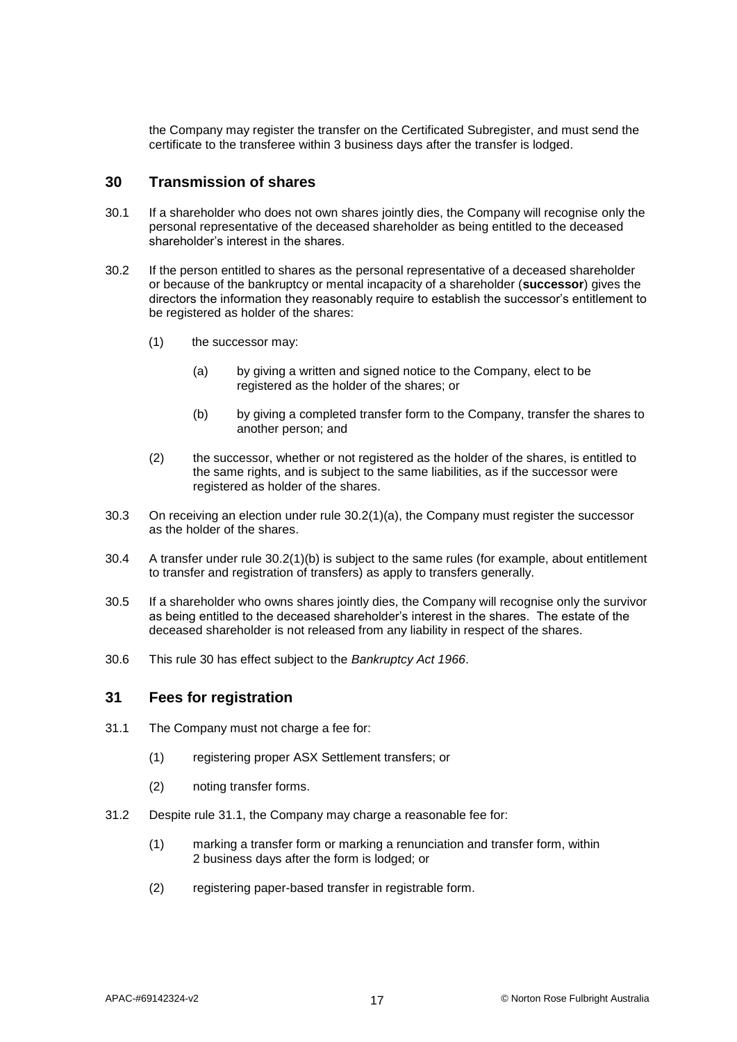the Company may register the transfer on the Certificated Subregister, and must send the certificate to the transferee within 3 business days after the transfer is lodged.

## 30 Transmission of shares

30.1 If a shareholder who does not own shares jointly dies, the Company will recognise only the personal representative of the deceased shareholder as being entitled to the deceased shareholder's interest in the shares.

30.2 If the person entitled to shares as the personal representative of a deceased shareholder or because of the bankruptcy or mental incapacity of a shareholder (**successor**) gives the directors the information they reasonably require to establish the successor's entitlement to be registered as holder of the shares:

(1) the successor may:

(a) by giving a written and signed notice to the Company, elect to be registered as the holder of the shares; or

(b) by giving a completed transfer form to the Company, transfer the shares to another person; and

(2) the successor, whether or not registered as the holder of the shares, is entitled to the same rights, and is subject to the same liabilities, as if the successor were registered as holder of the shares.

30.3 On receiving an election under rule 30.2(1)(a), the Company must register the successor as the holder of the shares.

30.4 A transfer under rule 30.2(1)(b) is subject to the same rules (for example, about entitlement to transfer and registration of transfers) as apply to transfers generally.

30.5 If a shareholder who owns shares jointly dies, the Company will recognise only the survivor as being entitled to the deceased shareholder's interest in the shares. The estate of the deceased shareholder is not released from any liability in respect of the shares.

30.6 This rule 30 has effect subject to the *Bankruptcy Act 1966*.

## 31 Fees for registration

31.1 The Company must not charge a fee for:

(1) registering proper ASX Settlement transfers; or

(2) noting transfer forms.

31.2 Despite rule 31.1, the Company may charge a reasonable fee for:

(1) marking a transfer form or marking a renunciation and transfer form, within 2 business days after the form is lodged; or

(2) registering paper-based transfer in registrable form.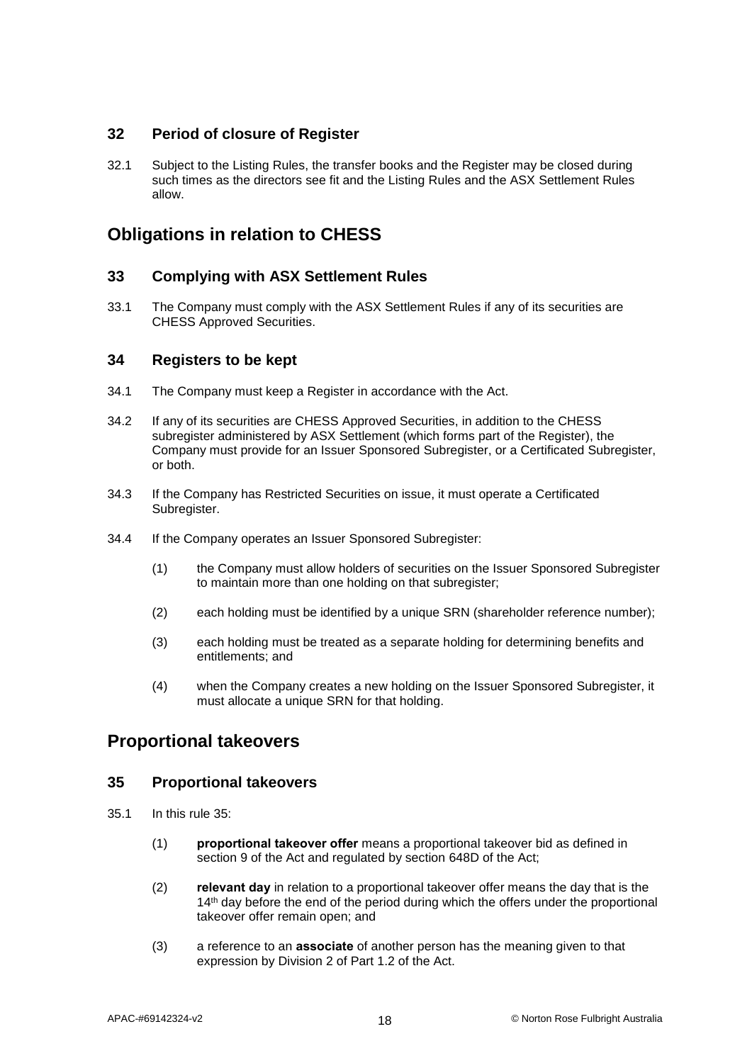## 32 Period of closure of Register

32.1 Subject to the Listing Rules, the transfer books and the Register may be closed during such times as the directors see fit and the Listing Rules and the ASX Settlement Rules allow.

# Obligations in relation to CHESS

## 33 Complying with ASX Settlement Rules

33.1 The Company must comply with the ASX Settlement Rules if any of its securities are CHESS Approved Securities.

## 34 Registers to be kept

34.1 The Company must keep a Register in accordance with the Act.

34.2 If any of its securities are CHESS Approved Securities, in addition to the CHESS subregister administered by ASX Settlement (which forms part of the Register), the Company must provide for an Issuer Sponsored Subregister, or a Certificated Subregister, or both.

34.3 If the Company has Restricted Securities on issue, it must operate a Certificated Subregister.

34.4 If the Company operates an Issuer Sponsored Subregister:

(1) the Company must allow holders of securities on the Issuer Sponsored Subregister to maintain more than one holding on that subregister;

(2) each holding must be identified by a unique SRN (shareholder reference number);

(3) each holding must be treated as a separate holding for determining benefits and entitlements; and

(4) when the Company creates a new holding on the Issuer Sponsored Subregister, it must allocate a unique SRN for that holding.

# Proportional takeovers

## 35 Proportional takeovers

35.1 In this rule 35:

(1) **proportional takeover offer** means a proportional takeover bid as defined in section 9 of the Act and regulated by section 648D of the Act;

(2) **relevant day** in relation to a proportional takeover offer means the day that is the 14th day before the end of the period during which the offers under the proportional takeover offer remain open; and

(3) a reference to an **associate** of another person has the meaning given to that expression by Division 2 of Part 1.2 of the Act.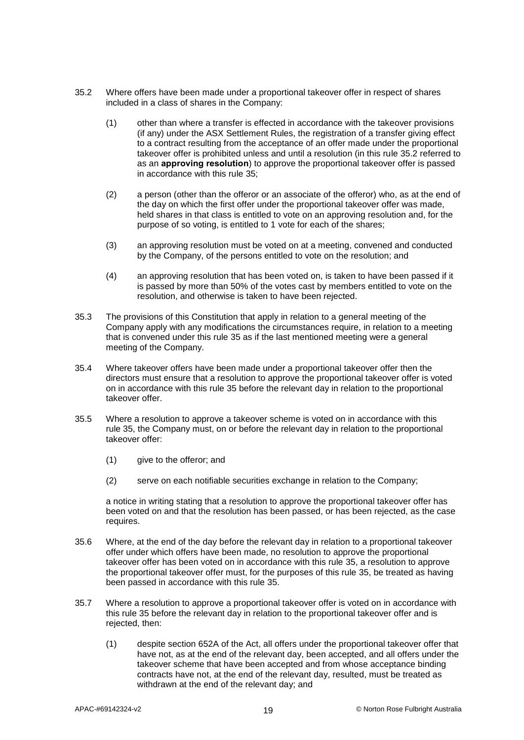35.2 Where offers have been made under a proportional takeover offer in respect of shares included in a class of shares in the Company:

(1) other than where a transfer is effected in accordance with the takeover provisions (if any) under the ASX Settlement Rules, the registration of a transfer giving effect to a contract resulting from the acceptance of an offer made under the proportional takeover offer is prohibited unless and until a resolution (in this rule 35.2 referred to as an **approving resolution**) to approve the proportional takeover offer is passed in accordance with this rule 35;

(2) a person (other than the offeror or an associate of the offeror) who, as at the end of the day on which the first offer under the proportional takeover offer was made, held shares in that class is entitled to vote on an approving resolution and, for the purpose of so voting, is entitled to 1 vote for each of the shares;

(3) an approving resolution must be voted on at a meeting, convened and conducted by the Company, of the persons entitled to vote on the resolution; and

(4) an approving resolution that has been voted on, is taken to have been passed if it is passed by more than 50% of the votes cast by members entitled to vote on the resolution, and otherwise is taken to have been rejected.

35.3 The provisions of this Constitution that apply in relation to a general meeting of the Company apply with any modifications the circumstances require, in relation to a meeting that is convened under this rule 35 as if the last mentioned meeting were a general meeting of the Company.

35.4 Where takeover offers have been made under a proportional takeover offer then the directors must ensure that a resolution to approve the proportional takeover offer is voted on in accordance with this rule 35 before the relevant day in relation to the proportional takeover offer.

35.5 Where a resolution to approve a takeover scheme is voted on in accordance with this rule 35, the Company must, on or before the relevant day in relation to the proportional takeover offer:

(1) give to the offeror; and

(2) serve on each notifiable securities exchange in relation to the Company;

a notice in writing stating that a resolution to approve the proportional takeover offer has been voted on and that the resolution has been passed, or has been rejected, as the case requires.

35.6 Where, at the end of the day before the relevant day in relation to a proportional takeover offer under which offers have been made, no resolution to approve the proportional takeover offer has been voted on in accordance with this rule 35, a resolution to approve the proportional takeover offer must, for the purposes of this rule 35, be treated as having been passed in accordance with this rule 35.

35.7 Where a resolution to approve a proportional takeover offer is voted on in accordance with this rule 35 before the relevant day in relation to the proportional takeover offer and is rejected, then:

(1) despite section 652A of the Act, all offers under the proportional takeover offer that have not, as at the end of the relevant day, been accepted, and all offers under the takeover scheme that have been accepted and from whose acceptance binding contracts have not, at the end of the relevant day, resulted, must be treated as withdrawn at the end of the relevant day; and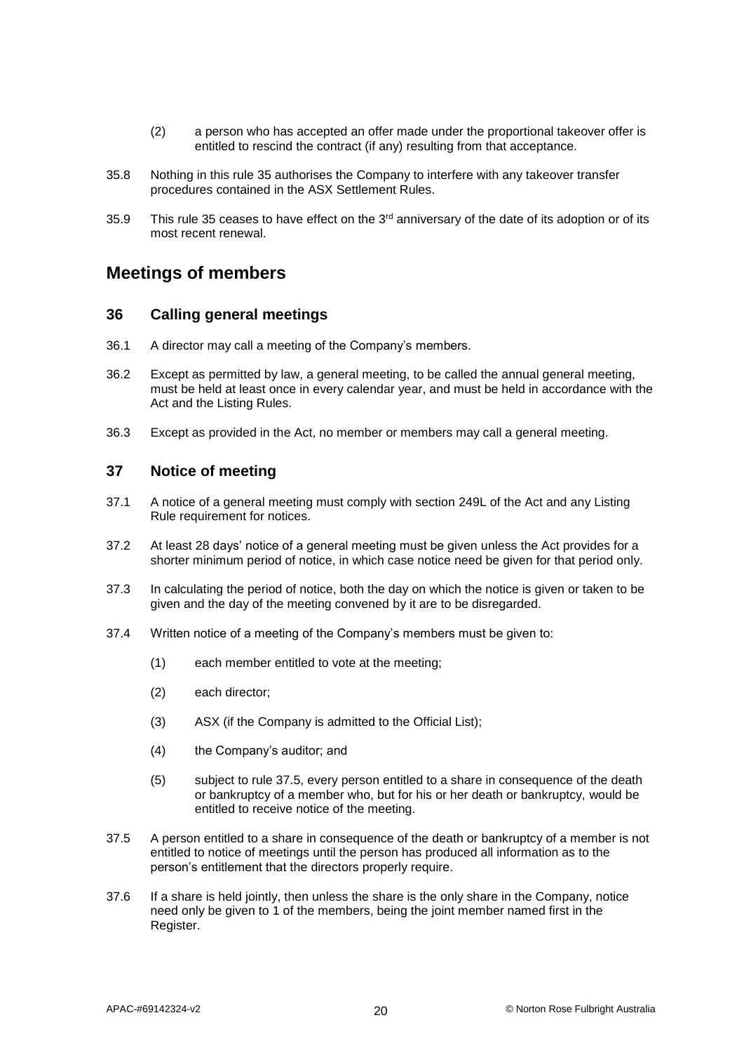(2) a person who has accepted an offer made under the proportional takeover offer is entitled to rescind the contract (if any) resulting from that acceptance.

35.8 Nothing in this rule 35 authorises the Company to interfere with any takeover transfer procedures contained in the ASX Settlement Rules.

35.9 This rule 35 ceases to have effect on the 3rd anniversary of the date of its adoption or of its most recent renewal.

# Meetings of members

## 36 Calling general meetings

36.1 A director may call a meeting of the Company's members.

36.2 Except as permitted by law, a general meeting, to be called the annual general meeting, must be held at least once in every calendar year, and must be held in accordance with the Act and the Listing Rules.

36.3 Except as provided in the Act, no member or members may call a general meeting.

## 37 Notice of meeting

37.1 A notice of a general meeting must comply with section 249L of the Act and any Listing Rule requirement for notices.

37.2 At least 28 days' notice of a general meeting must be given unless the Act provides for a shorter minimum period of notice, in which case notice need be given for that period only.

37.3 In calculating the period of notice, both the day on which the notice is given or taken to be given and the day of the meeting convened by it are to be disregarded.

37.4 Written notice of a meeting of the Company's members must be given to:

(1) each member entitled to vote at the meeting;

(2) each director;

(3) ASX (if the Company is admitted to the Official List);

(4) the Company's auditor; and

(5) subject to rule 37.5, every person entitled to a share in consequence of the death or bankruptcy of a member who, but for his or her death or bankruptcy, would be entitled to receive notice of the meeting.

37.5 A person entitled to a share in consequence of the death or bankruptcy of a member is not entitled to notice of meetings until the person has produced all information as to the person's entitlement that the directors properly require.

37.6 If a share is held jointly, then unless the share is the only share in the Company, notice need only be given to 1 of the members, being the joint member named first in the Register.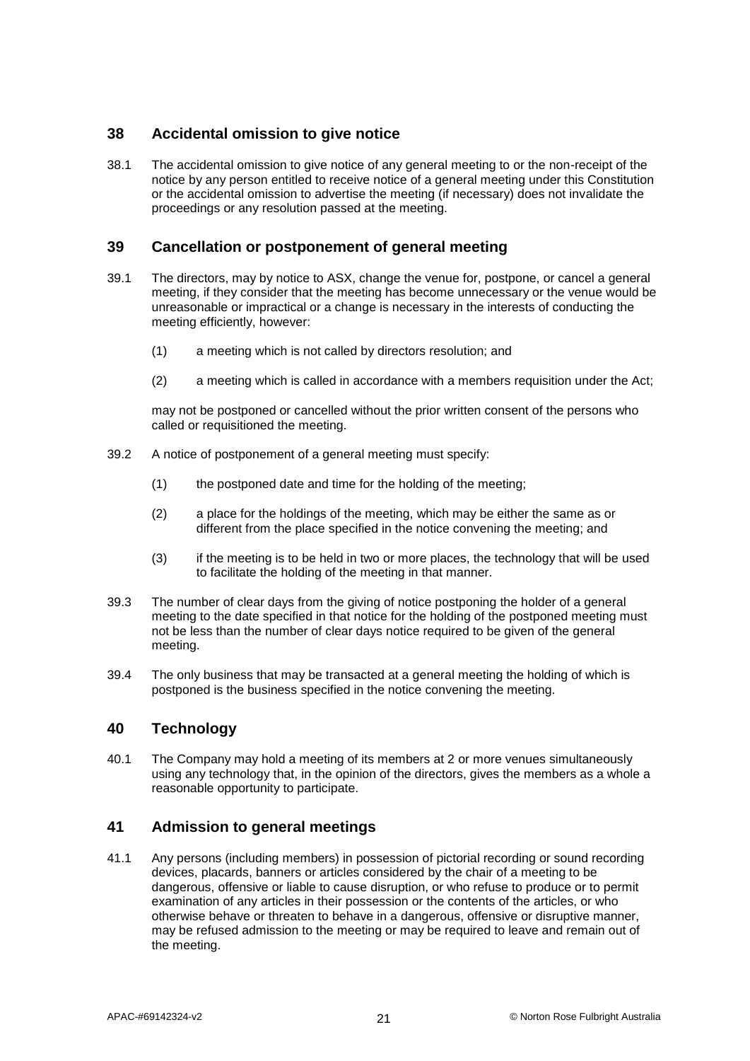## 38 Accidental omission to give notice

38.1 The accidental omission to give notice of any general meeting to or the non-receipt of the notice by any person entitled to receive notice of a general meeting under this Constitution or the accidental omission to advertise the meeting (if necessary) does not invalidate the proceedings or any resolution passed at the meeting.

## 39 Cancellation or postponement of general meeting

39.1 The directors, may by notice to ASX, change the venue for, postpone, or cancel a general meeting, if they consider that the meeting has become unnecessary or the venue would be unreasonable or impractical or a change is necessary in the interests of conducting the meeting efficiently, however:

(1) a meeting which is not called by directors resolution; and

(2) a meeting which is called in accordance with a members requisition under the Act;

may not be postponed or cancelled without the prior written consent of the persons who called or requisitioned the meeting.

39.2 A notice of postponement of a general meeting must specify:

(1) the postponed date and time for the holding of the meeting;

(2) a place for the holdings of the meeting, which may be either the same as or different from the place specified in the notice convening the meeting; and

(3) if the meeting is to be held in two or more places, the technology that will be used to facilitate the holding of the meeting in that manner.

39.3 The number of clear days from the giving of notice postponing the holder of a general meeting to the date specified in that notice for the holding of the postponed meeting must not be less than the number of clear days notice required to be given of the general meeting.

39.4 The only business that may be transacted at a general meeting the holding of which is postponed is the business specified in the notice convening the meeting.

## 40 Technology

40.1 The Company may hold a meeting of its members at 2 or more venues simultaneously using any technology that, in the opinion of the directors, gives the members as a whole a reasonable opportunity to participate.

## 41 Admission to general meetings

41.1 Any persons (including members) in possession of pictorial recording or sound recording devices, placards, banners or articles considered by the chair of a meeting to be dangerous, offensive or liable to cause disruption, or who refuse to produce or to permit examination of any articles in their possession or the contents of the articles, or who otherwise behave or threaten to behave in a dangerous, offensive or disruptive manner, may be refused admission to the meeting or may be required to leave and remain out of the meeting.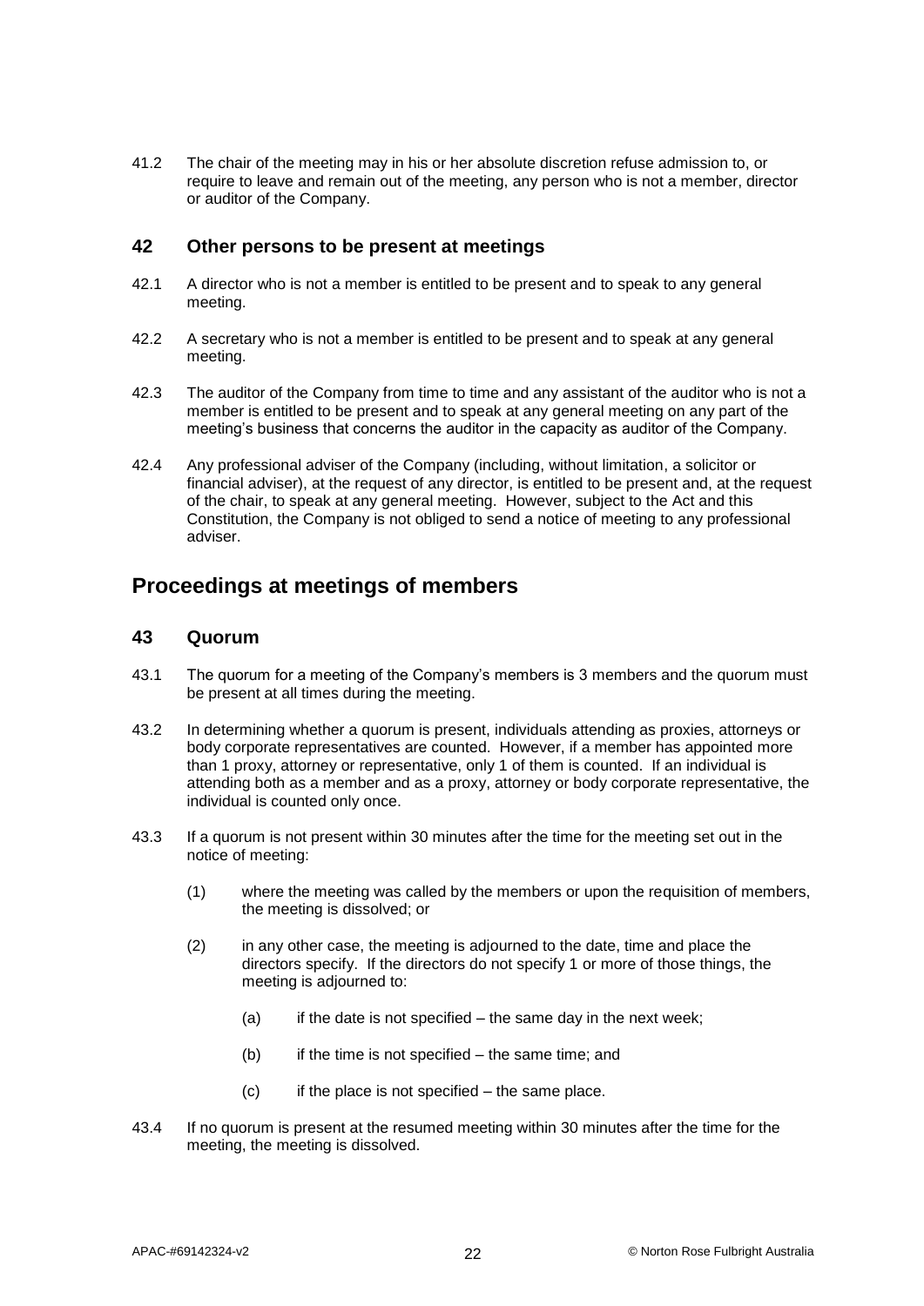41.2 The chair of the meeting may in his or her absolute discretion refuse admission to, or require to leave and remain out of the meeting, any person who is not a member, director or auditor of the Company.

## 42 Other persons to be present at meetings

42.1 A director who is not a member is entitled to be present and to speak to any general meeting.

42.2 A secretary who is not a member is entitled to be present and to speak at any general meeting.

42.3 The auditor of the Company from time to time and any assistant of the auditor who is not a member is entitled to be present and to speak at any general meeting on any part of the meeting's business that concerns the auditor in the capacity as auditor of the Company.

42.4 Any professional adviser of the Company (including, without limitation, a solicitor or financial adviser), at the request of any director, is entitled to be present and, at the request of the chair, to speak at any general meeting. However, subject to the Act and this Constitution, the Company is not obliged to send a notice of meeting to any professional adviser.

# Proceedings at meetings of members

## 43 Quorum

43.1 The quorum for a meeting of the Company's members is 3 members and the quorum must be present at all times during the meeting.

43.2 In determining whether a quorum is present, individuals attending as proxies, attorneys or body corporate representatives are counted. However, if a member has appointed more than 1 proxy, attorney or representative, only 1 of them is counted. If an individual is attending both as a member and as a proxy, attorney or body corporate representative, the individual is counted only once.

43.3 If a quorum is not present within 30 minutes after the time for the meeting set out in the notice of meeting:

(1) where the meeting was called by the members or upon the requisition of members, the meeting is dissolved; or

(2) in any other case, the meeting is adjourned to the date, time and place the directors specify. If the directors do not specify 1 or more of those things, the meeting is adjourned to:

(a) if the date is not specified – the same day in the next week;

(b) if the time is not specified – the same time; and

(c) if the place is not specified – the same place.

43.4 If no quorum is present at the resumed meeting within 30 minutes after the time for the meeting, the meeting is dissolved.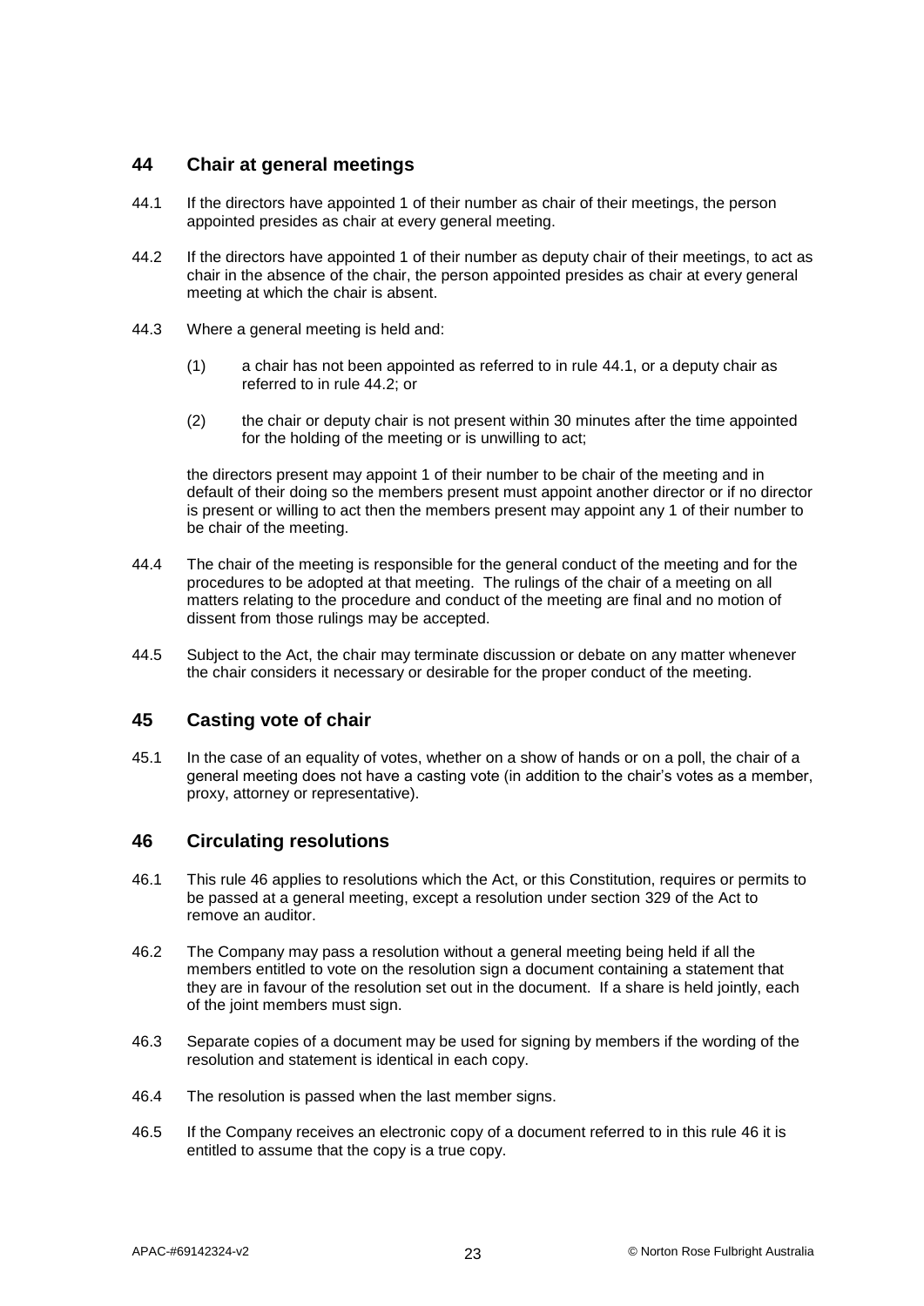## 44 Chair at general meetings

44.1 If the directors have appointed 1 of their number as chair of their meetings, the person appointed presides as chair at every general meeting.

44.2 If the directors have appointed 1 of their number as deputy chair of their meetings, to act as chair in the absence of the chair, the person appointed presides as chair at every general meeting at which the chair is absent.

44.3 Where a general meeting is held and:

(1) a chair has not been appointed as referred to in rule 44.1, or a deputy chair as referred to in rule 44.2; or

(2) the chair or deputy chair is not present within 30 minutes after the time appointed for the holding of the meeting or is unwilling to act;

the directors present may appoint 1 of their number to be chair of the meeting and in default of their doing so the members present must appoint another director or if no director is present or willing to act then the members present may appoint any 1 of their number to be chair of the meeting.

44.4 The chair of the meeting is responsible for the general conduct of the meeting and for the procedures to be adopted at that meeting. The rulings of the chair of a meeting on all matters relating to the procedure and conduct of the meeting are final and no motion of dissent from those rulings may be accepted.

44.5 Subject to the Act, the chair may terminate discussion or debate on any matter whenever the chair considers it necessary or desirable for the proper conduct of the meeting.

## 45 Casting vote of chair

45.1 In the case of an equality of votes, whether on a show of hands or on a poll, the chair of a general meeting does not have a casting vote (in addition to the chair's votes as a member, proxy, attorney or representative).

## 46 Circulating resolutions

46.1 This rule 46 applies to resolutions which the Act, or this Constitution, requires or permits to be passed at a general meeting, except a resolution under section 329 of the Act to remove an auditor.

46.2 The Company may pass a resolution without a general meeting being held if all the members entitled to vote on the resolution sign a document containing a statement that they are in favour of the resolution set out in the document. If a share is held jointly, each of the joint members must sign.

46.3 Separate copies of a document may be used for signing by members if the wording of the resolution and statement is identical in each copy.

46.4 The resolution is passed when the last member signs.

46.5 If the Company receives an electronic copy of a document referred to in this rule 46 it is entitled to assume that the copy is a true copy.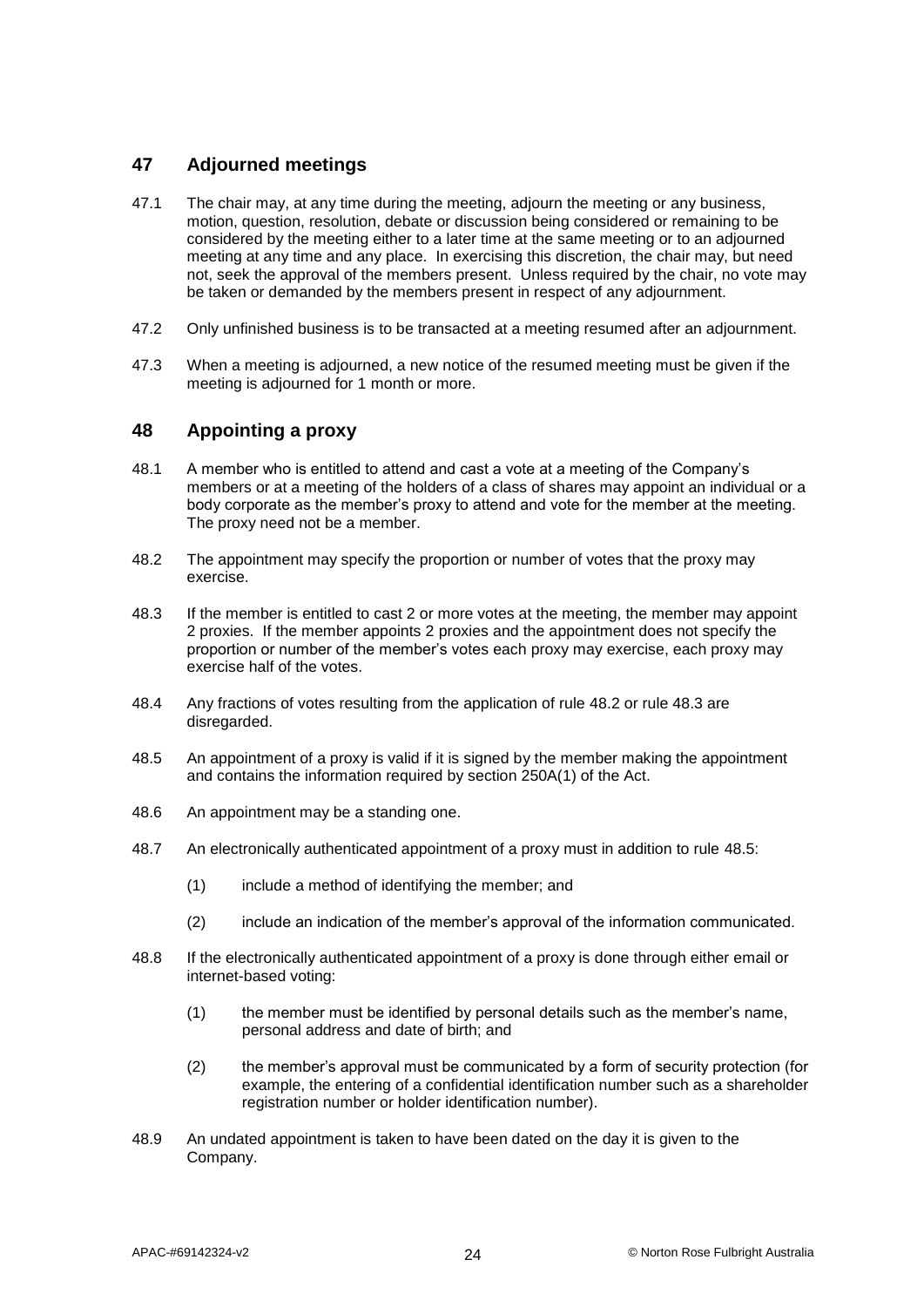## 47 Adjourned meetings

47.1 The chair may, at any time during the meeting, adjourn the meeting or any business, motion, question, resolution, debate or discussion being considered or remaining to be considered by the meeting either to a later time at the same meeting or to an adjourned meeting at any time and any place. In exercising this discretion, the chair may, but need not, seek the approval of the members present. Unless required by the chair, no vote may be taken or demanded by the members present in respect of any adjournment.

47.2 Only unfinished business is to be transacted at a meeting resumed after an adjournment.

47.3 When a meeting is adjourned, a new notice of the resumed meeting must be given if the meeting is adjourned for 1 month or more.

## 48 Appointing a proxy

48.1 A member who is entitled to attend and cast a vote at a meeting of the Company's members or at a meeting of the holders of a class of shares may appoint an individual or a body corporate as the member's proxy to attend and vote for the member at the meeting. The proxy need not be a member.

48.2 The appointment may specify the proportion or number of votes that the proxy may exercise.

48.3 If the member is entitled to cast 2 or more votes at the meeting, the member may appoint 2 proxies. If the member appoints 2 proxies and the appointment does not specify the proportion or number of the member's votes each proxy may exercise, each proxy may exercise half of the votes.

48.4 Any fractions of votes resulting from the application of rule 48.2 or rule 48.3 are disregarded.

48.5 An appointment of a proxy is valid if it is signed by the member making the appointment and contains the information required by section 250A(1) of the Act.

48.6 An appointment may be a standing one.

48.7 An electronically authenticated appointment of a proxy must in addition to rule 48.5:

(1) include a method of identifying the member; and

(2) include an indication of the member's approval of the information communicated.

48.8 If the electronically authenticated appointment of a proxy is done through either email or internet-based voting:

(1) the member must be identified by personal details such as the member's name, personal address and date of birth; and

(2) the member's approval must be communicated by a form of security protection (for example, the entering of a confidential identification number such as a shareholder registration number or holder identification number).

48.9 An undated appointment is taken to have been dated on the day it is given to the Company.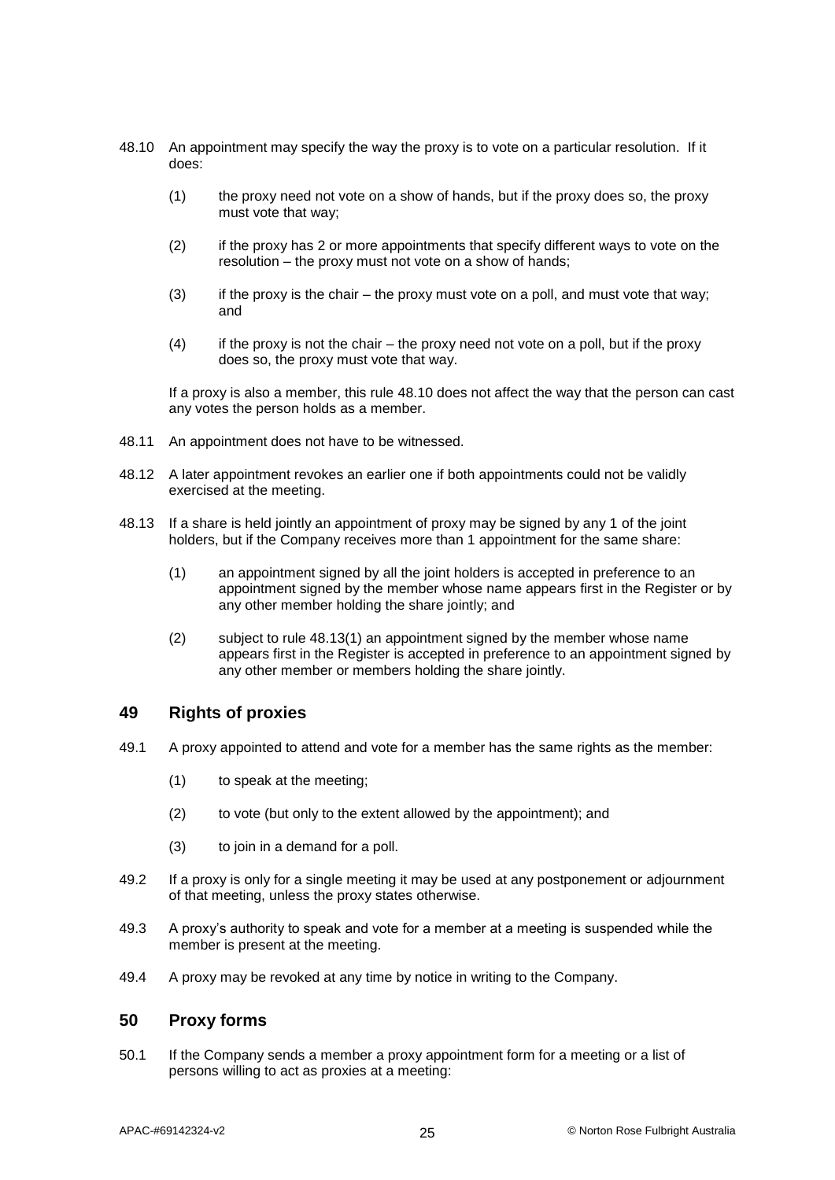48.10 An appointment may specify the way the proxy is to vote on a particular resolution. If it does:

(1) the proxy need not vote on a show of hands, but if the proxy does so, the proxy must vote that way;

(2) if the proxy has 2 or more appointments that specify different ways to vote on the resolution – the proxy must not vote on a show of hands;

(3) if the proxy is the chair – the proxy must vote on a poll, and must vote that way; and

(4) if the proxy is not the chair – the proxy need not vote on a poll, but if the proxy does so, the proxy must vote that way.

If a proxy is also a member, this rule 48.10 does not affect the way that the person can cast any votes the person holds as a member.

48.11 An appointment does not have to be witnessed.

48.12 A later appointment revokes an earlier one if both appointments could not be validly exercised at the meeting.

48.13 If a share is held jointly an appointment of proxy may be signed by any 1 of the joint holders, but if the Company receives more than 1 appointment for the same share:

(1) an appointment signed by all the joint holders is accepted in preference to an appointment signed by the member whose name appears first in the Register or by any other member holding the share jointly; and

(2) subject to rule 48.13(1) an appointment signed by the member whose name appears first in the Register is accepted in preference to an appointment signed by any other member or members holding the share jointly.

## 49 Rights of proxies

49.1 A proxy appointed to attend and vote for a member has the same rights as the member:

(1) to speak at the meeting;

(2) to vote (but only to the extent allowed by the appointment); and

(3) to join in a demand for a poll.

49.2 If a proxy is only for a single meeting it may be used at any postponement or adjournment of that meeting, unless the proxy states otherwise.

49.3 A proxy's authority to speak and vote for a member at a meeting is suspended while the member is present at the meeting.

49.4 A proxy may be revoked at any time by notice in writing to the Company.

## 50 Proxy forms

50.1 If the Company sends a member a proxy appointment form for a meeting or a list of persons willing to act as proxies at a meeting: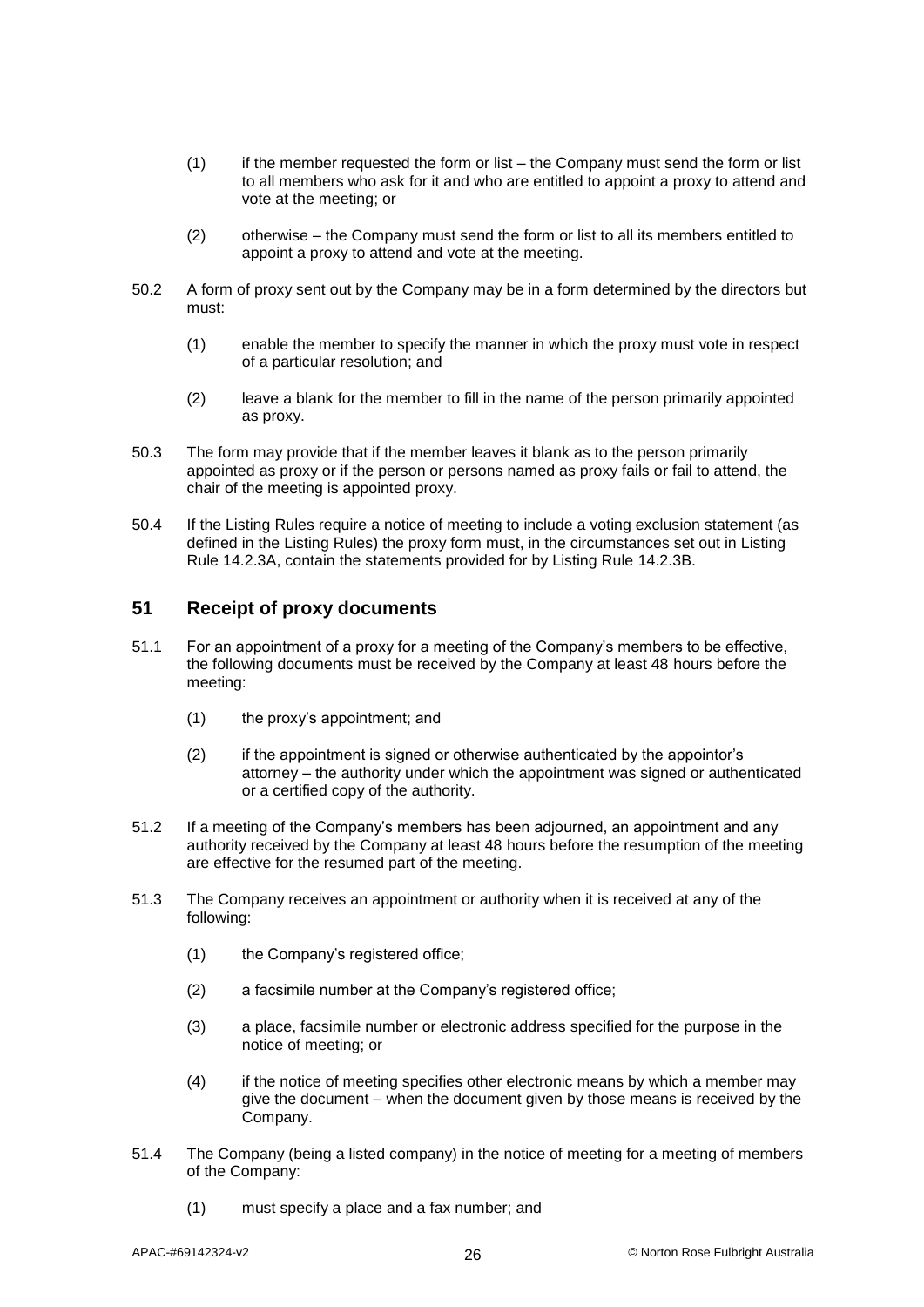(1) if the member requested the form or list – the Company must send the form or list to all members who ask for it and who are entitled to appoint a proxy to attend and vote at the meeting; or

(2) otherwise – the Company must send the form or list to all its members entitled to appoint a proxy to attend and vote at the meeting.

50.2 A form of proxy sent out by the Company may be in a form determined by the directors but must:

(1) enable the member to specify the manner in which the proxy must vote in respect of a particular resolution; and

(2) leave a blank for the member to fill in the name of the person primarily appointed as proxy.

50.3 The form may provide that if the member leaves it blank as to the person primarily appointed as proxy or if the person or persons named as proxy fails or fail to attend, the chair of the meeting is appointed proxy.

50.4 If the Listing Rules require a notice of meeting to include a voting exclusion statement (as defined in the Listing Rules) the proxy form must, in the circumstances set out in Listing Rule 14.2.3A, contain the statements provided for by Listing Rule 14.2.3B.

## 51 Receipt of proxy documents

51.1 For an appointment of a proxy for a meeting of the Company's members to be effective, the following documents must be received by the Company at least 48 hours before the meeting:

(1) the proxy's appointment; and

(2) if the appointment is signed or otherwise authenticated by the appointor's attorney – the authority under which the appointment was signed or authenticated or a certified copy of the authority.

51.2 If a meeting of the Company's members has been adjourned, an appointment and any authority received by the Company at least 48 hours before the resumption of the meeting are effective for the resumed part of the meeting.

51.3 The Company receives an appointment or authority when it is received at any of the following:

(1) the Company's registered office;

(2) a facsimile number at the Company's registered office;

(3) a place, facsimile number or electronic address specified for the purpose in the notice of meeting; or

(4) if the notice of meeting specifies other electronic means by which a member may give the document – when the document given by those means is received by the Company.

51.4 The Company (being a listed company) in the notice of meeting for a meeting of members of the Company:

(1) must specify a place and a fax number; and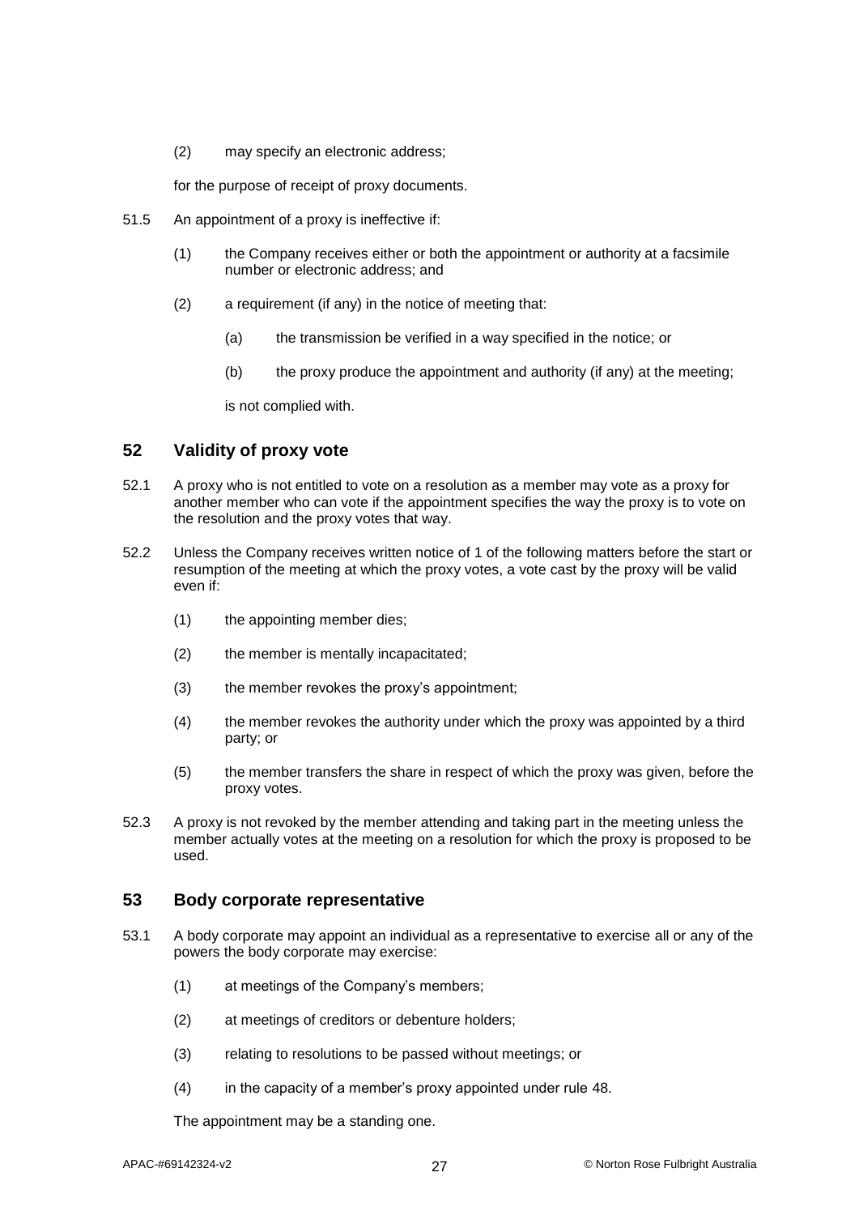(2) may specify an electronic address;

for the purpose of receipt of proxy documents.

51.5 An appointment of a proxy is ineffective if:

(1) the Company receives either or both the appointment or authority at a facsimile number or electronic address; and

(2) a requirement (if any) in the notice of meeting that:

(a) the transmission be verified in a way specified in the notice; or

(b) the proxy produce the appointment and authority (if any) at the meeting;

is not complied with.

## 52 Validity of proxy vote

52.1 A proxy who is not entitled to vote on a resolution as a member may vote as a proxy for another member who can vote if the appointment specifies the way the proxy is to vote on the resolution and the proxy votes that way.

52.2 Unless the Company receives written notice of 1 of the following matters before the start or resumption of the meeting at which the proxy votes, a vote cast by the proxy will be valid even if:

(1) the appointing member dies;

(2) the member is mentally incapacitated;

(3) the member revokes the proxy's appointment;

(4) the member revokes the authority under which the proxy was appointed by a third party; or

(5) the member transfers the share in respect of which the proxy was given, before the proxy votes.

52.3 A proxy is not revoked by the member attending and taking part in the meeting unless the member actually votes at the meeting on a resolution for which the proxy is proposed to be used.

## 53 Body corporate representative

53.1 A body corporate may appoint an individual as a representative to exercise all or any of the powers the body corporate may exercise:

(1) at meetings of the Company's members;

(2) at meetings of creditors or debenture holders;

(3) relating to resolutions to be passed without meetings; or

(4) in the capacity of a member's proxy appointed under rule 48.

The appointment may be a standing one.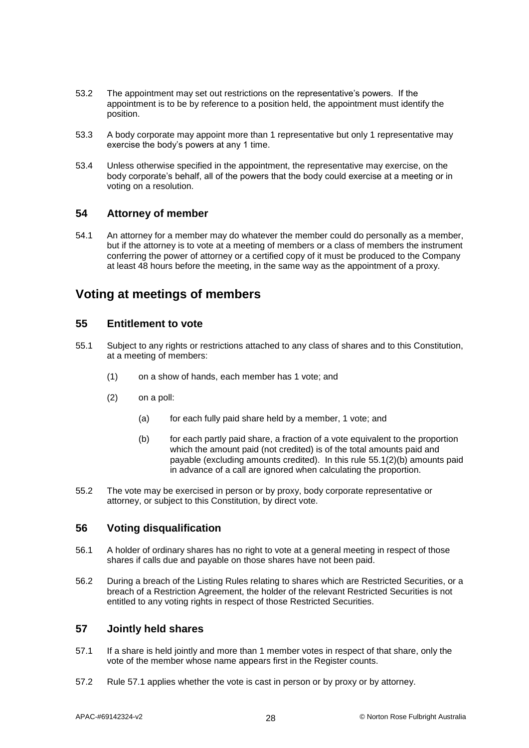53.2 The appointment may set out restrictions on the representative's powers. If the appointment is to be by reference to a position held, the appointment must identify the position.

53.3 A body corporate may appoint more than 1 representative but only 1 representative may exercise the body's powers at any 1 time.

53.4 Unless otherwise specified in the appointment, the representative may exercise, on the body corporate's behalf, all of the powers that the body could exercise at a meeting or in voting on a resolution.

### 54 Attorney of member

54.1 An attorney for a member may do whatever the member could do personally as a member, but if the attorney is to vote at a meeting of members or a class of members the instrument conferring the power of attorney or a certified copy of it must be produced to the Company at least 48 hours before the meeting, in the same way as the appointment of a proxy.

## Voting at meetings of members

### 55 Entitlement to vote

55.1 Subject to any rights or restrictions attached to any class of shares and to this Constitution, at a meeting of members:

(1) on a show of hands, each member has 1 vote; and

(2) on a poll:

(a) for each fully paid share held by a member, 1 vote; and

(b) for each partly paid share, a fraction of a vote equivalent to the proportion which the amount paid (not credited) is of the total amounts paid and payable (excluding amounts credited). In this rule 55.1(2)(b) amounts paid in advance of a call are ignored when calculating the proportion.

55.2 The vote may be exercised in person or by proxy, body corporate representative or attorney, or subject to this Constitution, by direct vote.

### 56 Voting disqualification

56.1 A holder of ordinary shares has no right to vote at a general meeting in respect of those shares if calls due and payable on those shares have not been paid.

56.2 During a breach of the Listing Rules relating to shares which are Restricted Securities, or a breach of a Restriction Agreement, the holder of the relevant Restricted Securities is not entitled to any voting rights in respect of those Restricted Securities.

### 57 Jointly held shares

57.1 If a share is held jointly and more than 1 member votes in respect of that share, only the vote of the member whose name appears first in the Register counts.

57.2 Rule 57.1 applies whether the vote is cast in person or by proxy or by attorney.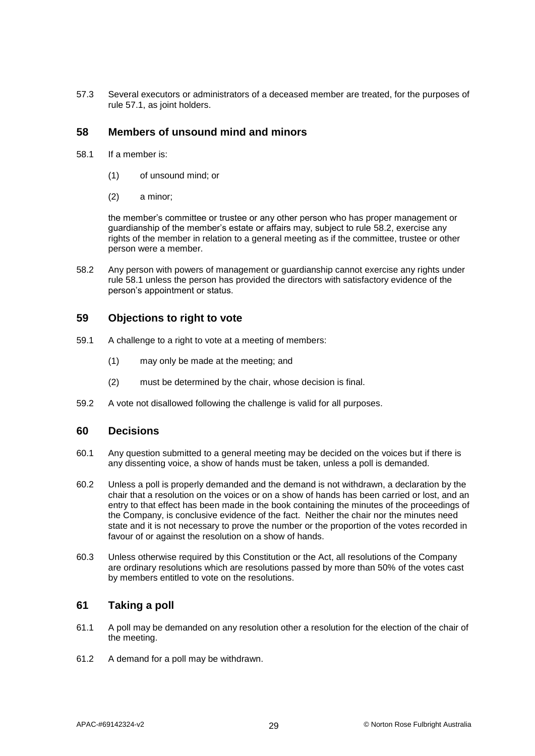57.3 Several executors or administrators of a deceased member are treated, for the purposes of rule 57.1, as joint holders.

## 58 Members of unsound mind and minors

58.1 If a member is:

(1) of unsound mind; or

(2) a minor;

the member's committee or trustee or any other person who has proper management or guardianship of the member's estate or affairs may, subject to rule 58.2, exercise any rights of the member in relation to a general meeting as if the committee, trustee or other person were a member.

58.2 Any person with powers of management or guardianship cannot exercise any rights under rule 58.1 unless the person has provided the directors with satisfactory evidence of the person's appointment or status.

## 59 Objections to right to vote

59.1 A challenge to a right to vote at a meeting of members:

(1) may only be made at the meeting; and

(2) must be determined by the chair, whose decision is final.

59.2 A vote not disallowed following the challenge is valid for all purposes.

## 60 Decisions

60.1 Any question submitted to a general meeting may be decided on the voices but if there is any dissenting voice, a show of hands must be taken, unless a poll is demanded.

60.2 Unless a poll is properly demanded and the demand is not withdrawn, a declaration by the chair that a resolution on the voices or on a show of hands has been carried or lost, and an entry to that effect has been made in the book containing the minutes of the proceedings of the Company, is conclusive evidence of the fact. Neither the chair nor the minutes need state and it is not necessary to prove the number or the proportion of the votes recorded in favour of or against the resolution on a show of hands.

60.3 Unless otherwise required by this Constitution or the Act, all resolutions of the Company are ordinary resolutions which are resolutions passed by more than 50% of the votes cast by members entitled to vote on the resolutions.

## 61 Taking a poll

61.1 A poll may be demanded on any resolution other a resolution for the election of the chair of the meeting.

61.2 A demand for a poll may be withdrawn.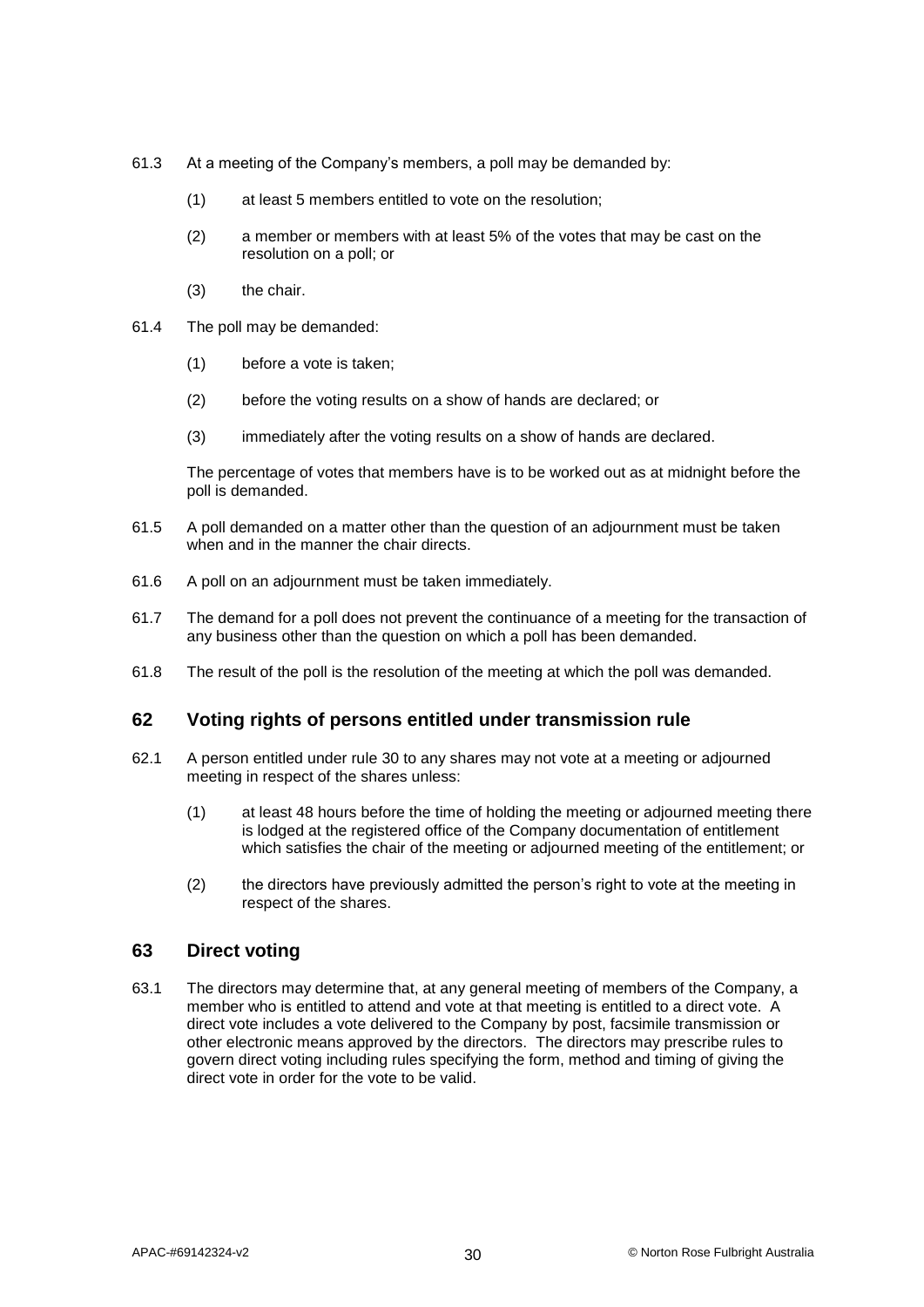61.3 At a meeting of the Company's members, a poll may be demanded by:

(1) at least 5 members entitled to vote on the resolution;

(2) a member or members with at least 5% of the votes that may be cast on the resolution on a poll; or

(3) the chair.

61.4 The poll may be demanded:

(1) before a vote is taken;

(2) before the voting results on a show of hands are declared; or

(3) immediately after the voting results on a show of hands are declared.

The percentage of votes that members have is to be worked out as at midnight before the poll is demanded.

61.5 A poll demanded on a matter other than the question of an adjournment must be taken when and in the manner the chair directs.

61.6 A poll on an adjournment must be taken immediately.

61.7 The demand for a poll does not prevent the continuance of a meeting for the transaction of any business other than the question on which a poll has been demanded.

61.8 The result of the poll is the resolution of the meeting at which the poll was demanded.

## 62 Voting rights of persons entitled under transmission rule

62.1 A person entitled under rule 30 to any shares may not vote at a meeting or adjourned meeting in respect of the shares unless:

(1) at least 48 hours before the time of holding the meeting or adjourned meeting there is lodged at the registered office of the Company documentation of entitlement which satisfies the chair of the meeting or adjourned meeting of the entitlement; or

(2) the directors have previously admitted the person's right to vote at the meeting in respect of the shares.

## 63 Direct voting

63.1 The directors may determine that, at any general meeting of members of the Company, a member who is entitled to attend and vote at that meeting is entitled to a direct vote. A direct vote includes a vote delivered to the Company by post, facsimile transmission or other electronic means approved by the directors. The directors may prescribe rules to govern direct voting including rules specifying the form, method and timing of giving the direct vote in order for the vote to be valid.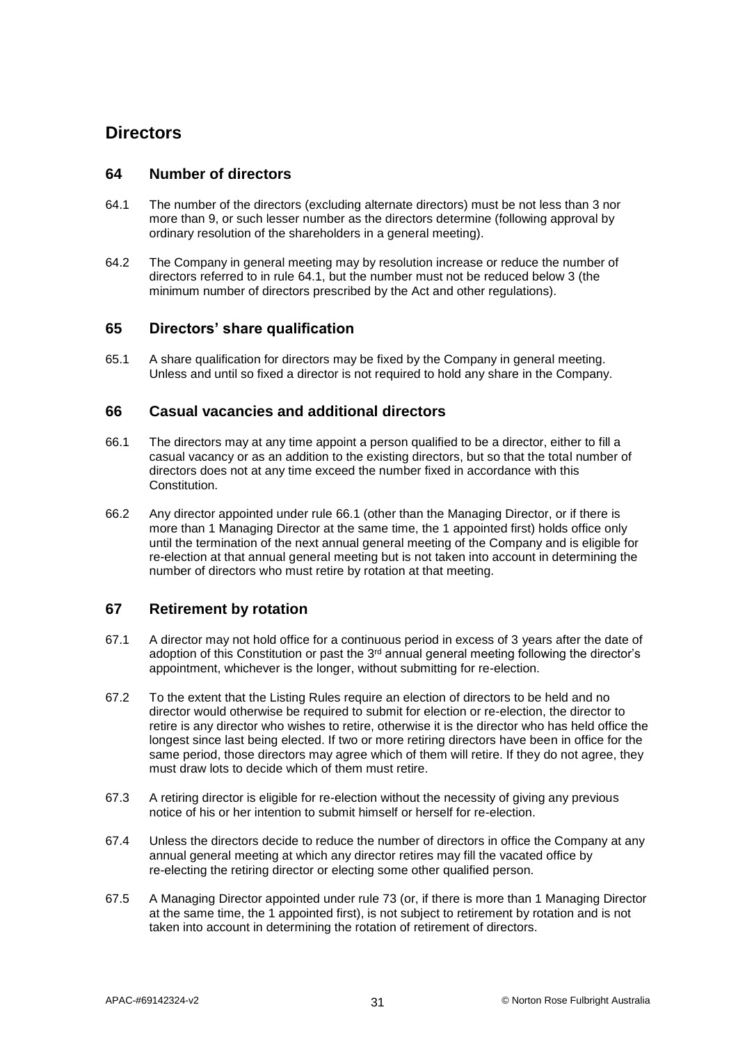# Directors

## 64 Number of directors

64.1 The number of the directors (excluding alternate directors) must be not less than 3 nor more than 9, or such lesser number as the directors determine (following approval by ordinary resolution of the shareholders in a general meeting).

64.2 The Company in general meeting may by resolution increase or reduce the number of directors referred to in rule 64.1, but the number must not be reduced below 3 (the minimum number of directors prescribed by the Act and other regulations).

## 65 Directors' share qualification

65.1 A share qualification for directors may be fixed by the Company in general meeting. Unless and until so fixed a director is not required to hold any share in the Company.

## 66 Casual vacancies and additional directors

66.1 The directors may at any time appoint a person qualified to be a director, either to fill a casual vacancy or as an addition to the existing directors, but so that the total number of directors does not at any time exceed the number fixed in accordance with this Constitution.

66.2 Any director appointed under rule 66.1 (other than the Managing Director, or if there is more than 1 Managing Director at the same time, the 1 appointed first) holds office only until the termination of the next annual general meeting of the Company and is eligible for re-election at that annual general meeting but is not taken into account in determining the number of directors who must retire by rotation at that meeting.

## 67 Retirement by rotation

67.1 A director may not hold office for a continuous period in excess of 3 years after the date of adoption of this Constitution or past the 3rd annual general meeting following the director's appointment, whichever is the longer, without submitting for re-election.

67.2 To the extent that the Listing Rules require an election of directors to be held and no director would otherwise be required to submit for election or re-election, the director to retire is any director who wishes to retire, otherwise it is the director who has held office the longest since last being elected. If two or more retiring directors have been in office for the same period, those directors may agree which of them will retire. If they do not agree, they must draw lots to decide which of them must retire.

67.3 A retiring director is eligible for re-election without the necessity of giving any previous notice of his or her intention to submit himself or herself for re-election.

67.4 Unless the directors decide to reduce the number of directors in office the Company at any annual general meeting at which any director retires may fill the vacated office by re-electing the retiring director or electing some other qualified person.

67.5 A Managing Director appointed under rule 73 (or, if there is more than 1 Managing Director at the same time, the 1 appointed first), is not subject to retirement by rotation and is not taken into account in determining the rotation of retirement of directors.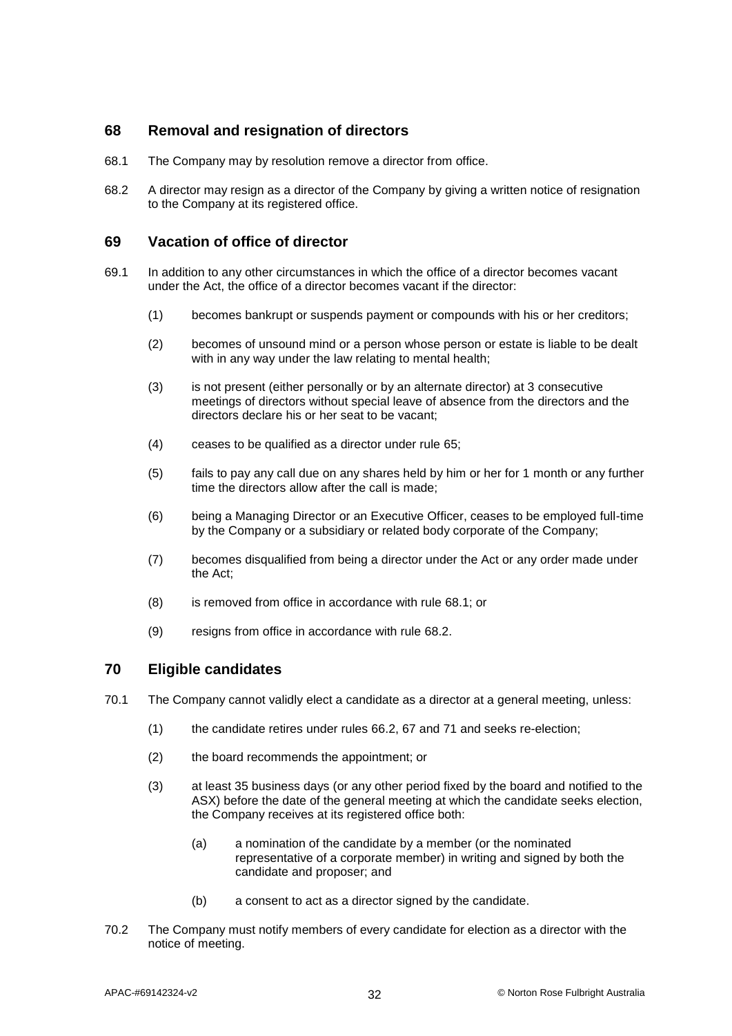## 68 Removal and resignation of directors

68.1 The Company may by resolution remove a director from office.

68.2 A director may resign as a director of the Company by giving a written notice of resignation to the Company at its registered office.

## 69 Vacation of office of director

69.1 In addition to any other circumstances in which the office of a director becomes vacant under the Act, the office of a director becomes vacant if the director:

(1) becomes bankrupt or suspends payment or compounds with his or her creditors;

(2) becomes of unsound mind or a person whose person or estate is liable to be dealt with in any way under the law relating to mental health;

(3) is not present (either personally or by an alternate director) at 3 consecutive meetings of directors without special leave of absence from the directors and the directors declare his or her seat to be vacant;

(4) ceases to be qualified as a director under rule 65;

(5) fails to pay any call due on any shares held by him or her for 1 month or any further time the directors allow after the call is made;

(6) being a Managing Director or an Executive Officer, ceases to be employed full-time by the Company or a subsidiary or related body corporate of the Company;

(7) becomes disqualified from being a director under the Act or any order made under the Act;

(8) is removed from office in accordance with rule 68.1; or

(9) resigns from office in accordance with rule 68.2.

## 70 Eligible candidates

70.1 The Company cannot validly elect a candidate as a director at a general meeting, unless:

(1) the candidate retires under rules 66.2, 67 and 71 and seeks re-election;

(2) the board recommends the appointment; or

(3) at least 35 business days (or any other period fixed by the board and notified to the ASX) before the date of the general meeting at which the candidate seeks election, the Company receives at its registered office both:

(a) a nomination of the candidate by a member (or the nominated representative of a corporate member) in writing and signed by both the candidate and proposer; and

(b) a consent to act as a director signed by the candidate.

70.2 The Company must notify members of every candidate for election as a director with the notice of meeting.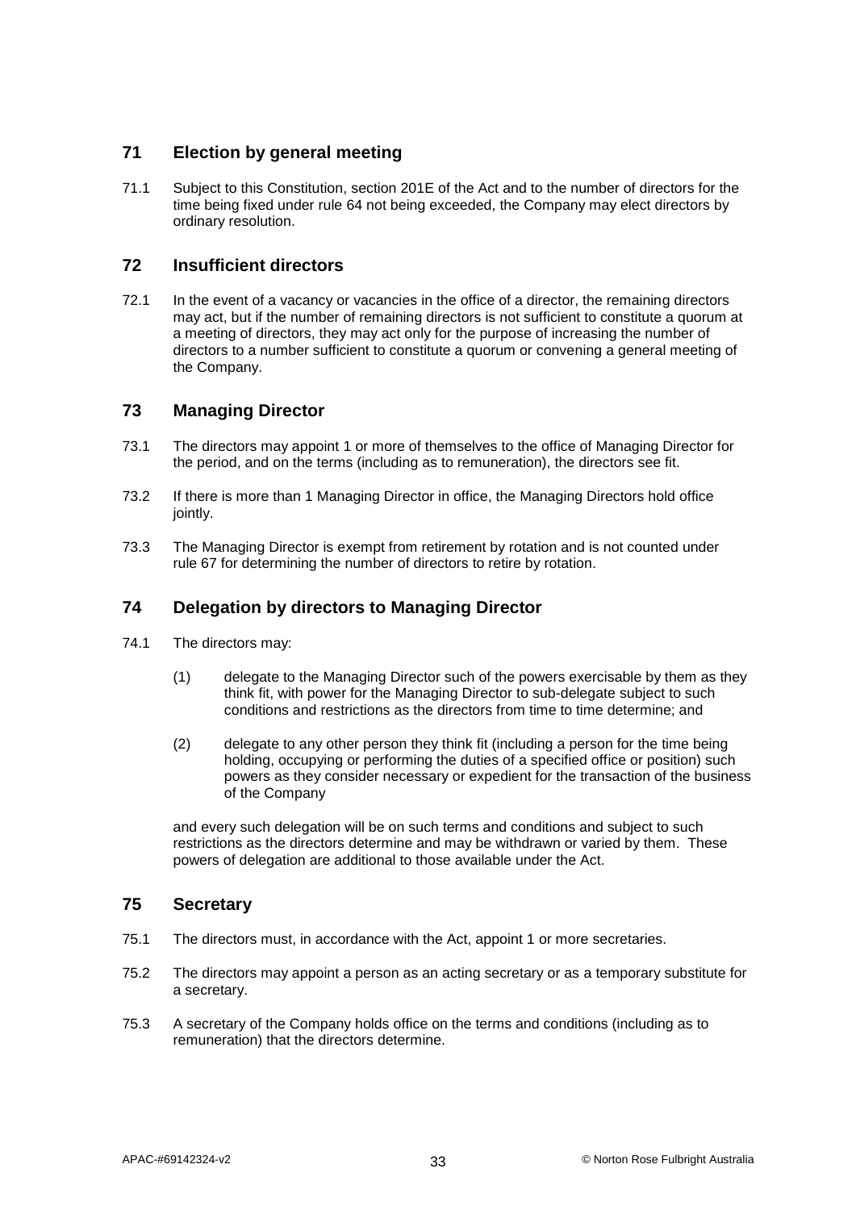## 71 Election by general meeting

71.1 Subject to this Constitution, section 201E of the Act and to the number of directors for the time being fixed under rule 64 not being exceeded, the Company may elect directors by ordinary resolution.

## 72 Insufficient directors

72.1 In the event of a vacancy or vacancies in the office of a director, the remaining directors may act, but if the number of remaining directors is not sufficient to constitute a quorum at a meeting of directors, they may act only for the purpose of increasing the number of directors to a number sufficient to constitute a quorum or convening a general meeting of the Company.

## 73 Managing Director

73.1 The directors may appoint 1 or more of themselves to the office of Managing Director for the period, and on the terms (including as to remuneration), the directors see fit.

73.2 If there is more than 1 Managing Director in office, the Managing Directors hold office jointly.

73.3 The Managing Director is exempt from retirement by rotation and is not counted under rule 67 for determining the number of directors to retire by rotation.

## 74 Delegation by directors to Managing Director

74.1 The directors may:

(1) delegate to the Managing Director such of the powers exercisable by them as they think fit, with power for the Managing Director to sub-delegate subject to such conditions and restrictions as the directors from time to time determine; and

(2) delegate to any other person they think fit (including a person for the time being holding, occupying or performing the duties of a specified office or position) such powers as they consider necessary or expedient for the transaction of the business of the Company

and every such delegation will be on such terms and conditions and subject to such restrictions as the directors determine and may be withdrawn or varied by them. These powers of delegation are additional to those available under the Act.

## 75 Secretary

75.1 The directors must, in accordance with the Act, appoint 1 or more secretaries.

75.2 The directors may appoint a person as an acting secretary or as a temporary substitute for a secretary.

75.3 A secretary of the Company holds office on the terms and conditions (including as to remuneration) that the directors determine.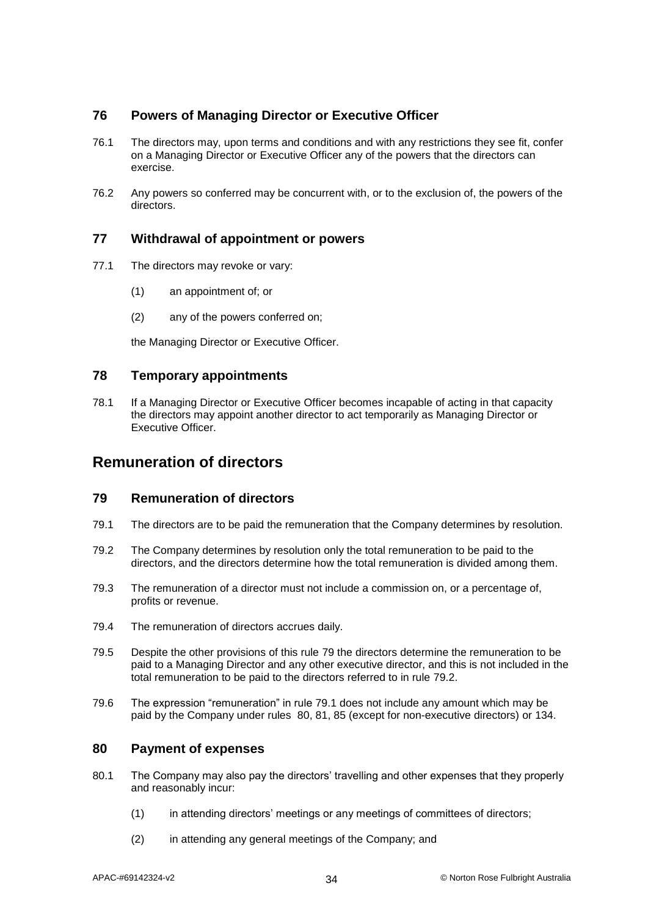### 76 Powers of Managing Director or Executive Officer

76.1 The directors may, upon terms and conditions and with any restrictions they see fit, confer on a Managing Director or Executive Officer any of the powers that the directors can exercise.

76.2 Any powers so conferred may be concurrent with, or to the exclusion of, the powers of the directors.

### 77 Withdrawal of appointment or powers

77.1 The directors may revoke or vary:

(1) an appointment of; or

(2) any of the powers conferred on;

the Managing Director or Executive Officer.

### 78 Temporary appointments

78.1 If a Managing Director or Executive Officer becomes incapable of acting in that capacity the directors may appoint another director to act temporarily as Managing Director or Executive Officer.

## Remuneration of directors

### 79 Remuneration of directors

79.1 The directors are to be paid the remuneration that the Company determines by resolution.

79.2 The Company determines by resolution only the total remuneration to be paid to the directors, and the directors determine how the total remuneration is divided among them.

79.3 The remuneration of a director must not include a commission on, or a percentage of, profits or revenue.

79.4 The remuneration of directors accrues daily.

79.5 Despite the other provisions of this rule 79 the directors determine the remuneration to be paid to a Managing Director and any other executive director, and this is not included in the total remuneration to be paid to the directors referred to in rule 79.2.

79.6 The expression "remuneration" in rule 79.1 does not include any amount which may be paid by the Company under rules 80, 81, 85 (except for non-executive directors) or 134.

### 80 Payment of expenses

80.1 The Company may also pay the directors' travelling and other expenses that they properly and reasonably incur:

(1) in attending directors' meetings or any meetings of committees of directors;

(2) in attending any general meetings of the Company; and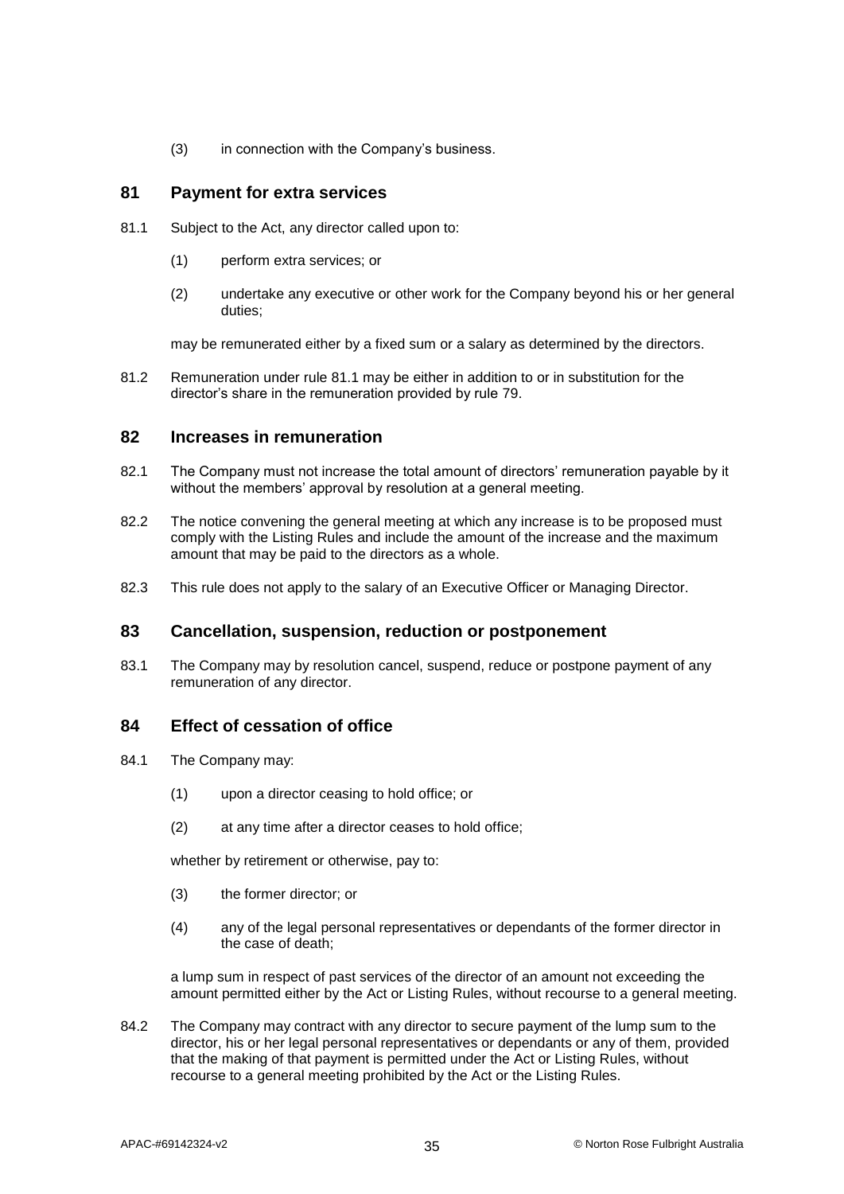(3) in connection with the Company's business.

## 81 Payment for extra services

81.1 Subject to the Act, any director called upon to:

(1) perform extra services; or

(2) undertake any executive or other work for the Company beyond his or her general duties;

may be remunerated either by a fixed sum or a salary as determined by the directors.

81.2 Remuneration under rule 81.1 may be either in addition to or in substitution for the director's share in the remuneration provided by rule 79.

## 82 Increases in remuneration

82.1 The Company must not increase the total amount of directors' remuneration payable by it without the members' approval by resolution at a general meeting.

82.2 The notice convening the general meeting at which any increase is to be proposed must comply with the Listing Rules and include the amount of the increase and the maximum amount that may be paid to the directors as a whole.

82.3 This rule does not apply to the salary of an Executive Officer or Managing Director.

## 83 Cancellation, suspension, reduction or postponement

83.1 The Company may by resolution cancel, suspend, reduce or postpone payment of any remuneration of any director.

## 84 Effect of cessation of office

84.1 The Company may:

(1) upon a director ceasing to hold office; or

(2) at any time after a director ceases to hold office;

whether by retirement or otherwise, pay to:

(3) the former director; or

(4) any of the legal personal representatives or dependants of the former director in the case of death;

a lump sum in respect of past services of the director of an amount not exceeding the amount permitted either by the Act or Listing Rules, without recourse to a general meeting.

84.2 The Company may contract with any director to secure payment of the lump sum to the director, his or her legal personal representatives or dependants or any of them, provided that the making of that payment is permitted under the Act or Listing Rules, without recourse to a general meeting prohibited by the Act or the Listing Rules.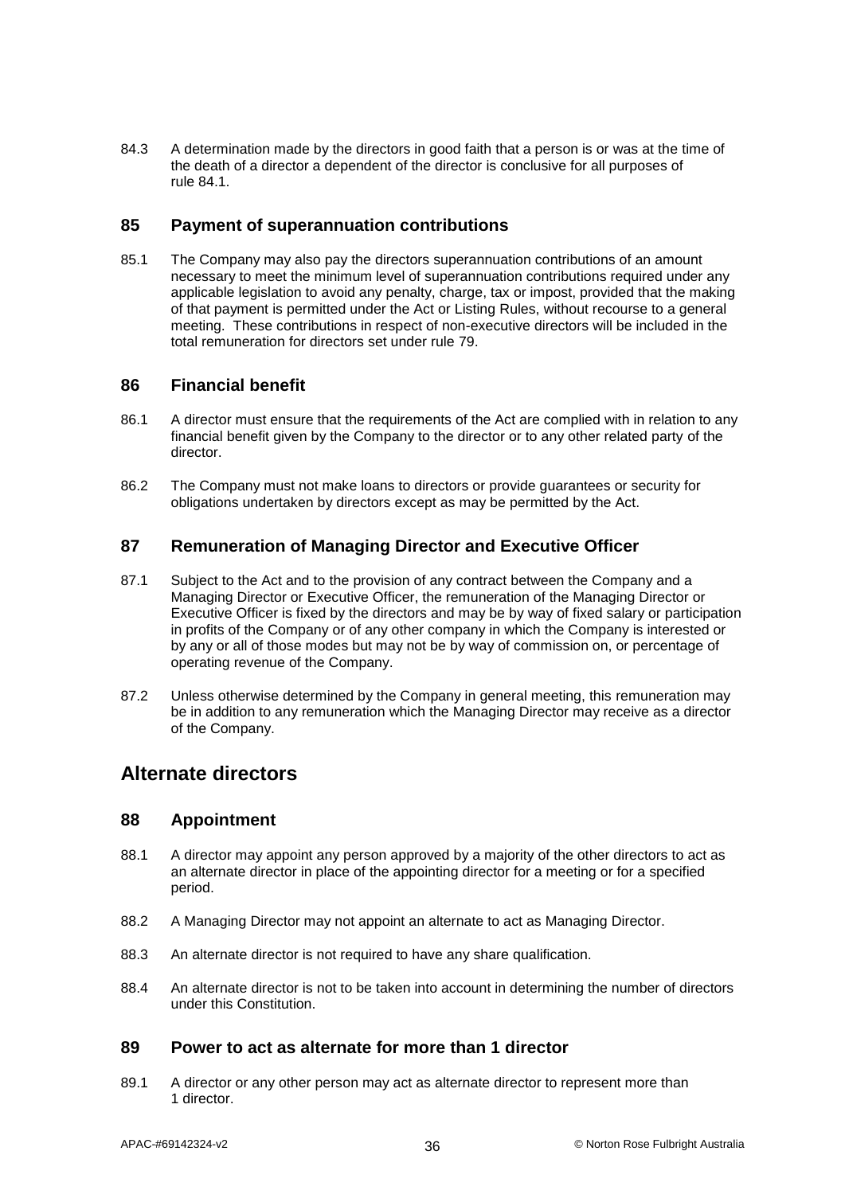84.3 A determination made by the directors in good faith that a person is or was at the time of the death of a director a dependent of the director is conclusive for all purposes of rule 84.1.

### 85 Payment of superannuation contributions

85.1 The Company may also pay the directors superannuation contributions of an amount necessary to meet the minimum level of superannuation contributions required under any applicable legislation to avoid any penalty, charge, tax or impost, provided that the making of that payment is permitted under the Act or Listing Rules, without recourse to a general meeting. These contributions in respect of non-executive directors will be included in the total remuneration for directors set under rule 79.

### 86 Financial benefit

86.1 A director must ensure that the requirements of the Act are complied with in relation to any financial benefit given by the Company to the director or to any other related party of the director.

86.2 The Company must not make loans to directors or provide guarantees or security for obligations undertaken by directors except as may be permitted by the Act.

### 87 Remuneration of Managing Director and Executive Officer

87.1 Subject to the Act and to the provision of any contract between the Company and a Managing Director or Executive Officer, the remuneration of the Managing Director or Executive Officer is fixed by the directors and may be by way of fixed salary or participation in profits of the Company or of any other company in which the Company is interested or by any or all of those modes but may not be by way of commission on, or percentage of operating revenue of the Company.

87.2 Unless otherwise determined by the Company in general meeting, this remuneration may be in addition to any remuneration which the Managing Director may receive as a director of the Company.

## Alternate directors

### 88 Appointment

88.1 A director may appoint any person approved by a majority of the other directors to act as an alternate director in place of the appointing director for a meeting or for a specified period.

88.2 A Managing Director may not appoint an alternate to act as Managing Director.

88.3 An alternate director is not required to have any share qualification.

88.4 An alternate director is not to be taken into account in determining the number of directors under this Constitution.

### 89 Power to act as alternate for more than 1 director

89.1 A director or any other person may act as alternate director to represent more than 1 director.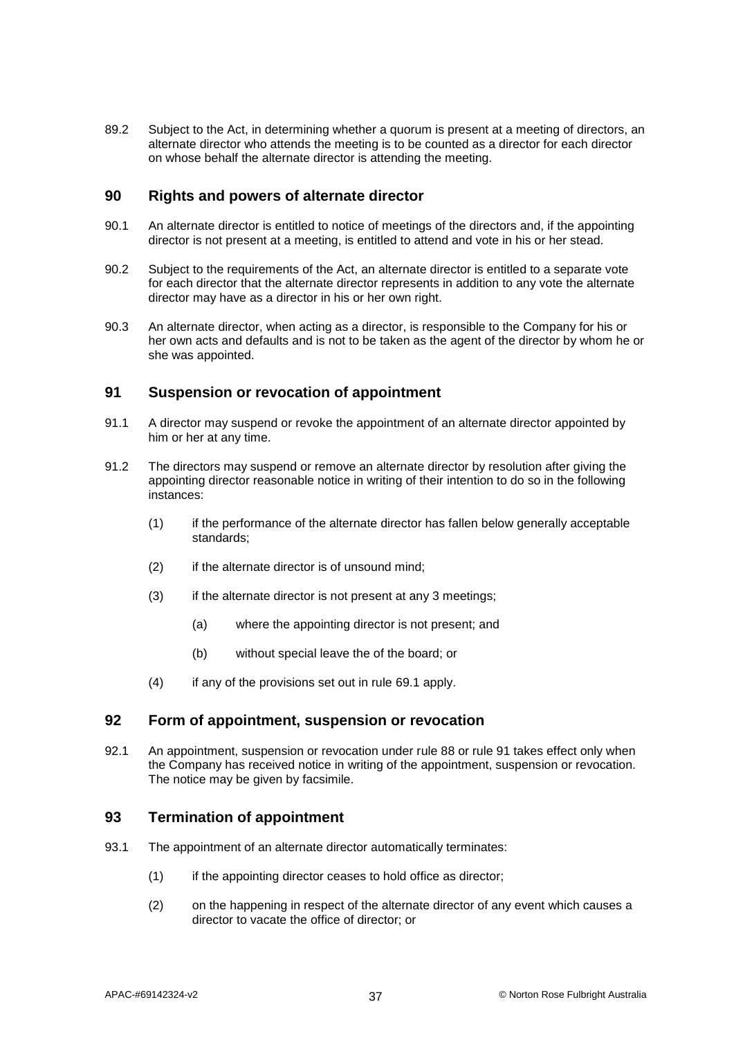89.2 Subject to the Act, in determining whether a quorum is present at a meeting of directors, an alternate director who attends the meeting is to be counted as a director for each director on whose behalf the alternate director is attending the meeting.

## 90 Rights and powers of alternate director

90.1 An alternate director is entitled to notice of meetings of the directors and, if the appointing director is not present at a meeting, is entitled to attend and vote in his or her stead.

90.2 Subject to the requirements of the Act, an alternate director is entitled to a separate vote for each director that the alternate director represents in addition to any vote the alternate director may have as a director in his or her own right.

90.3 An alternate director, when acting as a director, is responsible to the Company for his or her own acts and defaults and is not to be taken as the agent of the director by whom he or she was appointed.

## 91 Suspension or revocation of appointment

91.1 A director may suspend or revoke the appointment of an alternate director appointed by him or her at any time.

91.2 The directors may suspend or remove an alternate director by resolution after giving the appointing director reasonable notice in writing of their intention to do so in the following instances:

(1) if the performance of the alternate director has fallen below generally acceptable standards;

(2) if the alternate director is of unsound mind;

(3) if the alternate director is not present at any 3 meetings;

(a) where the appointing director is not present; and

(b) without special leave the of the board; or

(4) if any of the provisions set out in rule 69.1 apply.

## 92 Form of appointment, suspension or revocation

92.1 An appointment, suspension or revocation under rule 88 or rule 91 takes effect only when the Company has received notice in writing of the appointment, suspension or revocation. The notice may be given by facsimile.

## 93 Termination of appointment

93.1 The appointment of an alternate director automatically terminates:

(1) if the appointing director ceases to hold office as director;

(2) on the happening in respect of the alternate director of any event which causes a director to vacate the office of director; or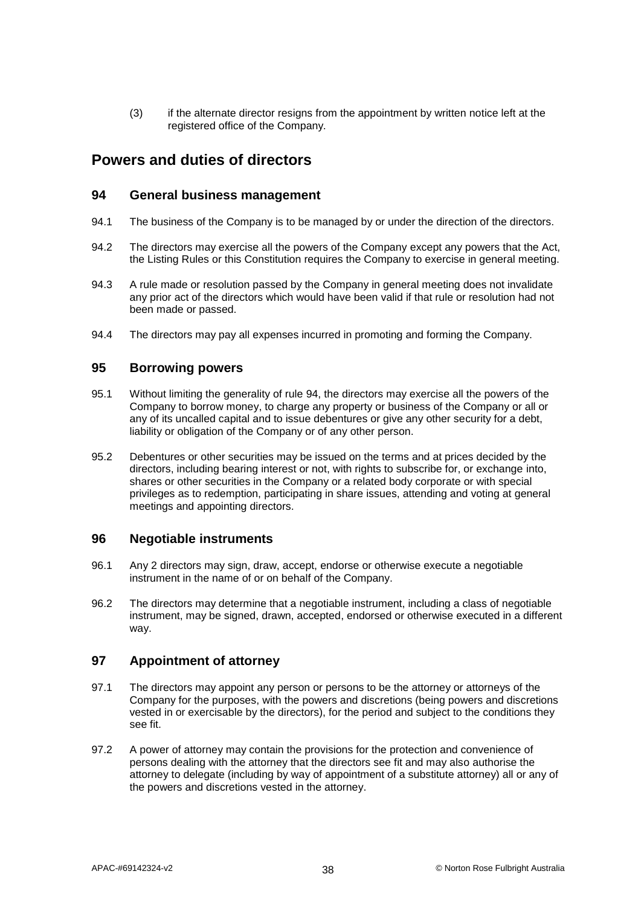(3) if the alternate director resigns from the appointment by written notice left at the registered office of the Company.

## Powers and duties of directors

### 94 General business management

94.1 The business of the Company is to be managed by or under the direction of the directors.

94.2 The directors may exercise all the powers of the Company except any powers that the Act, the Listing Rules or this Constitution requires the Company to exercise in general meeting.

94.3 A rule made or resolution passed by the Company in general meeting does not invalidate any prior act of the directors which would have been valid if that rule or resolution had not been made or passed.

94.4 The directors may pay all expenses incurred in promoting and forming the Company.

### 95 Borrowing powers

95.1 Without limiting the generality of rule 94, the directors may exercise all the powers of the Company to borrow money, to charge any property or business of the Company or all or any of its uncalled capital and to issue debentures or give any other security for a debt, liability or obligation of the Company or of any other person.

95.2 Debentures or other securities may be issued on the terms and at prices decided by the directors, including bearing interest or not, with rights to subscribe for, or exchange into, shares or other securities in the Company or a related body corporate or with special privileges as to redemption, participating in share issues, attending and voting at general meetings and appointing directors.

### 96 Negotiable instruments

96.1 Any 2 directors may sign, draw, accept, endorse or otherwise execute a negotiable instrument in the name of or on behalf of the Company.

96.2 The directors may determine that a negotiable instrument, including a class of negotiable instrument, may be signed, drawn, accepted, endorsed or otherwise executed in a different way.

### 97 Appointment of attorney

97.1 The directors may appoint any person or persons to be the attorney or attorneys of the Company for the purposes, with the powers and discretions (being powers and discretions vested in or exercisable by the directors), for the period and subject to the conditions they see fit.

97.2 A power of attorney may contain the provisions for the protection and convenience of persons dealing with the attorney that the directors see fit and may also authorise the attorney to delegate (including by way of appointment of a substitute attorney) all or any of the powers and discretions vested in the attorney.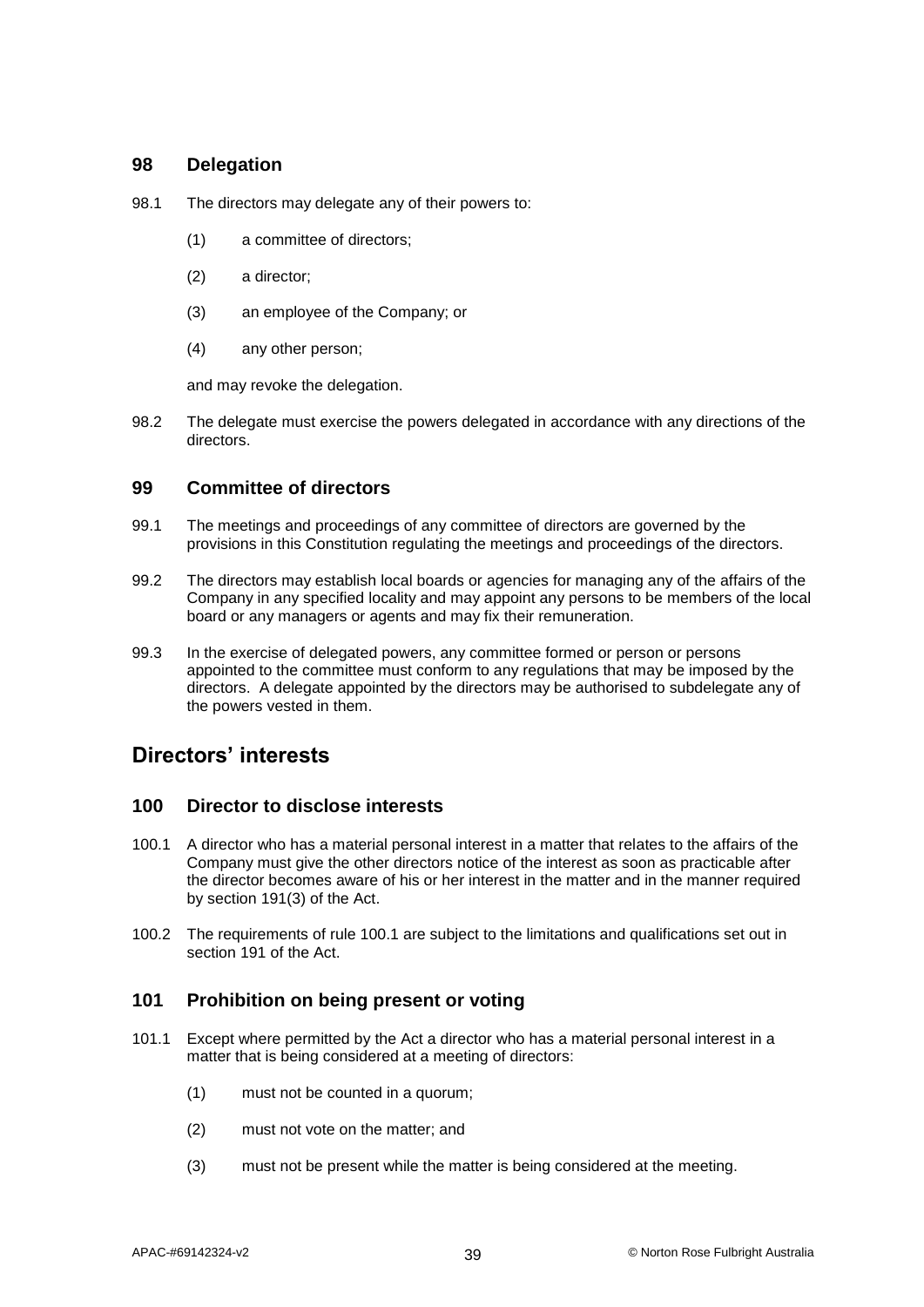### 98 Delegation

98.1 The directors may delegate any of their powers to:

(1) a committee of directors;

(2) a director;

(3) an employee of the Company; or

(4) any other person;

and may revoke the delegation.

98.2 The delegate must exercise the powers delegated in accordance with any directions of the directors.

### 99 Committee of directors

99.1 The meetings and proceedings of any committee of directors are governed by the provisions in this Constitution regulating the meetings and proceedings of the directors.

99.2 The directors may establish local boards or agencies for managing any of the affairs of the Company in any specified locality and may appoint any persons to be members of the local board or any managers or agents and may fix their remuneration.

99.3 In the exercise of delegated powers, any committee formed or person or persons appointed to the committee must conform to any regulations that may be imposed by the directors. A delegate appointed by the directors may be authorised to subdelegate any of the powers vested in them.

## Directors' interests

### 100 Director to disclose interests

100.1 A director who has a material personal interest in a matter that relates to the affairs of the Company must give the other directors notice of the interest as soon as practicable after the director becomes aware of his or her interest in the matter and in the manner required by section 191(3) of the Act.

100.2 The requirements of rule 100.1 are subject to the limitations and qualifications set out in section 191 of the Act.

### 101 Prohibition on being present or voting

101.1 Except where permitted by the Act a director who has a material personal interest in a matter that is being considered at a meeting of directors:

(1) must not be counted in a quorum;

(2) must not vote on the matter; and

(3) must not be present while the matter is being considered at the meeting.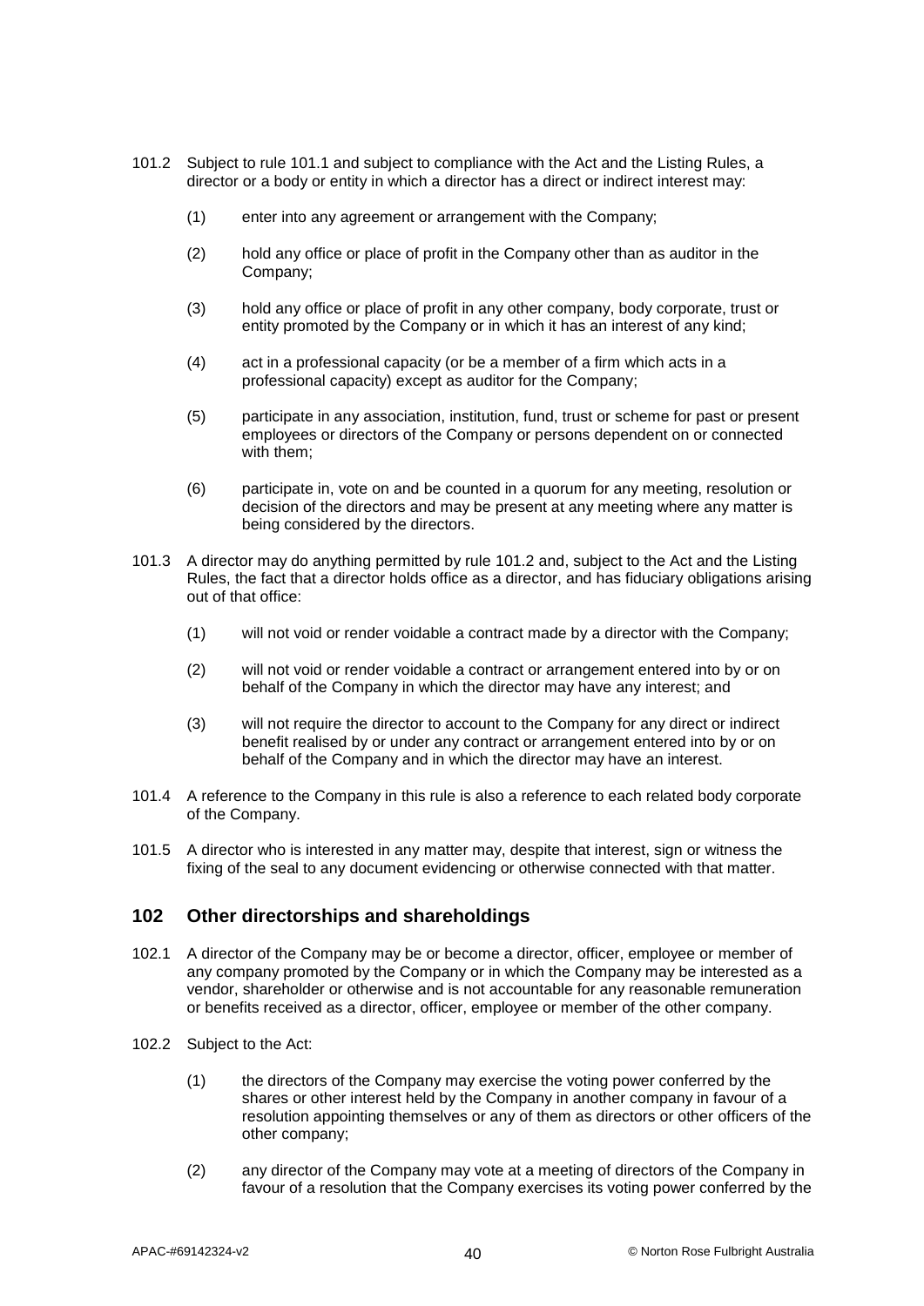101.2 Subject to rule 101.1 and subject to compliance with the Act and the Listing Rules, a director or a body or entity in which a director has a direct or indirect interest may:

(1) enter into any agreement or arrangement with the Company;

(2) hold any office or place of profit in the Company other than as auditor in the Company;

(3) hold any office or place of profit in any other company, body corporate, trust or entity promoted by the Company or in which it has an interest of any kind;

(4) act in a professional capacity (or be a member of a firm which acts in a professional capacity) except as auditor for the Company;

(5) participate in any association, institution, fund, trust or scheme for past or present employees or directors of the Company or persons dependent on or connected with them;

(6) participate in, vote on and be counted in a quorum for any meeting, resolution or decision of the directors and may be present at any meeting where any matter is being considered by the directors.

101.3 A director may do anything permitted by rule 101.2 and, subject to the Act and the Listing Rules, the fact that a director holds office as a director, and has fiduciary obligations arising out of that office:

(1) will not void or render voidable a contract made by a director with the Company;

(2) will not void or render voidable a contract or arrangement entered into by or on behalf of the Company in which the director may have any interest; and

(3) will not require the director to account to the Company for any direct or indirect benefit realised by or under any contract or arrangement entered into by or on behalf of the Company and in which the director may have an interest.

101.4 A reference to the Company in this rule is also a reference to each related body corporate of the Company.

101.5 A director who is interested in any matter may, despite that interest, sign or witness the fixing of the seal to any document evidencing or otherwise connected with that matter.

## 102 Other directorships and shareholdings

102.1 A director of the Company may be or become a director, officer, employee or member of any company promoted by the Company or in which the Company may be interested as a vendor, shareholder or otherwise and is not accountable for any reasonable remuneration or benefits received as a director, officer, employee or member of the other company.

102.2 Subject to the Act:

(1) the directors of the Company may exercise the voting power conferred by the shares or other interest held by the Company in another company in favour of a resolution appointing themselves or any of them as directors or other officers of the other company;

(2) any director of the Company may vote at a meeting of directors of the Company in favour of a resolution that the Company exercises its voting power conferred by the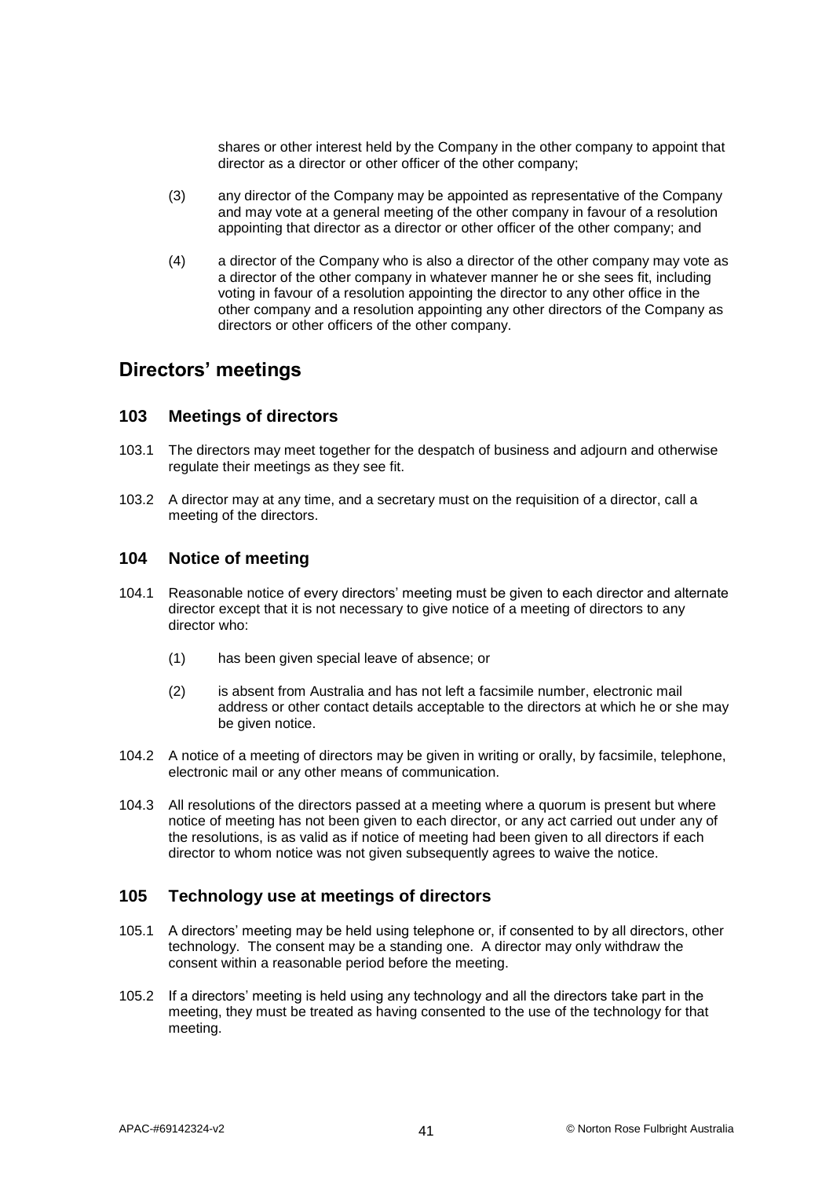shares or other interest held by the Company in the other company to appoint that director as a director or other officer of the other company;

(3) any director of the Company may be appointed as representative of the Company and may vote at a general meeting of the other company in favour of a resolution appointing that director as a director or other officer of the other company; and

(4) a director of the Company who is also a director of the other company may vote as a director of the other company in whatever manner he or she sees fit, including voting in favour of a resolution appointing the director to any other office in the other company and a resolution appointing any other directors of the Company as directors or other officers of the other company.

## Directors' meetings

### 103 Meetings of directors

103.1 The directors may meet together for the despatch of business and adjourn and otherwise regulate their meetings as they see fit.

103.2 A director may at any time, and a secretary must on the requisition of a director, call a meeting of the directors.

### 104 Notice of meeting

104.1 Reasonable notice of every directors' meeting must be given to each director and alternate director except that it is not necessary to give notice of a meeting of directors to any director who:

(1) has been given special leave of absence; or

(2) is absent from Australia and has not left a facsimile number, electronic mail address or other contact details acceptable to the directors at which he or she may be given notice.

104.2 A notice of a meeting of directors may be given in writing or orally, by facsimile, telephone, electronic mail or any other means of communication.

104.3 All resolutions of the directors passed at a meeting where a quorum is present but where notice of meeting has not been given to each director, or any act carried out under any of the resolutions, is as valid as if notice of meeting had been given to all directors if each director to whom notice was not given subsequently agrees to waive the notice.

### 105 Technology use at meetings of directors

105.1 A directors' meeting may be held using telephone or, if consented to by all directors, other technology. The consent may be a standing one. A director may only withdraw the consent within a reasonable period before the meeting.

105.2 If a directors' meeting is held using any technology and all the directors take part in the meeting, they must be treated as having consented to the use of the technology for that meeting.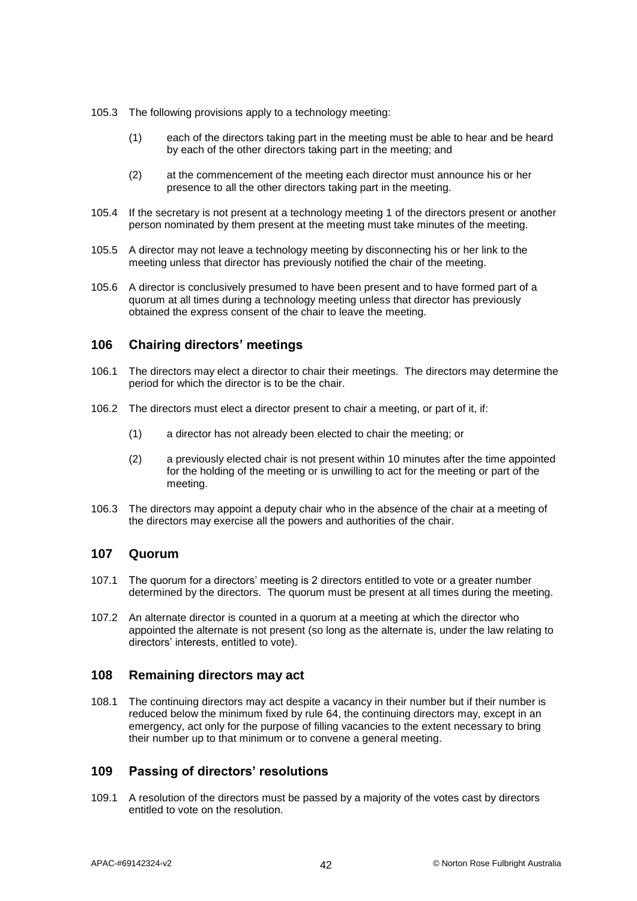105.3 The following provisions apply to a technology meeting:

(1) each of the directors taking part in the meeting must be able to hear and be heard by each of the other directors taking part in the meeting; and

(2) at the commencement of the meeting each director must announce his or her presence to all the other directors taking part in the meeting.

105.4 If the secretary is not present at a technology meeting 1 of the directors present or another person nominated by them present at the meeting must take minutes of the meeting.

105.5 A director may not leave a technology meeting by disconnecting his or her link to the meeting unless that director has previously notified the chair of the meeting.

105.6 A director is conclusively presumed to have been present and to have formed part of a quorum at all times during a technology meeting unless that director has previously obtained the express consent of the chair to leave the meeting.

## 106 Chairing directors' meetings

106.1 The directors may elect a director to chair their meetings. The directors may determine the period for which the director is to be the chair.

106.2 The directors must elect a director present to chair a meeting, or part of it, if:

(1) a director has not already been elected to chair the meeting; or

(2) a previously elected chair is not present within 10 minutes after the time appointed for the holding of the meeting or is unwilling to act for the meeting or part of the meeting.

106.3 The directors may appoint a deputy chair who in the absence of the chair at a meeting of the directors may exercise all the powers and authorities of the chair.

## 107 Quorum

107.1 The quorum for a directors' meeting is 2 directors entitled to vote or a greater number determined by the directors. The quorum must be present at all times during the meeting.

107.2 An alternate director is counted in a quorum at a meeting at which the director who appointed the alternate is not present (so long as the alternate is, under the law relating to directors' interests, entitled to vote).

## 108 Remaining directors may act

108.1 The continuing directors may act despite a vacancy in their number but if their number is reduced below the minimum fixed by rule 64, the continuing directors may, except in an emergency, act only for the purpose of filling vacancies to the extent necessary to bring their number up to that minimum or to convene a general meeting.

## 109 Passing of directors' resolutions

109.1 A resolution of the directors must be passed by a majority of the votes cast by directors entitled to vote on the resolution.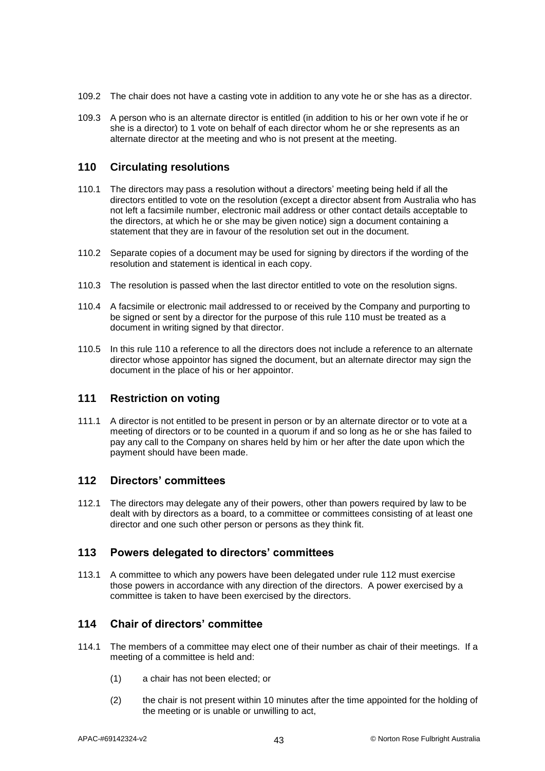109.2 The chair does not have a casting vote in addition to any vote he or she has as a director.

109.3 A person who is an alternate director is entitled (in addition to his or her own vote if he or she is a director) to 1 vote on behalf of each director whom he or she represents as an alternate director at the meeting and who is not present at the meeting.

## 110 Circulating resolutions

110.1 The directors may pass a resolution without a directors' meeting being held if all the directors entitled to vote on the resolution (except a director absent from Australia who has not left a facsimile number, electronic mail address or other contact details acceptable to the directors, at which he or she may be given notice) sign a document containing a statement that they are in favour of the resolution set out in the document.

110.2 Separate copies of a document may be used for signing by directors if the wording of the resolution and statement is identical in each copy.

110.3 The resolution is passed when the last director entitled to vote on the resolution signs.

110.4 A facsimile or electronic mail addressed to or received by the Company and purporting to be signed or sent by a director for the purpose of this rule 110 must be treated as a document in writing signed by that director.

110.5 In this rule 110 a reference to all the directors does not include a reference to an alternate director whose appointor has signed the document, but an alternate director may sign the document in the place of his or her appointor.

## 111 Restriction on voting

111.1 A director is not entitled to be present in person or by an alternate director or to vote at a meeting of directors or to be counted in a quorum if and so long as he or she has failed to pay any call to the Company on shares held by him or her after the date upon which the payment should have been made.

## 112 Directors' committees

112.1 The directors may delegate any of their powers, other than powers required by law to be dealt with by directors as a board, to a committee or committees consisting of at least one director and one such other person or persons as they think fit.

## 113 Powers delegated to directors' committees

113.1 A committee to which any powers have been delegated under rule 112 must exercise those powers in accordance with any direction of the directors. A power exercised by a committee is taken to have been exercised by the directors.

## 114 Chair of directors' committee

114.1 The members of a committee may elect one of their number as chair of their meetings. If a meeting of a committee is held and:

(1) a chair has not been elected; or

(2) the chair is not present within 10 minutes after the time appointed for the holding of the meeting or is unable or unwilling to act,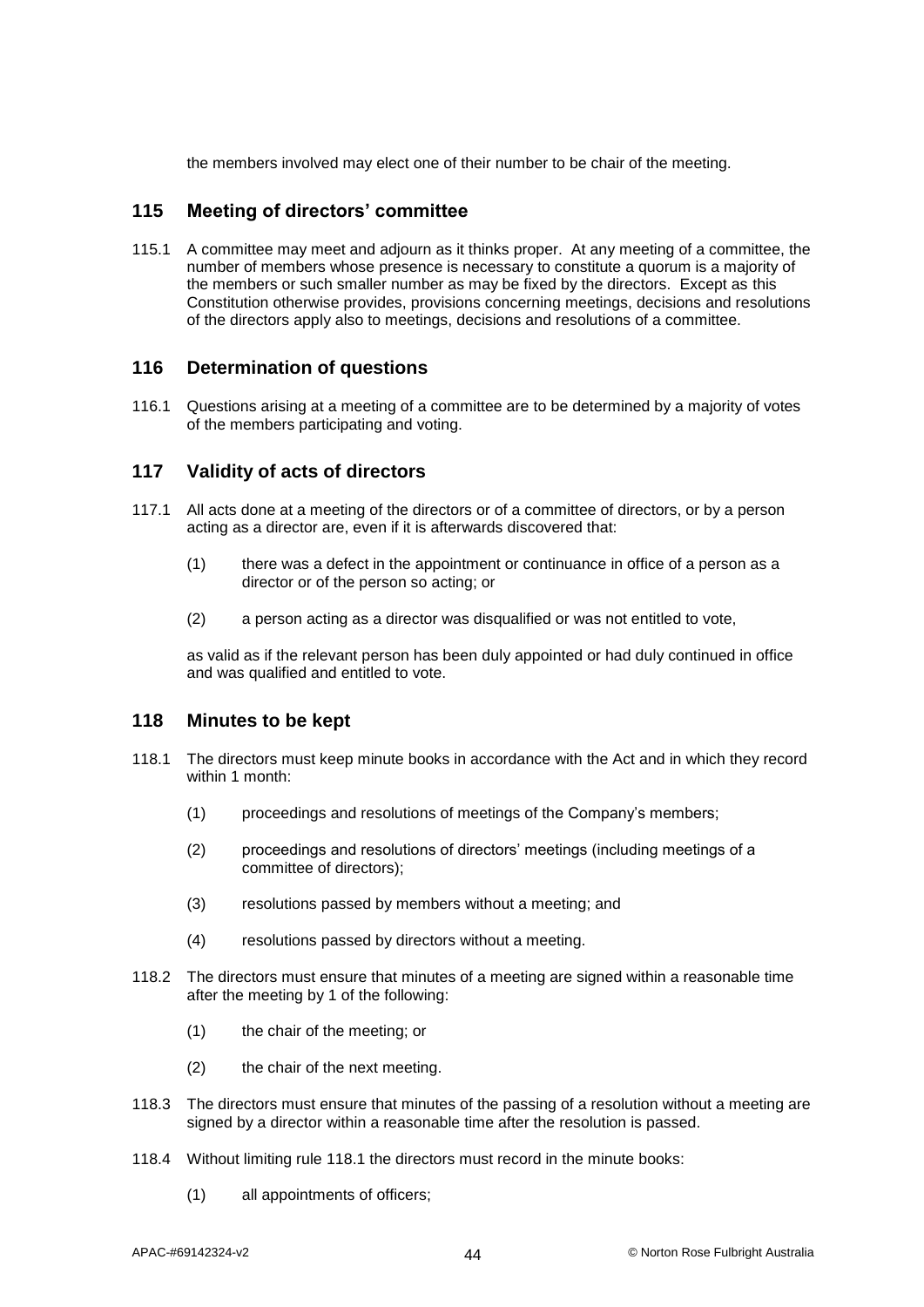the members involved may elect one of their number to be chair of the meeting.

## 115 Meeting of directors' committee

115.1 A committee may meet and adjourn as it thinks proper. At any meeting of a committee, the number of members whose presence is necessary to constitute a quorum is a majority of the members or such smaller number as may be fixed by the directors. Except as this Constitution otherwise provides, provisions concerning meetings, decisions and resolutions of the directors apply also to meetings, decisions and resolutions of a committee.

## 116 Determination of questions

116.1 Questions arising at a meeting of a committee are to be determined by a majority of votes of the members participating and voting.

## 117 Validity of acts of directors

117.1 All acts done at a meeting of the directors or of a committee of directors, or by a person acting as a director are, even if it is afterwards discovered that:

(1) there was a defect in the appointment or continuance in office of a person as a director or of the person so acting; or

(2) a person acting as a director was disqualified or was not entitled to vote,

as valid as if the relevant person has been duly appointed or had duly continued in office and was qualified and entitled to vote.

## 118 Minutes to be kept

118.1 The directors must keep minute books in accordance with the Act and in which they record within 1 month:

(1) proceedings and resolutions of meetings of the Company's members;

(2) proceedings and resolutions of directors' meetings (including meetings of a committee of directors);

(3) resolutions passed by members without a meeting; and

(4) resolutions passed by directors without a meeting.

118.2 The directors must ensure that minutes of a meeting are signed within a reasonable time after the meeting by 1 of the following:

(1) the chair of the meeting; or

(2) the chair of the next meeting.

118.3 The directors must ensure that minutes of the passing of a resolution without a meeting are signed by a director within a reasonable time after the resolution is passed.

118.4 Without limiting rule 118.1 the directors must record in the minute books:

(1) all appointments of officers;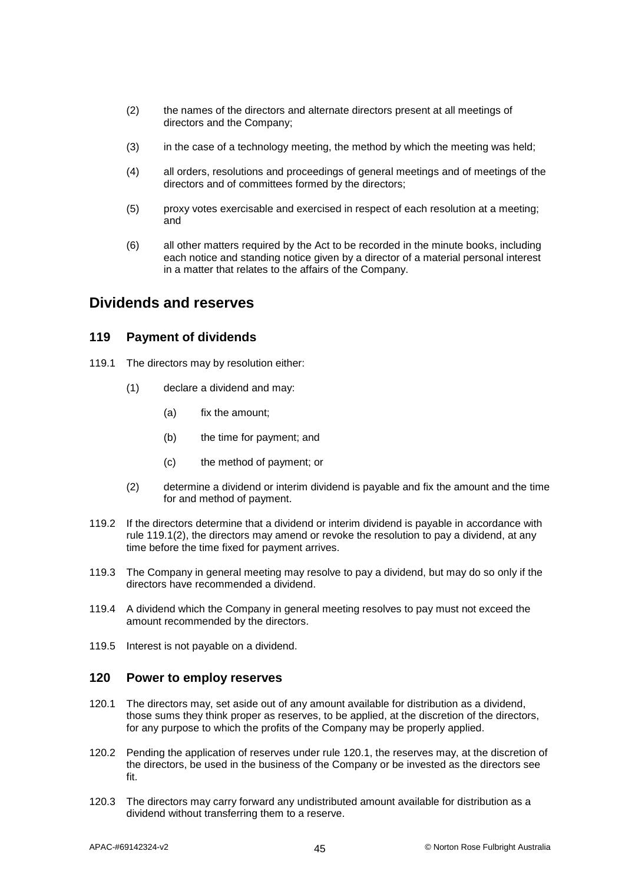(2) the names of the directors and alternate directors present at all meetings of directors and the Company;

(3) in the case of a technology meeting, the method by which the meeting was held;

(4) all orders, resolutions and proceedings of general meetings and of meetings of the directors and of committees formed by the directors;

(5) proxy votes exercisable and exercised in respect of each resolution at a meeting; and

(6) all other matters required by the Act to be recorded in the minute books, including each notice and standing notice given by a director of a material personal interest in a matter that relates to the affairs of the Company.

## Dividends and reserves

### 119 Payment of dividends

119.1 The directors may by resolution either:

(1) declare a dividend and may:

(a) fix the amount;

(b) the time for payment; and

(c) the method of payment; or

(2) determine a dividend or interim dividend is payable and fix the amount and the time for and method of payment.

119.2 If the directors determine that a dividend or interim dividend is payable in accordance with rule 119.1(2), the directors may amend or revoke the resolution to pay a dividend, at any time before the time fixed for payment arrives.

119.3 The Company in general meeting may resolve to pay a dividend, but may do so only if the directors have recommended a dividend.

119.4 A dividend which the Company in general meeting resolves to pay must not exceed the amount recommended by the directors.

119.5 Interest is not payable on a dividend.

### 120 Power to employ reserves

120.1 The directors may, set aside out of any amount available for distribution as a dividend, those sums they think proper as reserves, to be applied, at the discretion of the directors, for any purpose to which the profits of the Company may be properly applied.

120.2 Pending the application of reserves under rule 120.1, the reserves may, at the discretion of the directors, be used in the business of the Company or be invested as the directors see fit.

120.3 The directors may carry forward any undistributed amount available for distribution as a dividend without transferring them to a reserve.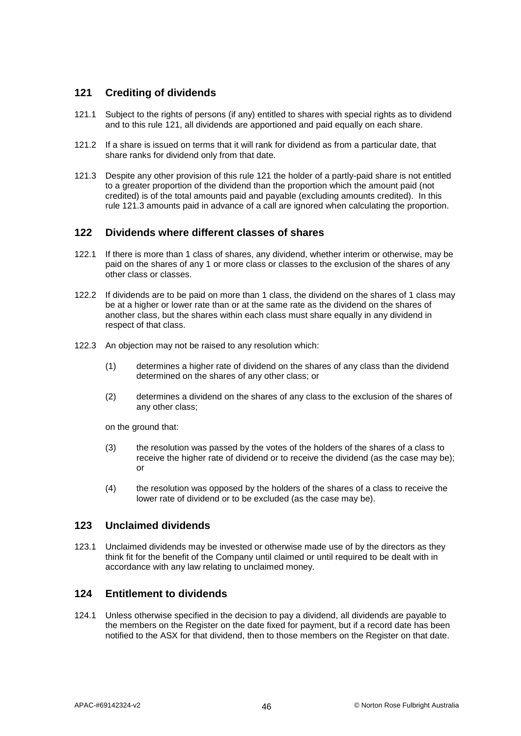## 121 Crediting of dividends

121.1 Subject to the rights of persons (if any) entitled to shares with special rights as to dividend and to this rule 121, all dividends are apportioned and paid equally on each share.

121.2 If a share is issued on terms that it will rank for dividend as from a particular date, that share ranks for dividend only from that date.

121.3 Despite any other provision of this rule 121 the holder of a partly-paid share is not entitled to a greater proportion of the dividend than the proportion which the amount paid (not credited) is of the total amounts paid and payable (excluding amounts credited). In this rule 121.3 amounts paid in advance of a call are ignored when calculating the proportion.

## 122 Dividends where different classes of shares

122.1 If there is more than 1 class of shares, any dividend, whether interim or otherwise, may be paid on the shares of any 1 or more class or classes to the exclusion of the shares of any other class or classes.

122.2 If dividends are to be paid on more than 1 class, the dividend on the shares of 1 class may be at a higher or lower rate than or at the same rate as the dividend on the shares of another class, but the shares within each class must share equally in any dividend in respect of that class.

122.3 An objection may not be raised to any resolution which:

(1) determines a higher rate of dividend on the shares of any class than the dividend determined on the shares of any other class; or

(2) determines a dividend on the shares of any class to the exclusion of the shares of any other class;

on the ground that:

(3) the resolution was passed by the votes of the holders of the shares of a class to receive the higher rate of dividend or to receive the dividend (as the case may be); or

(4) the resolution was opposed by the holders of the shares of a class to receive the lower rate of dividend or to be excluded (as the case may be).

## 123 Unclaimed dividends

123.1 Unclaimed dividends may be invested or otherwise made use of by the directors as they think fit for the benefit of the Company until claimed or until required to be dealt with in accordance with any law relating to unclaimed money.

## 124 Entitlement to dividends

124.1 Unless otherwise specified in the decision to pay a dividend, all dividends are payable to the members on the Register on the date fixed for payment, but if a record date has been notified to the ASX for that dividend, then to those members on the Register on that date.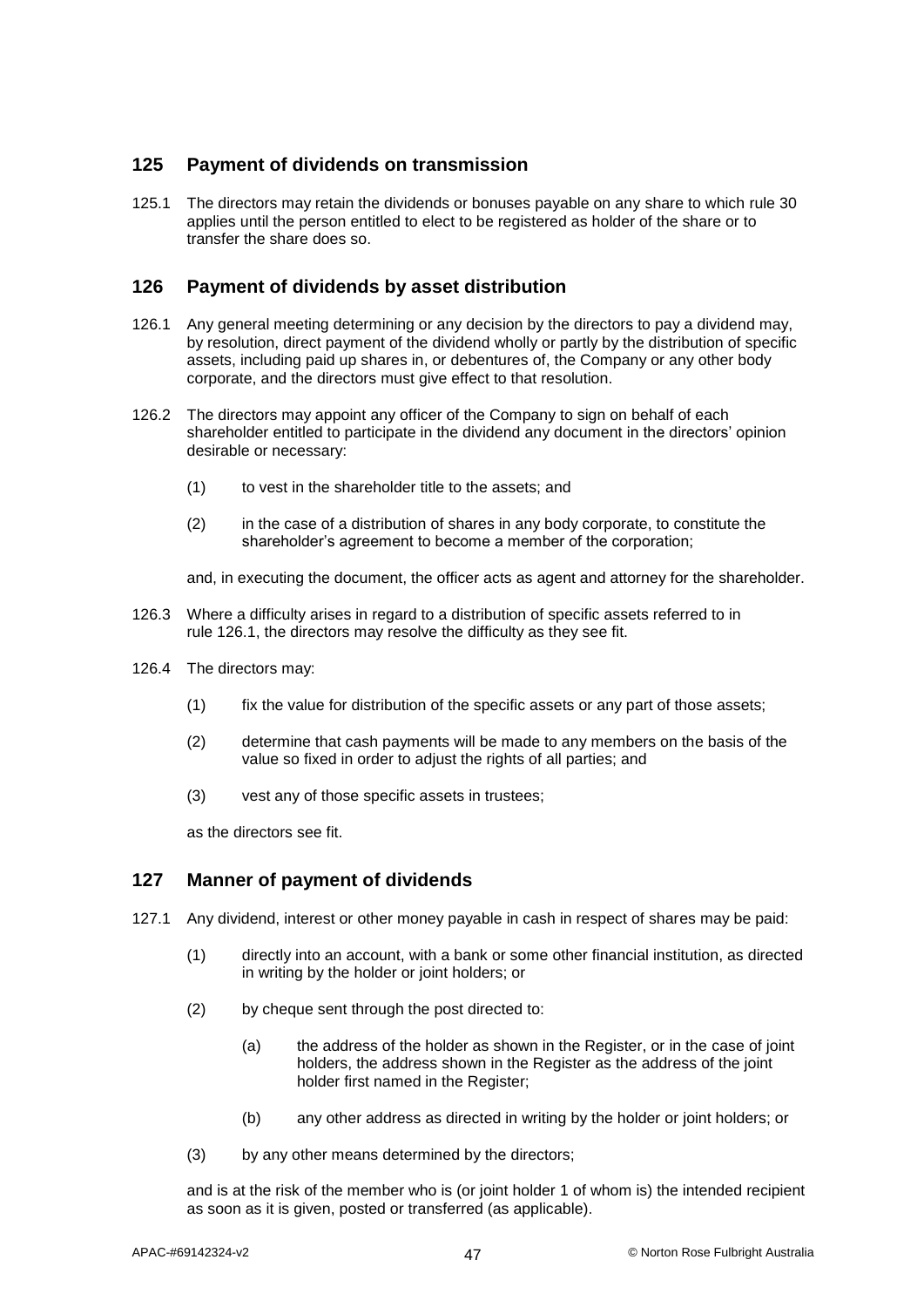## 125 Payment of dividends on transmission

125.1 The directors may retain the dividends or bonuses payable on any share to which rule 30 applies until the person entitled to elect to be registered as holder of the share or to transfer the share does so.

## 126 Payment of dividends by asset distribution

126.1 Any general meeting determining or any decision by the directors to pay a dividend may, by resolution, direct payment of the dividend wholly or partly by the distribution of specific assets, including paid up shares in, or debentures of, the Company or any other body corporate, and the directors must give effect to that resolution.

126.2 The directors may appoint any officer of the Company to sign on behalf of each shareholder entitled to participate in the dividend any document in the directors' opinion desirable or necessary:

(1) to vest in the shareholder title to the assets; and

(2) in the case of a distribution of shares in any body corporate, to constitute the shareholder's agreement to become a member of the corporation;

and, in executing the document, the officer acts as agent and attorney for the shareholder.

126.3 Where a difficulty arises in regard to a distribution of specific assets referred to in rule 126.1, the directors may resolve the difficulty as they see fit.

126.4 The directors may:

(1) fix the value for distribution of the specific assets or any part of those assets;

(2) determine that cash payments will be made to any members on the basis of the value so fixed in order to adjust the rights of all parties; and

(3) vest any of those specific assets in trustees;

as the directors see fit.

## 127 Manner of payment of dividends

127.1 Any dividend, interest or other money payable in cash in respect of shares may be paid:

(1) directly into an account, with a bank or some other financial institution, as directed in writing by the holder or joint holders; or

(2) by cheque sent through the post directed to:

(a) the address of the holder as shown in the Register, or in the case of joint holders, the address shown in the Register as the address of the joint holder first named in the Register;

(b) any other address as directed in writing by the holder or joint holders; or

(3) by any other means determined by the directors;

and is at the risk of the member who is (or joint holder 1 of whom is) the intended recipient as soon as it is given, posted or transferred (as applicable).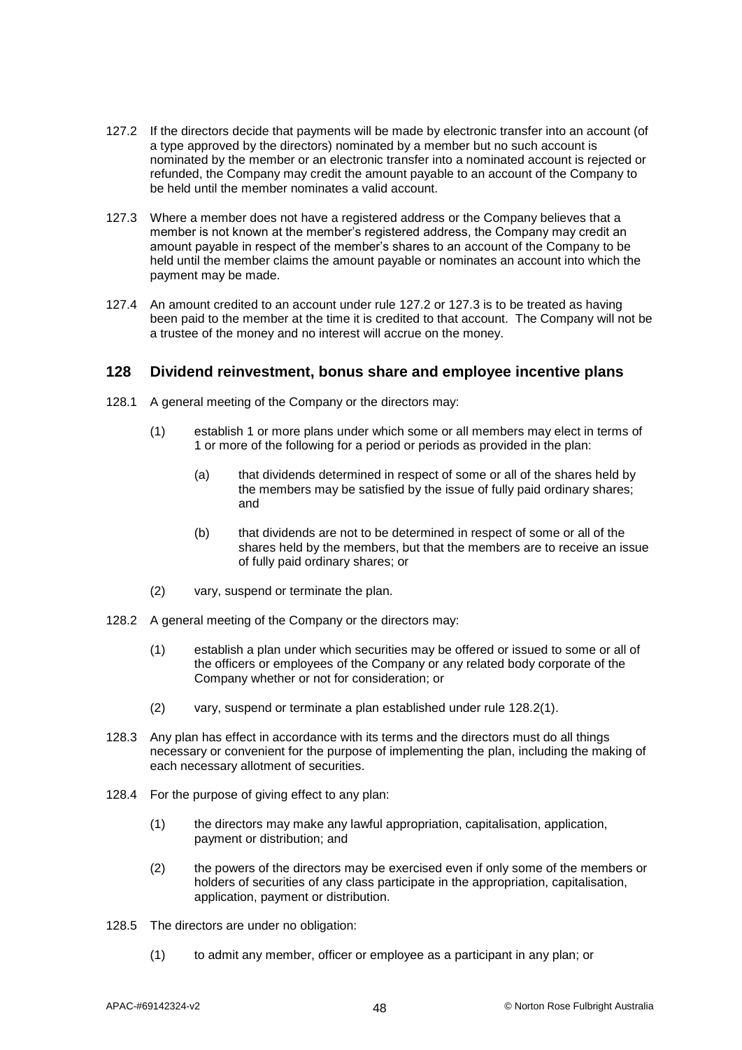127.2 If the directors decide that payments will be made by electronic transfer into an account (of a type approved by the directors) nominated by a member but no such account is nominated by the member or an electronic transfer into a nominated account is rejected or refunded, the Company may credit the amount payable to an account of the Company to be held until the member nominates a valid account.

127.3 Where a member does not have a registered address or the Company believes that a member is not known at the member's registered address, the Company may credit an amount payable in respect of the member's shares to an account of the Company to be held until the member claims the amount payable or nominates an account into which the payment may be made.

127.4 An amount credited to an account under rule 127.2 or 127.3 is to be treated as having been paid to the member at the time it is credited to that account. The Company will not be a trustee of the money and no interest will accrue on the money.

## 128 Dividend reinvestment, bonus share and employee incentive plans

128.1 A general meeting of the Company or the directors may:

(1) establish 1 or more plans under which some or all members may elect in terms of 1 or more of the following for a period or periods as provided in the plan:

(a) that dividends determined in respect of some or all of the shares held by the members may be satisfied by the issue of fully paid ordinary shares; and

(b) that dividends are not to be determined in respect of some or all of the shares held by the members, but that the members are to receive an issue of fully paid ordinary shares; or

(2) vary, suspend or terminate the plan.

128.2 A general meeting of the Company or the directors may:

(1) establish a plan under which securities may be offered or issued to some or all of the officers or employees of the Company or any related body corporate of the Company whether or not for consideration; or

(2) vary, suspend or terminate a plan established under rule 128.2(1).

128.3 Any plan has effect in accordance with its terms and the directors must do all things necessary or convenient for the purpose of implementing the plan, including the making of each necessary allotment of securities.

128.4 For the purpose of giving effect to any plan:

(1) the directors may make any lawful appropriation, capitalisation, application, payment or distribution; and

(2) the powers of the directors may be exercised even if only some of the members or holders of securities of any class participate in the appropriation, capitalisation, application, payment or distribution.

128.5 The directors are under no obligation:

(1) to admit any member, officer or employee as a participant in any plan; or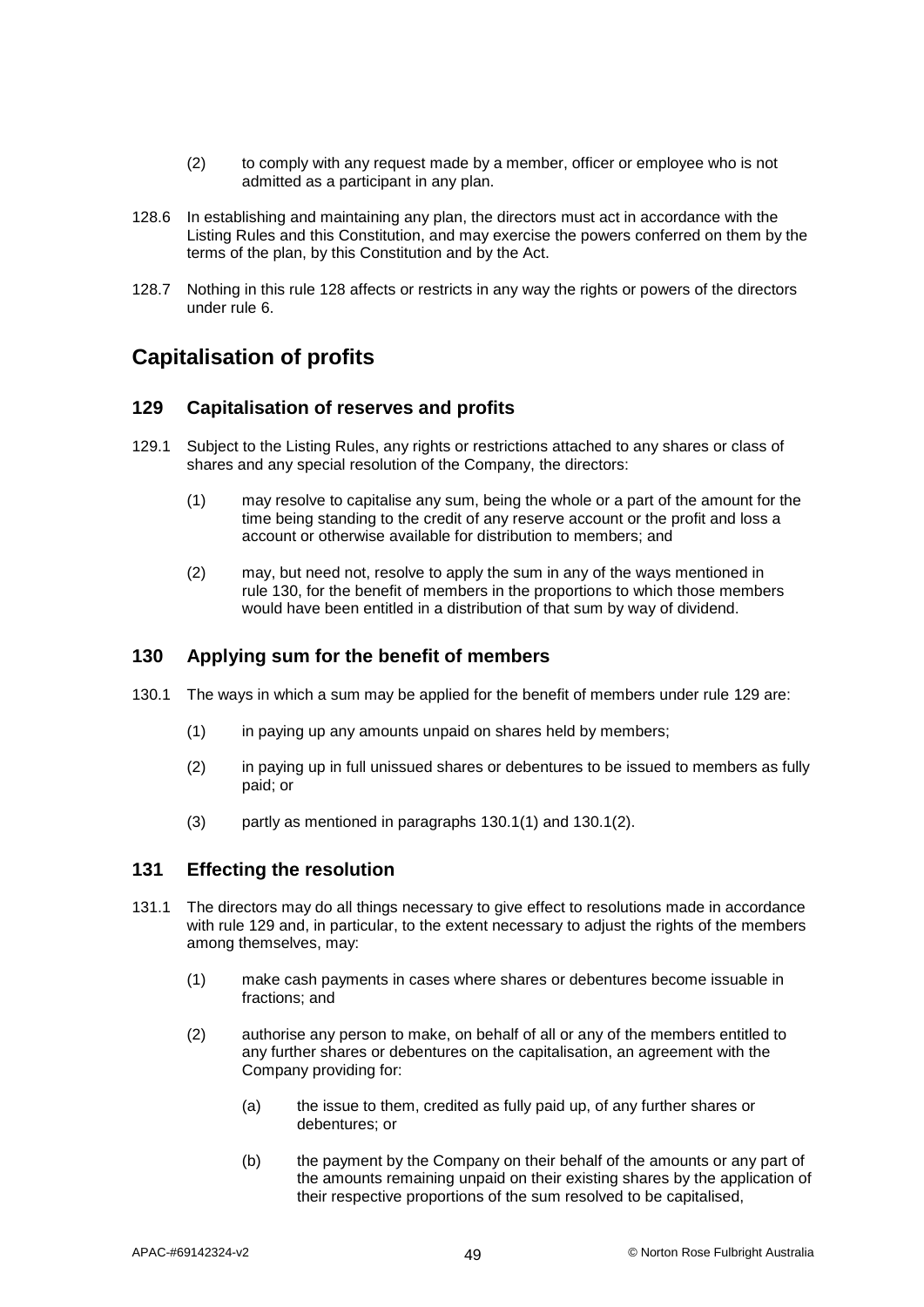(2) to comply with any request made by a member, officer or employee who is not admitted as a participant in any plan.

128.6 In establishing and maintaining any plan, the directors must act in accordance with the Listing Rules and this Constitution, and may exercise the powers conferred on them by the terms of the plan, by this Constitution and by the Act.

128.7 Nothing in this rule 128 affects or restricts in any way the rights or powers of the directors under rule 6.

# Capitalisation of profits

## 129 Capitalisation of reserves and profits

129.1 Subject to the Listing Rules, any rights or restrictions attached to any shares or class of shares and any special resolution of the Company, the directors:

(1) may resolve to capitalise any sum, being the whole or a part of the amount for the time being standing to the credit of any reserve account or the profit and loss a account or otherwise available for distribution to members; and

(2) may, but need not, resolve to apply the sum in any of the ways mentioned in rule 130, for the benefit of members in the proportions to which those members would have been entitled in a distribution of that sum by way of dividend.

## 130 Applying sum for the benefit of members

130.1 The ways in which a sum may be applied for the benefit of members under rule 129 are:

(1) in paying up any amounts unpaid on shares held by members;

(2) in paying up in full unissued shares or debentures to be issued to members as fully paid; or

(3) partly as mentioned in paragraphs 130.1(1) and 130.1(2).

## 131 Effecting the resolution

131.1 The directors may do all things necessary to give effect to resolutions made in accordance with rule 129 and, in particular, to the extent necessary to adjust the rights of the members among themselves, may:

(1) make cash payments in cases where shares or debentures become issuable in fractions; and

(2) authorise any person to make, on behalf of all or any of the members entitled to any further shares or debentures on the capitalisation, an agreement with the Company providing for:

(a) the issue to them, credited as fully paid up, of any further shares or debentures; or

(b) the payment by the Company on their behalf of the amounts or any part of the amounts remaining unpaid on their existing shares by the application of their respective proportions of the sum resolved to be capitalised,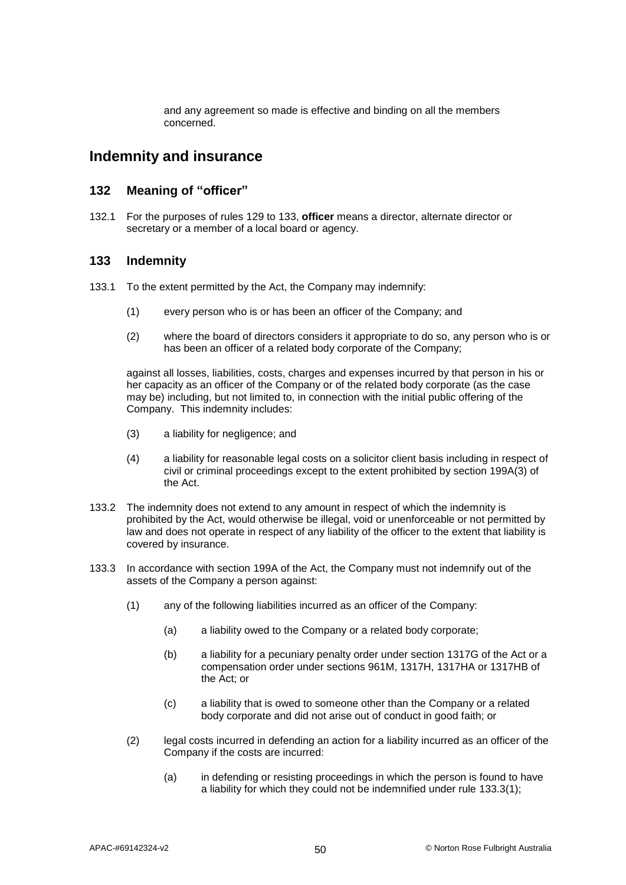and any agreement so made is effective and binding on all the members concerned.

# Indemnity and insurance

## 132 Meaning of "officer"

132.1 For the purposes of rules 129 to 133, **officer** means a director, alternate director or secretary or a member of a local board or agency.

## 133 Indemnity

133.1 To the extent permitted by the Act, the Company may indemnify:

(1) every person who is or has been an officer of the Company; and

(2) where the board of directors considers it appropriate to do so, any person who is or has been an officer of a related body corporate of the Company;

against all losses, liabilities, costs, charges and expenses incurred by that person in his or her capacity as an officer of the Company or of the related body corporate (as the case may be) including, but not limited to, in connection with the initial public offering of the Company. This indemnity includes:

(3) a liability for negligence; and

(4) a liability for reasonable legal costs on a solicitor client basis including in respect of civil or criminal proceedings except to the extent prohibited by section 199A(3) of the Act.

133.2 The indemnity does not extend to any amount in respect of which the indemnity is prohibited by the Act, would otherwise be illegal, void or unenforceable or not permitted by law and does not operate in respect of any liability of the officer to the extent that liability is covered by insurance.

133.3 In accordance with section 199A of the Act, the Company must not indemnify out of the assets of the Company a person against:

(1) any of the following liabilities incurred as an officer of the Company:

(a) a liability owed to the Company or a related body corporate;

(b) a liability for a pecuniary penalty order under section 1317G of the Act or a compensation order under sections 961M, 1317H, 1317HA or 1317HB of the Act; or

(c) a liability that is owed to someone other than the Company or a related body corporate and did not arise out of conduct in good faith; or

(2) legal costs incurred in defending an action for a liability incurred as an officer of the Company if the costs are incurred:

(a) in defending or resisting proceedings in which the person is found to have a liability for which they could not be indemnified under rule 133.3(1);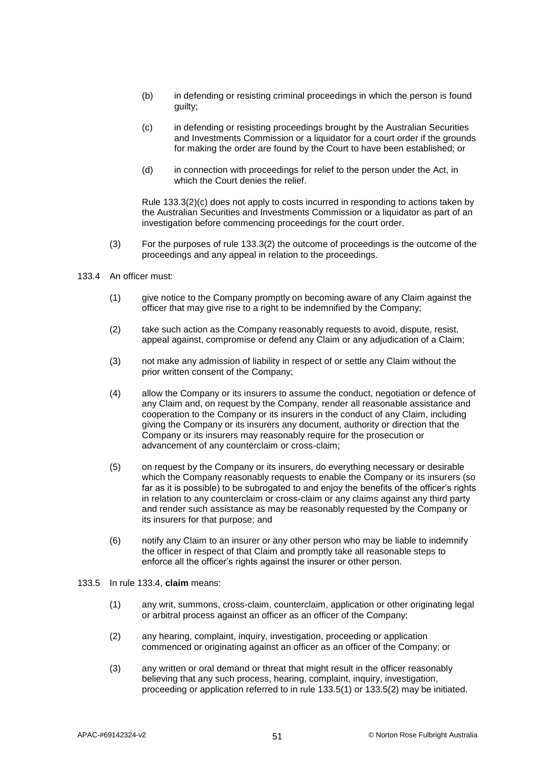(b) in defending or resisting criminal proceedings in which the person is found guilty;

(c) in defending or resisting proceedings brought by the Australian Securities and Investments Commission or a liquidator for a court order if the grounds for making the order are found by the Court to have been established; or

(d) in connection with proceedings for relief to the person under the Act, in which the Court denies the relief.

Rule 133.3(2)(c) does not apply to costs incurred in responding to actions taken by the Australian Securities and Investments Commission or a liquidator as part of an investigation before commencing proceedings for the court order.

(3) For the purposes of rule 133.3(2) the outcome of proceedings is the outcome of the proceedings and any appeal in relation to the proceedings.

133.4 An officer must:

(1) give notice to the Company promptly on becoming aware of any Claim against the officer that may give rise to a right to be indemnified by the Company;

(2) take such action as the Company reasonably requests to avoid, dispute, resist, appeal against, compromise or defend any Claim or any adjudication of a Claim;

(3) not make any admission of liability in respect of or settle any Claim without the prior written consent of the Company;

(4) allow the Company or its insurers to assume the conduct, negotiation or defence of any Claim and, on request by the Company, render all reasonable assistance and cooperation to the Company or its insurers in the conduct of any Claim, including giving the Company or its insurers any document, authority or direction that the Company or its insurers may reasonably require for the prosecution or advancement of any counterclaim or cross-claim;

(5) on request by the Company or its insurers, do everything necessary or desirable which the Company reasonably requests to enable the Company or its insurers (so far as it is possible) to be subrogated to and enjoy the benefits of the officer's rights in relation to any counterclaim or cross-claim or any claims against any third party and render such assistance as may be reasonably requested by the Company or its insurers for that purpose; and

(6) notify any Claim to an insurer or any other person who may be liable to indemnify the officer in respect of that Claim and promptly take all reasonable steps to enforce all the officer's rights against the insurer or other person.

133.5 In rule 133.4, **claim** means:

(1) any writ, summons, cross-claim, counterclaim, application or other originating legal or arbitral process against an officer as an officer of the Company;

(2) any hearing, complaint, inquiry, investigation, proceeding or application commenced or originating against an officer as an officer of the Company; or

(3) any written or oral demand or threat that might result in the officer reasonably believing that any such process, hearing, complaint, inquiry, investigation, proceeding or application referred to in rule 133.5(1) or 133.5(2) may be initiated.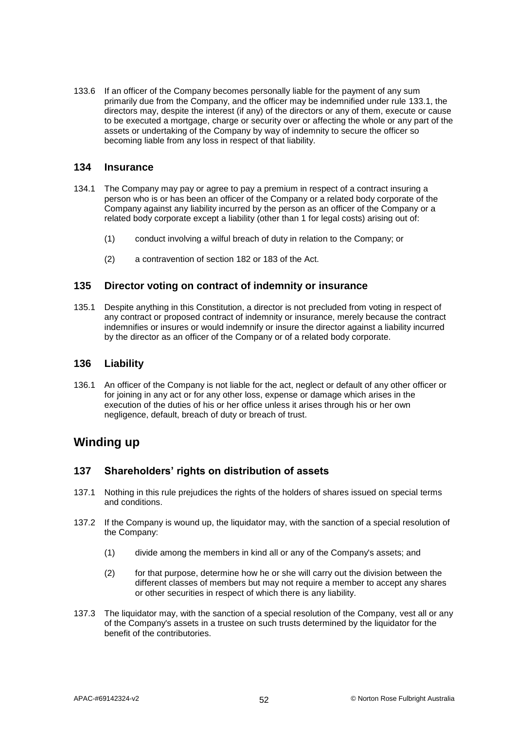133.6 If an officer of the Company becomes personally liable for the payment of any sum primarily due from the Company, and the officer may be indemnified under rule 133.1, the directors may, despite the interest (if any) of the directors or any of them, execute or cause to be executed a mortgage, charge or security over or affecting the whole or any part of the assets or undertaking of the Company by way of indemnity to secure the officer so becoming liable from any loss in respect of that liability.

### 134 Insurance

134.1 The Company may pay or agree to pay a premium in respect of a contract insuring a person who is or has been an officer of the Company or a related body corporate of the Company against any liability incurred by the person as an officer of the Company or a related body corporate except a liability (other than 1 for legal costs) arising out of:

(1) conduct involving a wilful breach of duty in relation to the Company; or

(2) a contravention of section 182 or 183 of the Act.

### 135 Director voting on contract of indemnity or insurance

135.1 Despite anything in this Constitution, a director is not precluded from voting in respect of any contract or proposed contract of indemnity or insurance, merely because the contract indemnifies or insures or would indemnify or insure the director against a liability incurred by the director as an officer of the Company or of a related body corporate.

### 136 Liability

136.1 An officer of the Company is not liable for the act, neglect or default of any other officer or for joining in any act or for any other loss, expense or damage which arises in the execution of the duties of his or her office unless it arises through his or her own negligence, default, breach of duty or breach of trust.

## Winding up

### 137 Shareholders' rights on distribution of assets

137.1 Nothing in this rule prejudices the rights of the holders of shares issued on special terms and conditions.

137.2 If the Company is wound up, the liquidator may, with the sanction of a special resolution of the Company:

(1) divide among the members in kind all or any of the Company's assets; and

(2) for that purpose, determine how he or she will carry out the division between the different classes of members but may not require a member to accept any shares or other securities in respect of which there is any liability.

137.3 The liquidator may, with the sanction of a special resolution of the Company, vest all or any of the Company's assets in a trustee on such trusts determined by the liquidator for the benefit of the contributories.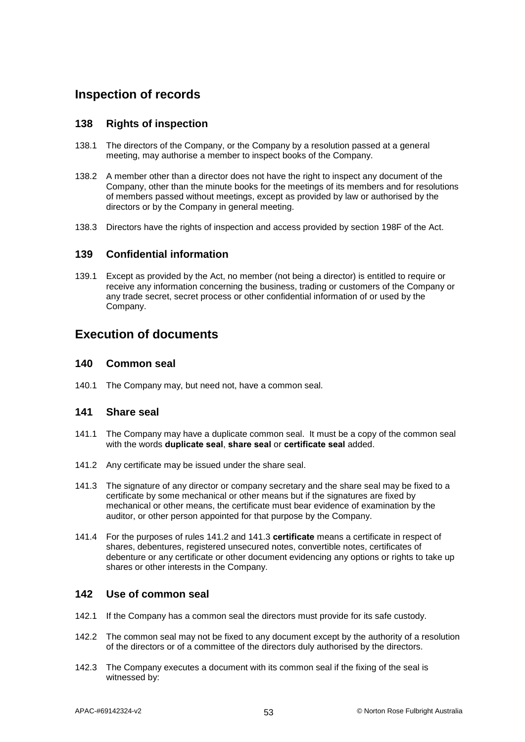## Inspection of records

### 138 Rights of inspection

138.1 The directors of the Company, or the Company by a resolution passed at a general meeting, may authorise a member to inspect books of the Company.

138.2 A member other than a director does not have the right to inspect any document of the Company, other than the minute books for the meetings of its members and for resolutions of members passed without meetings, except as provided by law or authorised by the directors or by the Company in general meeting.

138.3 Directors have the rights of inspection and access provided by section 198F of the Act.

### 139 Confidential information

139.1 Except as provided by the Act, no member (not being a director) is entitled to require or receive any information concerning the business, trading or customers of the Company or any trade secret, secret process or other confidential information of or used by the Company.

## Execution of documents

### 140 Common seal

140.1 The Company may, but need not, have a common seal.

### 141 Share seal

141.1 The Company may have a duplicate common seal. It must be a copy of the common seal with the words **duplicate seal**, **share seal** or **certificate seal** added.

141.2 Any certificate may be issued under the share seal.

141.3 The signature of any director or company secretary and the share seal may be fixed to a certificate by some mechanical or other means but if the signatures are fixed by mechanical or other means, the certificate must bear evidence of examination by the auditor, or other person appointed for that purpose by the Company.

141.4 For the purposes of rules 141.2 and 141.3 **certificate** means a certificate in respect of shares, debentures, registered unsecured notes, convertible notes, certificates of debenture or any certificate or other document evidencing any options or rights to take up shares or other interests in the Company.

### 142 Use of common seal

142.1 If the Company has a common seal the directors must provide for its safe custody.

142.2 The common seal may not be fixed to any document except by the authority of a resolution of the directors or of a committee of the directors duly authorised by the directors.

142.3 The Company executes a document with its common seal if the fixing of the seal is witnessed by: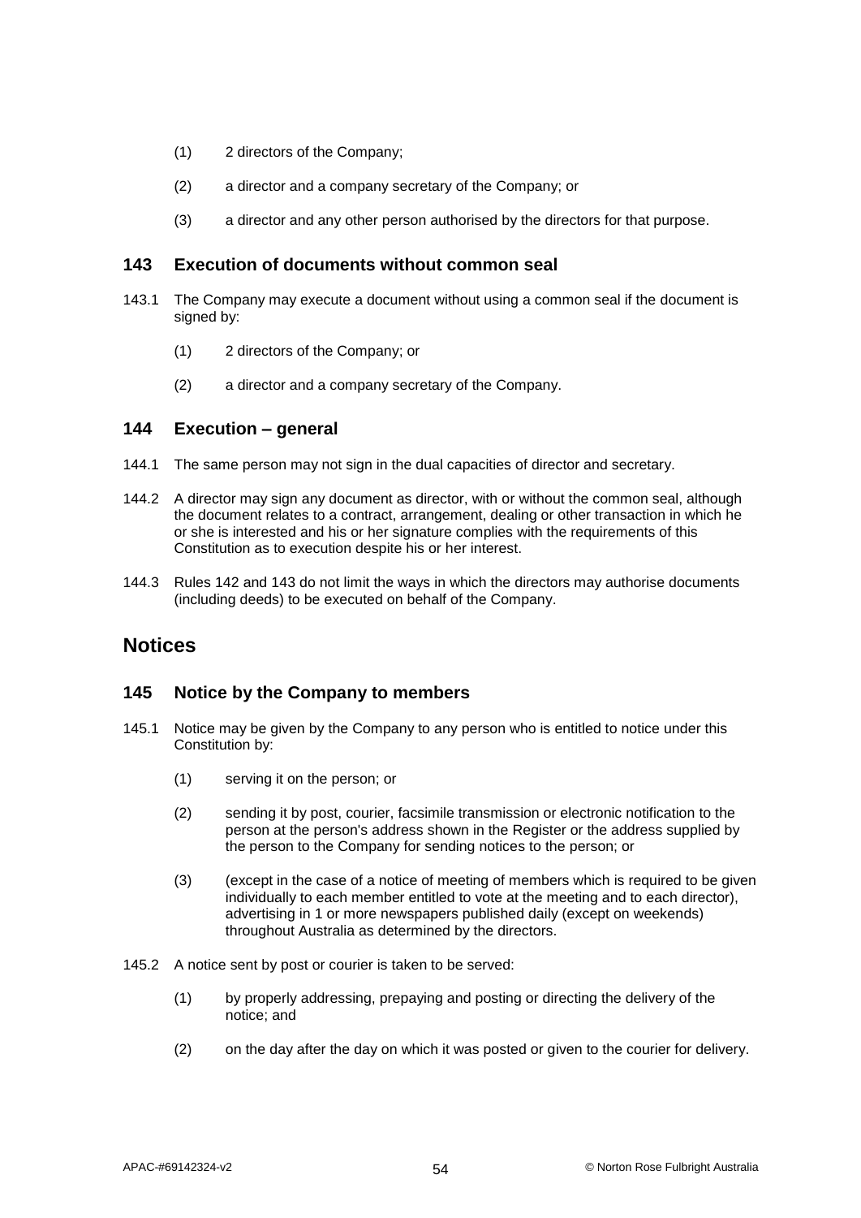(1) 2 directors of the Company;

(2) a director and a company secretary of the Company; or

(3) a director and any other person authorised by the directors for that purpose.

### 143 Execution of documents without common seal

143.1 The Company may execute a document without using a common seal if the document is signed by:

(1) 2 directors of the Company; or

(2) a director and a company secretary of the Company.

### 144 Execution – general

144.1 The same person may not sign in the dual capacities of director and secretary.

144.2 A director may sign any document as director, with or without the common seal, although the document relates to a contract, arrangement, dealing or other transaction in which he or she is interested and his or her signature complies with the requirements of this Constitution as to execution despite his or her interest.

144.3 Rules 142 and 143 do not limit the ways in which the directors may authorise documents (including deeds) to be executed on behalf of the Company.

## Notices

### 145 Notice by the Company to members

145.1 Notice may be given by the Company to any person who is entitled to notice under this Constitution by:

(1) serving it on the person; or

(2) sending it by post, courier, facsimile transmission or electronic notification to the person at the person's address shown in the Register or the address supplied by the person to the Company for sending notices to the person; or

(3) (except in the case of a notice of meeting of members which is required to be given individually to each member entitled to vote at the meeting and to each director), advertising in 1 or more newspapers published daily (except on weekends) throughout Australia as determined by the directors.

145.2 A notice sent by post or courier is taken to be served:

(1) by properly addressing, prepaying and posting or directing the delivery of the notice; and

(2) on the day after the day on which it was posted or given to the courier for delivery.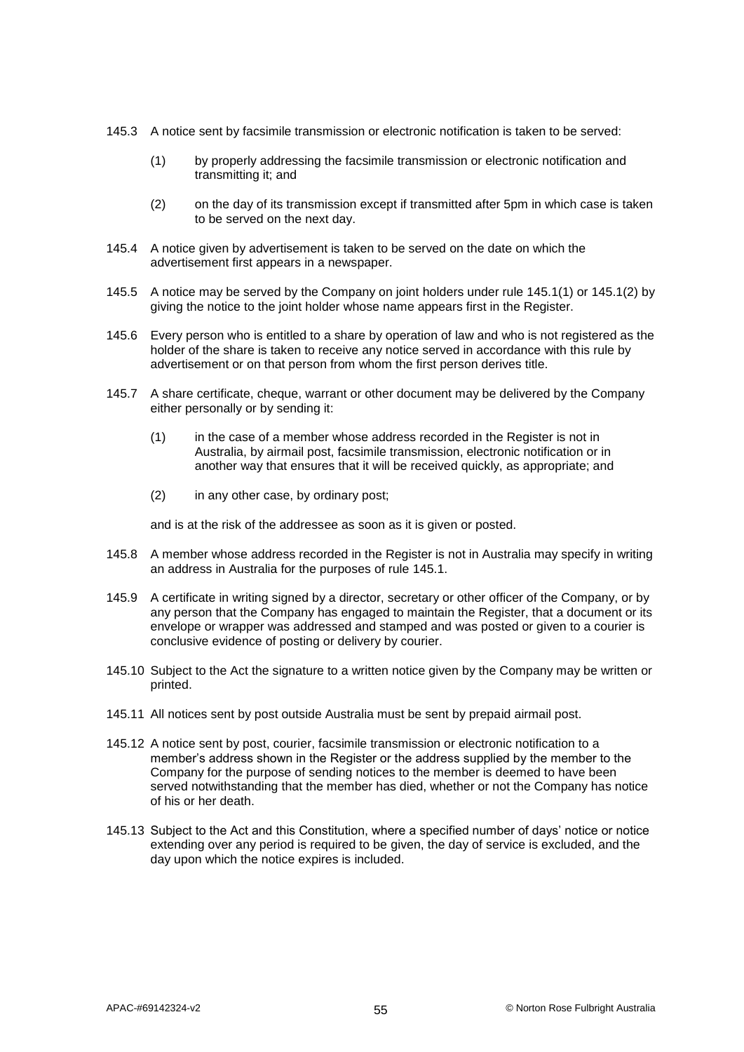145.3 A notice sent by facsimile transmission or electronic notification is taken to be served:

(1) by properly addressing the facsimile transmission or electronic notification and transmitting it; and

(2) on the day of its transmission except if transmitted after 5pm in which case is taken to be served on the next day.

145.4 A notice given by advertisement is taken to be served on the date on which the advertisement first appears in a newspaper.

145.5 A notice may be served by the Company on joint holders under rule 145.1(1) or 145.1(2) by giving the notice to the joint holder whose name appears first in the Register.

145.6 Every person who is entitled to a share by operation of law and who is not registered as the holder of the share is taken to receive any notice served in accordance with this rule by advertisement or on that person from whom the first person derives title.

145.7 A share certificate, cheque, warrant or other document may be delivered by the Company either personally or by sending it:

(1) in the case of a member whose address recorded in the Register is not in Australia, by airmail post, facsimile transmission, electronic notification or in another way that ensures that it will be received quickly, as appropriate; and

(2) in any other case, by ordinary post;

and is at the risk of the addressee as soon as it is given or posted.

145.8 A member whose address recorded in the Register is not in Australia may specify in writing an address in Australia for the purposes of rule 145.1.

145.9 A certificate in writing signed by a director, secretary or other officer of the Company, or by any person that the Company has engaged to maintain the Register, that a document or its envelope or wrapper was addressed and stamped and was posted or given to a courier is conclusive evidence of posting or delivery by courier.

145.10 Subject to the Act the signature to a written notice given by the Company may be written or printed.

145.11 All notices sent by post outside Australia must be sent by prepaid airmail post.

145.12 A notice sent by post, courier, facsimile transmission or electronic notification to a member's address shown in the Register or the address supplied by the member to the Company for the purpose of sending notices to the member is deemed to have been served notwithstanding that the member has died, whether or not the Company has notice of his or her death.

145.13 Subject to the Act and this Constitution, where a specified number of days' notice or notice extending over any period is required to be given, the day of service is excluded, and the day upon which the notice expires is included.